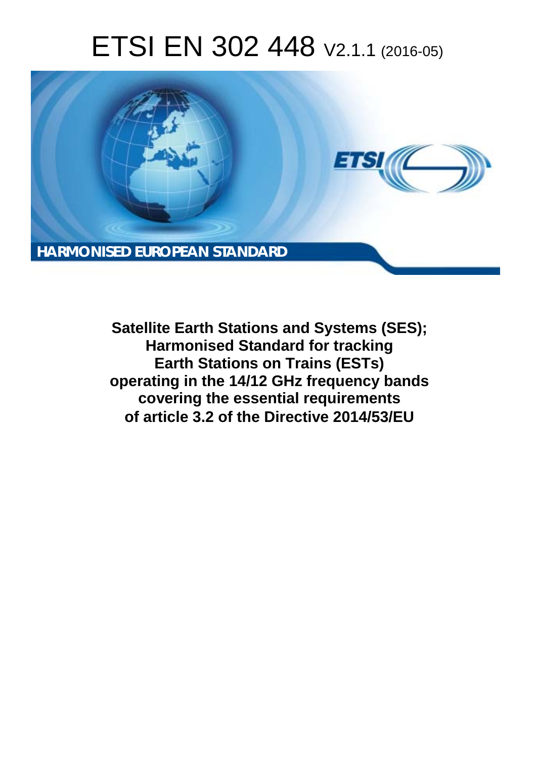# ETSI EN 302 448 V2.1.1 (2016-05)

**HARMONISED EUROPEAN STANDARD**

**Satellite Earth Stations and Systems (SES); Harmonised Standard for tracking Earth Stations on Trains (ESTs) operating in the 14/12 GHz frequency bands covering the essential requirements of article 3.2 of the Directive 2014/53/EU**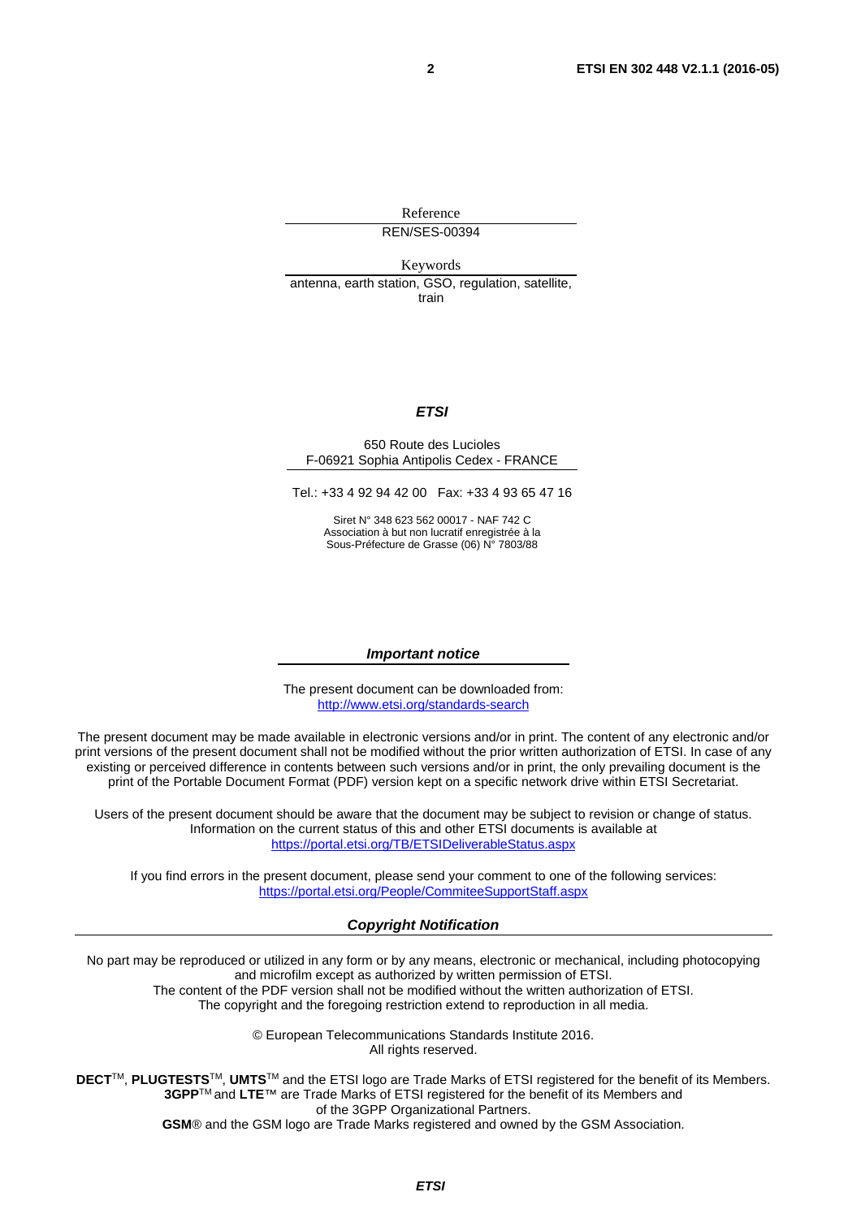Reference

REN/SES-00394

Keywords

antenna, earth station, GSO, regulation, satellite, train

***ETSI***

650 Route des Lucioles
F-06921 Sophia Antipolis Cedex - FRANCE

Tel.: +33 4 92 94 42 00 Fax: +33 4 93 65 47 16

Siret N° 348 623 562 00017 - NAF 742 C
Association à but non lucratif enregistrée à la
Sous-Préfecture de Grasse (06) N° 7803/88

***Important notice***

The present document can be downloaded from:
http://www.etsi.org/standards-search

The present document may be made available in electronic versions and/or in print. The content of any electronic and/or print versions of the present document shall not be modified without the prior written authorization of ETSI. In case of any existing or perceived difference in contents between such versions and/or in print, the only prevailing document is the print of the Portable Document Format (PDF) version kept on a specific network drive within ETSI Secretariat.

Users of the present document should be aware that the document may be subject to revision or change of status. Information on the current status of this and other ETSI documents is available at
https://portal.etsi.org/TB/ETSIDeliverableStatus.aspx

If you find errors in the present document, please send your comment to one of the following services:
https://portal.etsi.org/People/CommiteeSupportStaff.aspx

***Copyright Notification***

No part may be reproduced or utilized in any form or by any means, electronic or mechanical, including photocopying and microfilm except as authorized by written permission of ETSI.
The content of the PDF version shall not be modified without the written authorization of ETSI.
The copyright and the foregoing restriction extend to reproduction in all media.

© European Telecommunications Standards Institute 2016.
All rights reserved.

**DECT**™, **PLUGTESTS**™, **UMTS**™ and the ETSI logo are Trade Marks of ETSI registered for the benefit of its Members.
**3GPP**™ and **LTE**™ are Trade Marks of ETSI registered for the benefit of its Members and of the 3GPP Organizational Partners.
**GSM**® and the GSM logo are Trade Marks registered and owned by the GSM Association.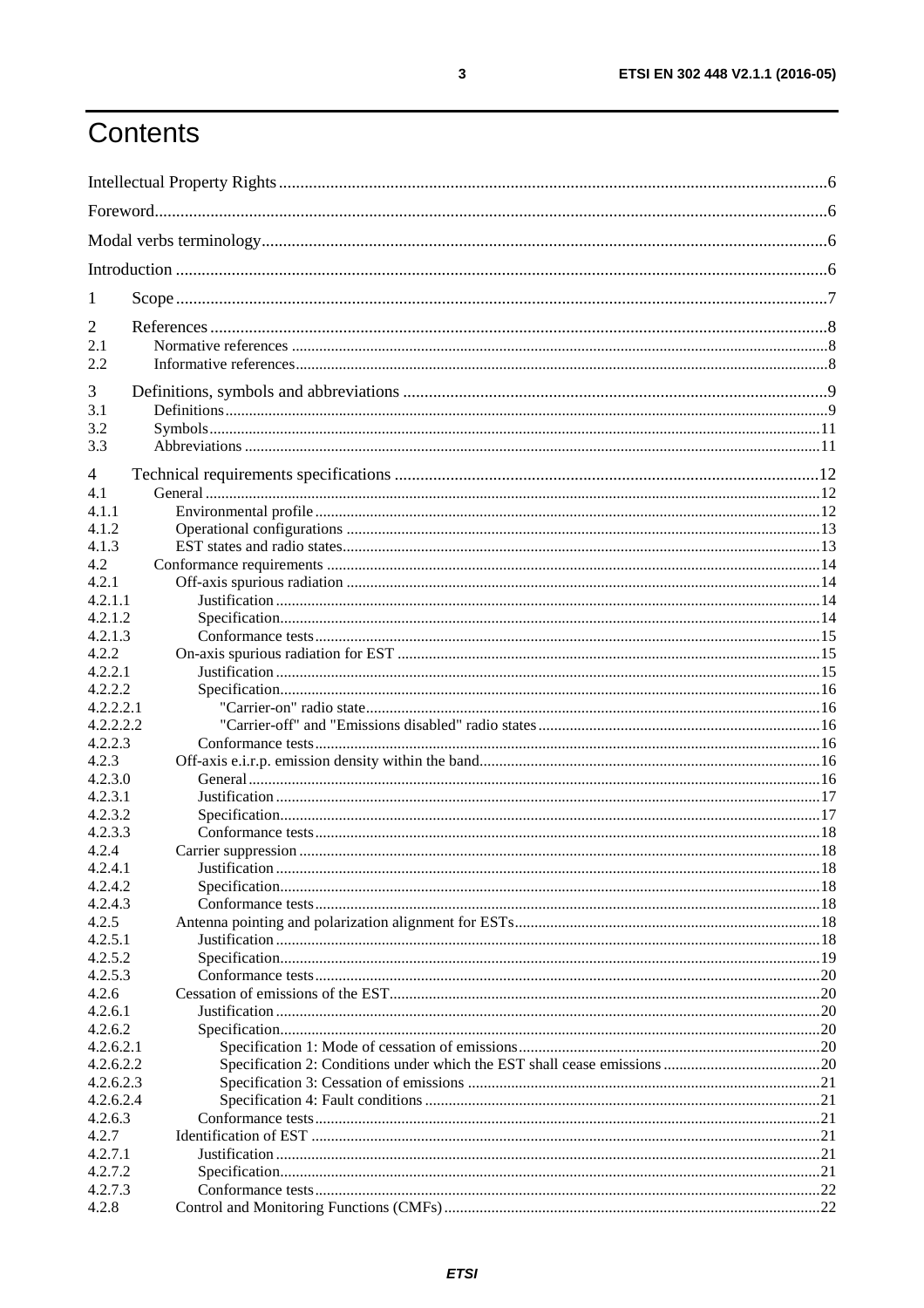# Contents

Intellectual Property Rights ....6
Foreword....6
Modal verbs terminology....6
Introduction ....6

1 Scope....7

2 References....8
2.1 Normative references ....8
2.2 Informative references....8

3 Definitions, symbols and abbreviations ....9
3.1 Definitions....9
3.2 Symbols....11
3.3 Abbreviations ....11

4 Technical requirements specifications ....12
4.1 General ....12
4.1.1 Environmental profile ....12
4.1.2 Operational configurations ....13
4.1.3 EST states and radio states....13
4.2 Conformance requirements ....14
4.2.1 Off-axis spurious radiation ....14
4.2.1.1 Justification ....14
4.2.1.2 Specification....14
4.2.1.3 Conformance tests....15
4.2.2 On-axis spurious radiation for EST ....15
4.2.2.1 Justification ....15
4.2.2.2 Specification....16
4.2.2.2.1 "Carrier-on" radio state....16
4.2.2.2.2 "Carrier-off" and "Emissions disabled" radio states....16
4.2.2.3 Conformance tests....16
4.2.3 Off-axis e.i.r.p. emission density within the band....16
4.2.3.0 General ....16
4.2.3.1 Justification ....17
4.2.3.2 Specification....17
4.2.3.3 Conformance tests....18
4.2.4 Carrier suppression ....18
4.2.4.1 Justification ....18
4.2.4.2 Specification....18
4.2.4.3 Conformance tests....18
4.2.5 Antenna pointing and polarization alignment for ESTs....18
4.2.5.1 Justification ....18
4.2.5.2 Specification....19
4.2.5.3 Conformance tests....20
4.2.6 Cessation of emissions of the EST....20
4.2.6.1 Justification ....20
4.2.6.2 Specification....20
4.2.6.2.1 Specification 1: Mode of cessation of emissions....20
4.2.6.2.2 Specification 2: Conditions under which the EST shall cease emissions ....20
4.2.6.2.3 Specification 3: Cessation of emissions ....21
4.2.6.2.4 Specification 4: Fault conditions ....21
4.2.6.3 Conformance tests....21
4.2.7 Identification of EST ....21
4.2.7.1 Justification ....21
4.2.7.2 Specification....21
4.2.7.3 Conformance tests....22
4.2.8 Control and Monitoring Functions (CMFs)....22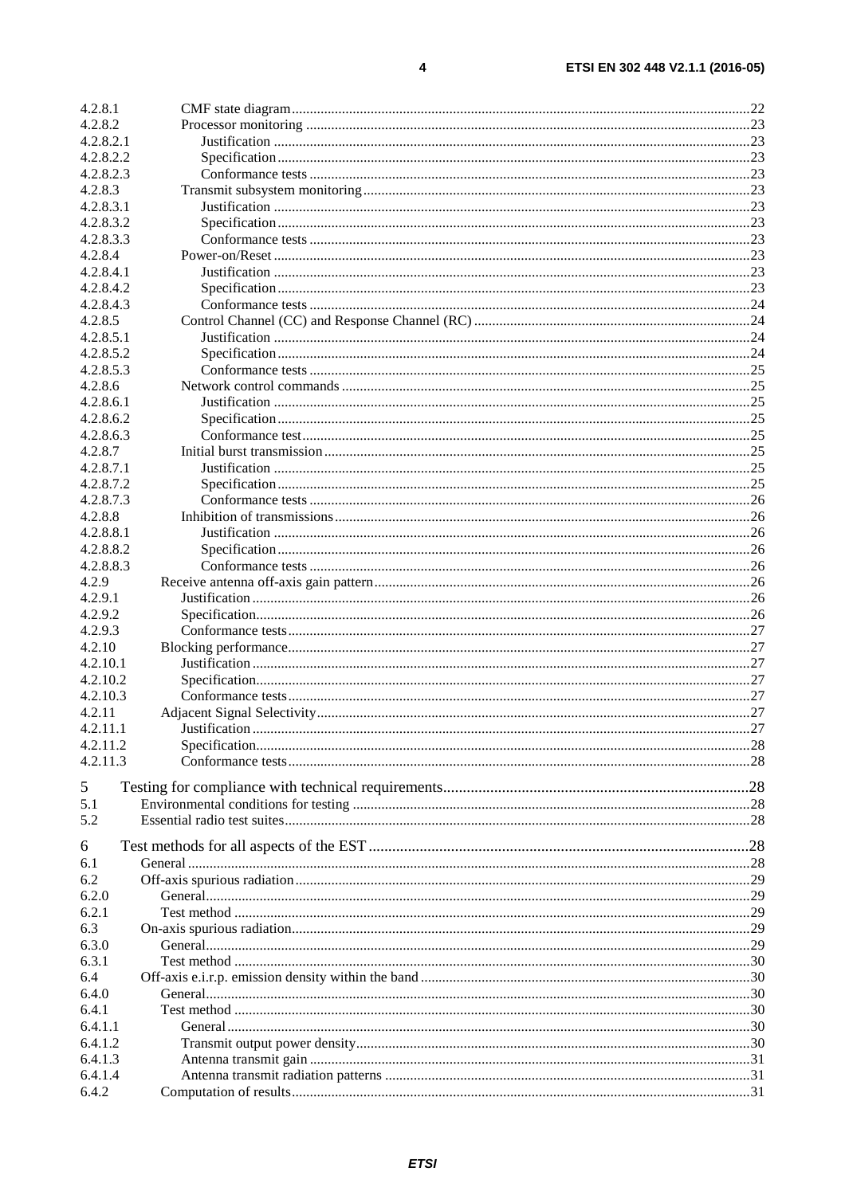4.2.8.1 CMF state diagram ..... 22
4.2.8.2 Processor monitoring ..... 23
4.2.8.2.1 Justification ..... 23
4.2.8.2.2 Specification ..... 23
4.2.8.2.3 Conformance tests ..... 23
4.2.8.3 Transmit subsystem monitoring ..... 23
4.2.8.3.1 Justification ..... 23
4.2.8.3.2 Specification ..... 23
4.2.8.3.3 Conformance tests ..... 23
4.2.8.4 Power-on/Reset ..... 23
4.2.8.4.1 Justification ..... 23
4.2.8.4.2 Specification ..... 23
4.2.8.4.3 Conformance tests ..... 24
4.2.8.5 Control Channel (CC) and Response Channel (RC) ..... 24
4.2.8.5.1 Justification ..... 24
4.2.8.5.2 Specification ..... 24
4.2.8.5.3 Conformance tests ..... 25
4.2.8.6 Network control commands ..... 25
4.2.8.6.1 Justification ..... 25
4.2.8.6.2 Specification ..... 25
4.2.8.6.3 Conformance test ..... 25
4.2.8.7 Initial burst transmission ..... 25
4.2.8.7.1 Justification ..... 25
4.2.8.7.2 Specification ..... 25
4.2.8.7.3 Conformance tests ..... 26
4.2.8.8 Inhibition of transmissions ..... 26
4.2.8.8.1 Justification ..... 26
4.2.8.8.2 Specification ..... 26
4.2.8.8.3 Conformance tests ..... 26
4.2.9 Receive antenna off-axis gain pattern ..... 26
4.2.9.1 Justification ..... 26
4.2.9.2 Specification ..... 26
4.2.9.3 Conformance tests ..... 27
4.2.10 Blocking performance ..... 27
4.2.10.1 Justification ..... 27
4.2.10.2 Specification ..... 27
4.2.10.3 Conformance tests ..... 27
4.2.11 Adjacent Signal Selectivity ..... 27
4.2.11.1 Justification ..... 27
4.2.11.2 Specification ..... 28
4.2.11.3 Conformance tests ..... 28

5 Testing for compliance with technical requirements ..... 28
5.1 Environmental conditions for testing ..... 28
5.2 Essential radio test suites ..... 28

6 Test methods for all aspects of the EST ..... 28
6.1 General ..... 28
6.2 Off-axis spurious radiation ..... 29
6.2.0 General ..... 29
6.2.1 Test method ..... 29
6.3 On-axis spurious radiation ..... 29
6.3.0 General ..... 29
6.3.1 Test method ..... 30
6.4 Off-axis e.i.r.p. emission density within the band ..... 30
6.4.0 General ..... 30
6.4.1 Test method ..... 30
6.4.1.1 General ..... 30
6.4.1.2 Transmit output power density ..... 30
6.4.1.3 Antenna transmit gain ..... 31
6.4.1.4 Antenna transmit radiation patterns ..... 31
6.4.2 Computation of results ..... 31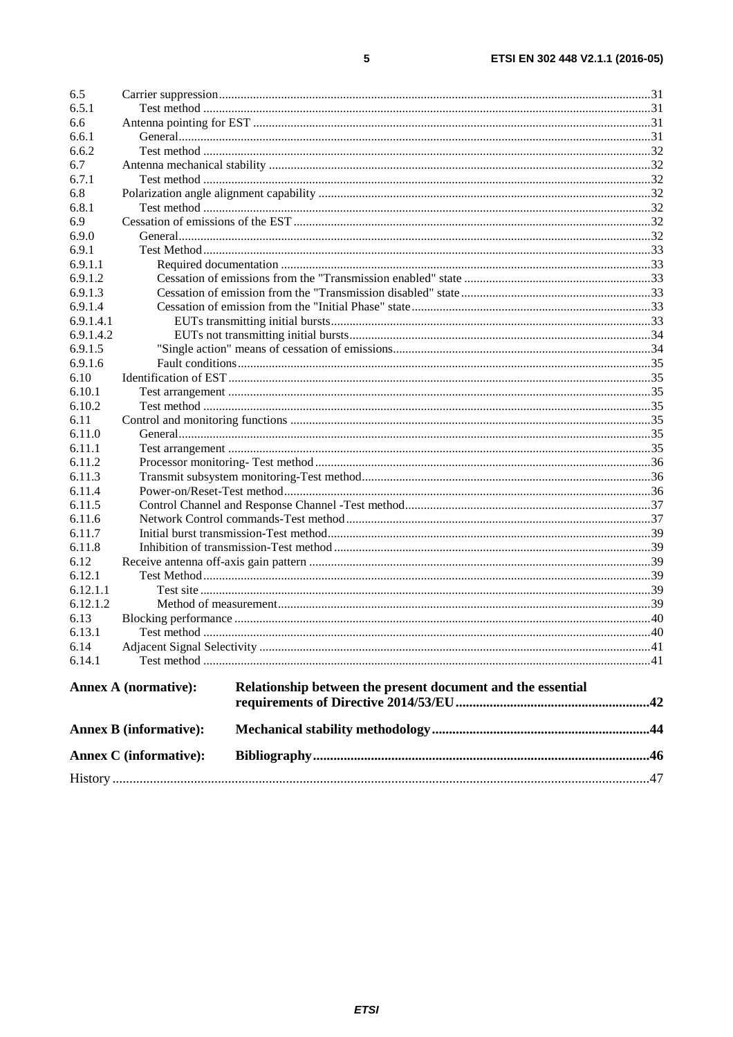6.5 Carrier suppression ........ 31
6.5.1 Test method ........ 31
6.6 Antenna pointing for EST ........ 31
6.6.1 General ........ 31
6.6.2 Test method ........ 32
6.7 Antenna mechanical stability ........ 32
6.7.1 Test method ........ 32
6.8 Polarization angle alignment capability ........ 32
6.8.1 Test method ........ 32
6.9 Cessation of emissions of the EST ........ 32
6.9.0 General ........ 32
6.9.1 Test Method ........ 33
6.9.1.1 Required documentation ........ 33
6.9.1.2 Cessation of emissions from the "Transmission enabled" state ........ 33
6.9.1.3 Cessation of emission from the "Transmission disabled" state ........ 33
6.9.1.4 Cessation of emission from the "Initial Phase" state ........ 33
6.9.1.4.1 EUTs transmitting initial bursts ........ 33
6.9.1.4.2 EUTs not transmitting initial bursts ........ 34
6.9.1.5 "Single action" means of cessation of emissions ........ 34
6.9.1.6 Fault conditions ........ 35
6.10 Identification of EST ........ 35
6.10.1 Test arrangement ........ 35
6.10.2 Test method ........ 35
6.11 Control and monitoring functions ........ 35
6.11.0 General ........ 35
6.11.1 Test arrangement ........ 35
6.11.2 Processor monitoring- Test method ........ 36
6.11.3 Transmit subsystem monitoring-Test method ........ 36
6.11.4 Power-on/Reset-Test method ........ 36
6.11.5 Control Channel and Response Channel -Test method ........ 37
6.11.6 Network Control commands-Test method ........ 37
6.11.7 Initial burst transmission-Test method ........ 39
6.11.8 Inhibition of transmission-Test method ........ 39
6.12 Receive antenna off-axis gain pattern ........ 39
6.12.1 Test Method ........ 39
6.12.1.1 Test site ........ 39
6.12.1.2 Method of measurement ........ 39
6.13 Blocking performance ........ 40
6.13.1 Test method ........ 40
6.14 Adjacent Signal Selectivity ........ 41
6.14.1 Test method ........ 41

**Annex A (normative): Relationship between the present document and the essential requirements of Directive 2014/53/EU ........ 42**

**Annex B (informative): Mechanical stability methodology ........ 44**

**Annex C (informative): Bibliography ........ 46**

History ........ 47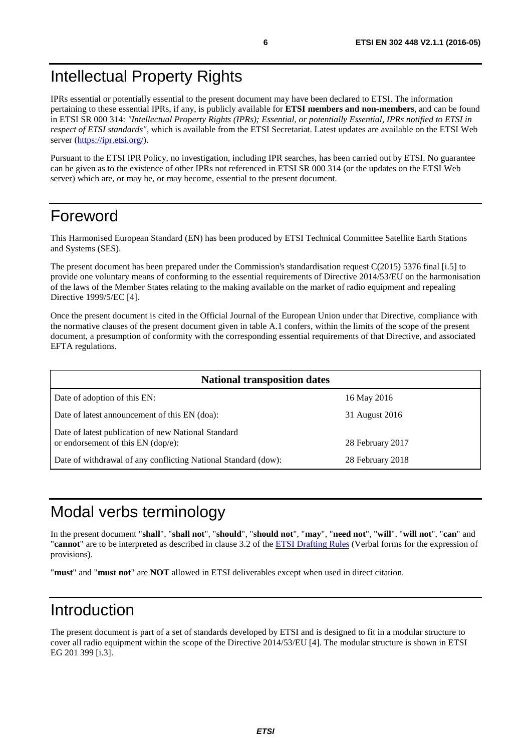# Intellectual Property Rights

IPRs essential or potentially essential to the present document may have been declared to ETSI. The information pertaining to these essential IPRs, if any, is publicly available for **ETSI members and non-members**, and can be found in ETSI SR 000 314: *"Intellectual Property Rights (IPRs); Essential, or potentially Essential, IPRs notified to ETSI in respect of ETSI standards"*, which is available from the ETSI Secretariat. Latest updates are available on the ETSI Web server (https://ipr.etsi.org/).

Pursuant to the ETSI IPR Policy, no investigation, including IPR searches, has been carried out by ETSI. No guarantee can be given as to the existence of other IPRs not referenced in ETSI SR 000 314 (or the updates on the ETSI Web server) which are, or may be, or may become, essential to the present document.

# Foreword

This Harmonised European Standard (EN) has been produced by ETSI Technical Committee Satellite Earth Stations and Systems (SES).

The present document has been prepared under the Commission's standardisation request C(2015) 5376 final [i.5] to provide one voluntary means of conforming to the essential requirements of Directive 2014/53/EU on the harmonisation of the laws of the Member States relating to the making available on the market of radio equipment and repealing Directive 1999/5/EC [4].

Once the present document is cited in the Official Journal of the European Union under that Directive, compliance with the normative clauses of the present document given in table A.1 confers, within the limits of the scope of the present document, a presumption of conformity with the corresponding essential requirements of that Directive, and associated EFTA regulations.

| **National transposition dates** | |
|---|---|
| Date of adoption of this EN: | 16 May 2016 |
| Date of latest announcement of this EN (doa): | 31 August 2016 |
| Date of latest publication of new National Standard or endorsement of this EN (dop/e): | 28 February 2017 |
| Date of withdrawal of any conflicting National Standard (dow): | 28 February 2018 |

# Modal verbs terminology

In the present document "**shall**", "**shall not**", "**should**", "**should not**", "**may**", "**need not**", "**will**", "**will not**", "**can**" and "**cannot**" are to be interpreted as described in clause 3.2 of the ETSI Drafting Rules (Verbal forms for the expression of provisions).

"**must**" and "**must not**" are **NOT** allowed in ETSI deliverables except when used in direct citation.

# Introduction

The present document is part of a set of standards developed by ETSI and is designed to fit in a modular structure to cover all radio equipment within the scope of the Directive 2014/53/EU [4]. The modular structure is shown in ETSI EG 201 399 [i.3].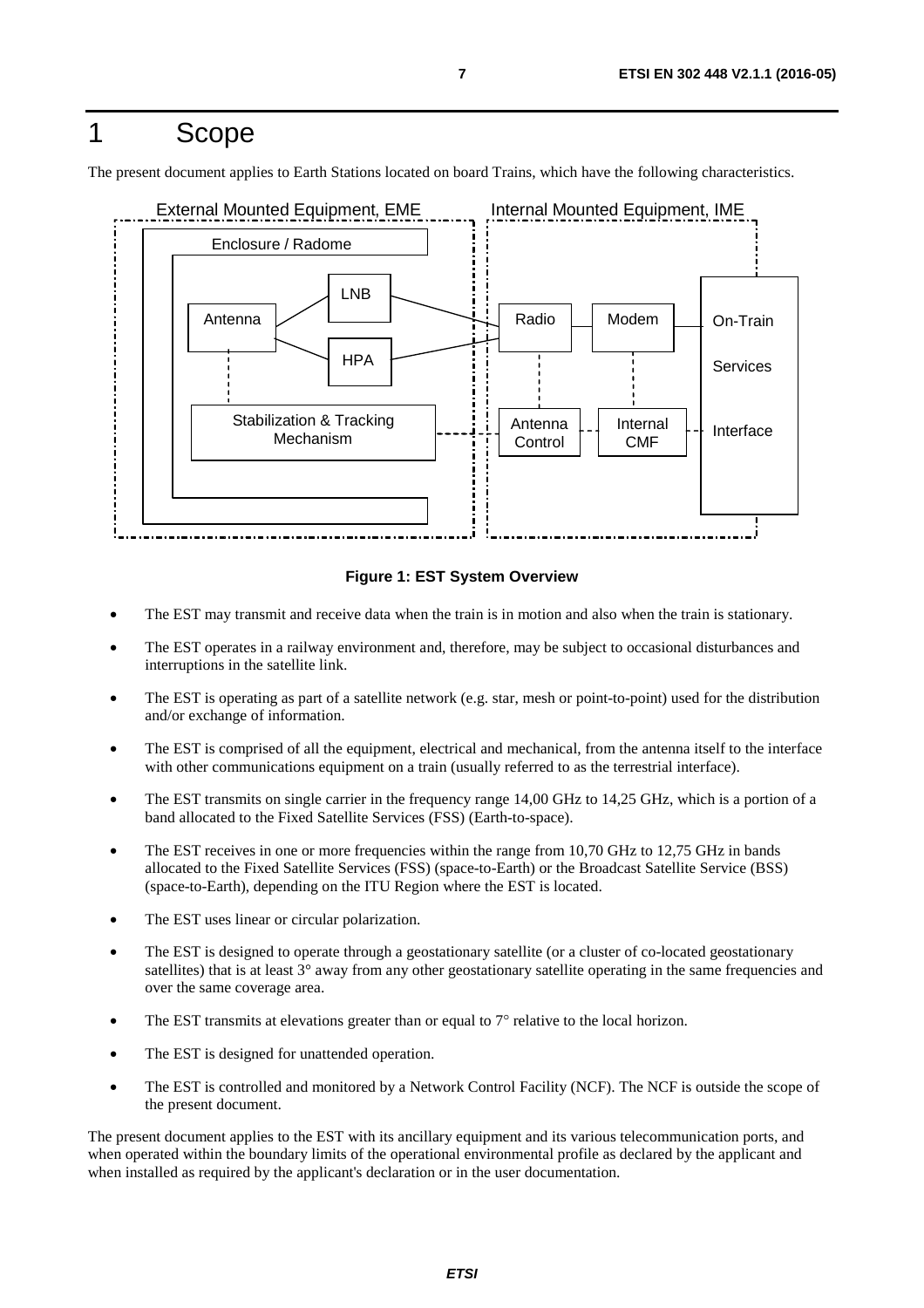# 1 Scope

The present document applies to Earth Stations located on board Trains, which have the following characteristics.

**Figure 1: EST System Overview**

- The EST may transmit and receive data when the train is in motion and also when the train is stationary.
- The EST operates in a railway environment and, therefore, may be subject to occasional disturbances and interruptions in the satellite link.
- The EST is operating as part of a satellite network (e.g. star, mesh or point-to-point) used for the distribution and/or exchange of information.
- The EST is comprised of all the equipment, electrical and mechanical, from the antenna itself to the interface with other communications equipment on a train (usually referred to as the terrestrial interface).
- The EST transmits on single carrier in the frequency range 14,00 GHz to 14,25 GHz, which is a portion of a band allocated to the Fixed Satellite Services (FSS) (Earth-to-space).
- The EST receives in one or more frequencies within the range from 10,70 GHz to 12,75 GHz in bands allocated to the Fixed Satellite Services (FSS) (space-to-Earth) or the Broadcast Satellite Service (BSS) (space-to-Earth), depending on the ITU Region where the EST is located.
- The EST uses linear or circular polarization.
- The EST is designed to operate through a geostationary satellite (or a cluster of co-located geostationary satellites) that is at least 3° away from any other geostationary satellite operating in the same frequencies and over the same coverage area.
- The EST transmits at elevations greater than or equal to 7° relative to the local horizon.
- The EST is designed for unattended operation.
- The EST is controlled and monitored by a Network Control Facility (NCF). The NCF is outside the scope of the present document.

The present document applies to the EST with its ancillary equipment and its various telecommunication ports, and when operated within the boundary limits of the operational environmental profile as declared by the applicant and when installed as required by the applicant's declaration or in the user documentation.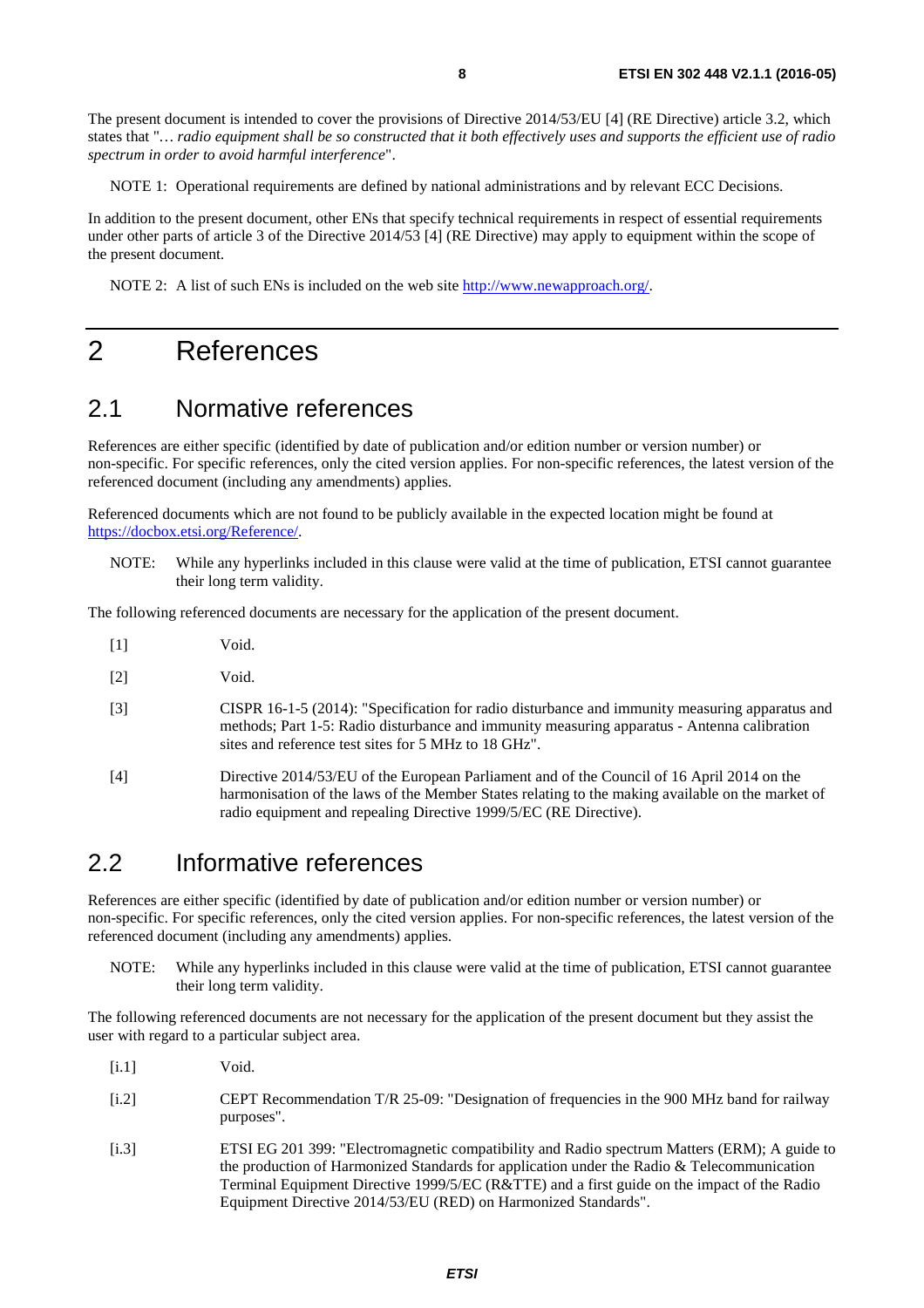The present document is intended to cover the provisions of Directive 2014/53/EU [4] (RE Directive) article 3.2, which states that "*… radio equipment shall be so constructed that it both effectively uses and supports the efficient use of radio spectrum in order to avoid harmful interference*".

NOTE 1: Operational requirements are defined by national administrations and by relevant ECC Decisions.

In addition to the present document, other ENs that specify technical requirements in respect of essential requirements under other parts of article 3 of the Directive 2014/53 [4] (RE Directive) may apply to equipment within the scope of the present document.

NOTE 2: A list of such ENs is included on the web site http://www.newapproach.org/.

# 2 References

## 2.1 Normative references

References are either specific (identified by date of publication and/or edition number or version number) or non-specific. For specific references, only the cited version applies. For non-specific references, the latest version of the referenced document (including any amendments) applies.

Referenced documents which are not found to be publicly available in the expected location might be found at https://docbox.etsi.org/Reference/.

NOTE: While any hyperlinks included in this clause were valid at the time of publication, ETSI cannot guarantee their long term validity.

The following referenced documents are necessary for the application of the present document.

[1] Void.

[2] Void.

[3] CISPR 16-1-5 (2014): "Specification for radio disturbance and immunity measuring apparatus and methods; Part 1-5: Radio disturbance and immunity measuring apparatus - Antenna calibration sites and reference test sites for 5 MHz to 18 GHz".

[4] Directive 2014/53/EU of the European Parliament and of the Council of 16 April 2014 on the harmonisation of the laws of the Member States relating to the making available on the market of radio equipment and repealing Directive 1999/5/EC (RE Directive).

## 2.2 Informative references

References are either specific (identified by date of publication and/or edition number or version number) or non-specific. For specific references, only the cited version applies. For non-specific references, the latest version of the referenced document (including any amendments) applies.

NOTE: While any hyperlinks included in this clause were valid at the time of publication, ETSI cannot guarantee their long term validity.

The following referenced documents are not necessary for the application of the present document but they assist the user with regard to a particular subject area.

[i.1] Void.

[i.2] CEPT Recommendation T/R 25-09: "Designation of frequencies in the 900 MHz band for railway purposes".

[i.3] ETSI EG 201 399: "Electromagnetic compatibility and Radio spectrum Matters (ERM); A guide to the production of Harmonized Standards for application under the Radio & Telecommunication Terminal Equipment Directive 1999/5/EC (R&TTE) and a first guide on the impact of the Radio Equipment Directive 2014/53/EU (RED) on Harmonized Standards".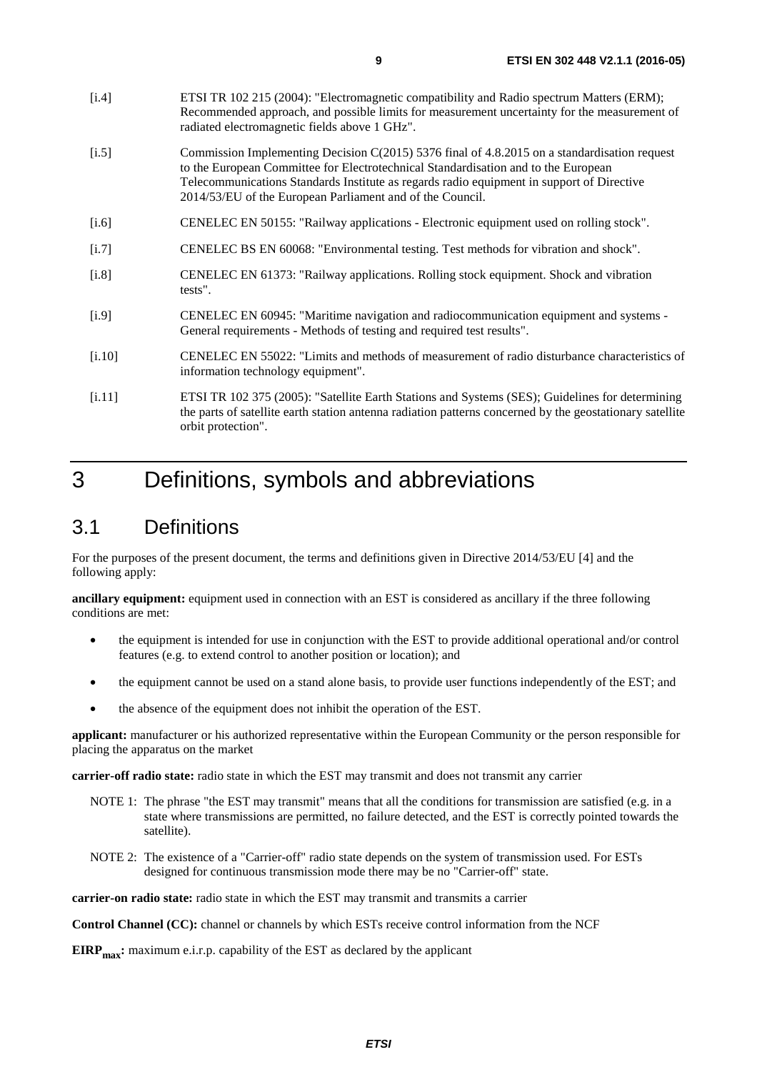[i.4] ETSI TR 102 215 (2004): "Electromagnetic compatibility and Radio spectrum Matters (ERM); Recommended approach, and possible limits for measurement uncertainty for the measurement of radiated electromagnetic fields above 1 GHz".

[i.5] Commission Implementing Decision C(2015) 5376 final of 4.8.2015 on a standardisation request to the European Committee for Electrotechnical Standardisation and to the European Telecommunications Standards Institute as regards radio equipment in support of Directive 2014/53/EU of the European Parliament and of the Council.

[i.6] CENELEC EN 50155: "Railway applications - Electronic equipment used on rolling stock".

[i.7] CENELEC BS EN 60068: "Environmental testing. Test methods for vibration and shock".

[i.8] CENELEC EN 61373: "Railway applications. Rolling stock equipment. Shock and vibration tests".

[i.9] CENELEC EN 60945: "Maritime navigation and radiocommunication equipment and systems - General requirements - Methods of testing and required test results".

[i.10] CENELEC EN 55022: "Limits and methods of measurement of radio disturbance characteristics of information technology equipment".

[i.11] ETSI TR 102 375 (2005): "Satellite Earth Stations and Systems (SES); Guidelines for determining the parts of satellite earth station antenna radiation patterns concerned by the geostationary satellite orbit protection".

# 3 Definitions, symbols and abbreviations

## 3.1 Definitions

For the purposes of the present document, the terms and definitions given in Directive 2014/53/EU [4] and the following apply:

**ancillary equipment:** equipment used in connection with an EST is considered as ancillary if the three following conditions are met:

- the equipment is intended for use in conjunction with the EST to provide additional operational and/or control features (e.g. to extend control to another position or location); and
- the equipment cannot be used on a stand alone basis, to provide user functions independently of the EST; and
- the absence of the equipment does not inhibit the operation of the EST.

**applicant:** manufacturer or his authorized representative within the European Community or the person responsible for placing the apparatus on the market

**carrier-off radio state:** radio state in which the EST may transmit and does not transmit any carrier

NOTE 1: The phrase "the EST may transmit" means that all the conditions for transmission are satisfied (e.g. in a state where transmissions are permitted, no failure detected, and the EST is correctly pointed towards the satellite).

NOTE 2: The existence of a "Carrier-off" radio state depends on the system of transmission used. For ESTs designed for continuous transmission mode there may be no "Carrier-off" state.

**carrier-on radio state:** radio state in which the EST may transmit and transmits a carrier

**Control Channel (CC):** channel or channels by which ESTs receive control information from the NCF

**$EIRP_{max}$:** maximum e.i.r.p. capability of the EST as declared by the applicant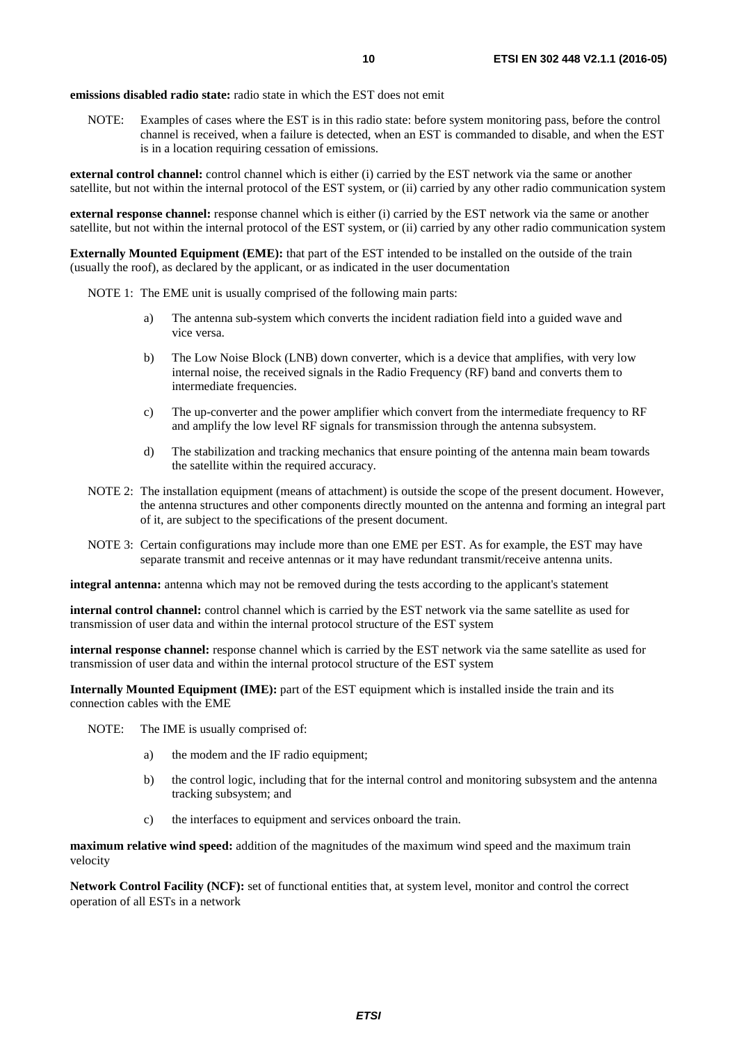**emissions disabled radio state:** radio state in which the EST does not emit

NOTE: Examples of cases where the EST is in this radio state: before system monitoring pass, before the control channel is received, when a failure is detected, when an EST is commanded to disable, and when the EST is in a location requiring cessation of emissions.

**external control channel:** control channel which is either (i) carried by the EST network via the same or another satellite, but not within the internal protocol of the EST system, or (ii) carried by any other radio communication system

**external response channel:** response channel which is either (i) carried by the EST network via the same or another satellite, but not within the internal protocol of the EST system, or (ii) carried by any other radio communication system

**Externally Mounted Equipment (EME):** that part of the EST intended to be installed on the outside of the train (usually the roof), as declared by the applicant, or as indicated in the user documentation

NOTE 1: The EME unit is usually comprised of the following main parts:

a) The antenna sub-system which converts the incident radiation field into a guided wave and vice versa.

b) The Low Noise Block (LNB) down converter, which is a device that amplifies, with very low internal noise, the received signals in the Radio Frequency (RF) band and converts them to intermediate frequencies.

c) The up-converter and the power amplifier which convert from the intermediate frequency to RF and amplify the low level RF signals for transmission through the antenna subsystem.

d) The stabilization and tracking mechanics that ensure pointing of the antenna main beam towards the satellite within the required accuracy.

NOTE 2: The installation equipment (means of attachment) is outside the scope of the present document. However, the antenna structures and other components directly mounted on the antenna and forming an integral part of it, are subject to the specifications of the present document.

NOTE 3: Certain configurations may include more than one EME per EST. As for example, the EST may have separate transmit and receive antennas or it may have redundant transmit/receive antenna units.

**integral antenna:** antenna which may not be removed during the tests according to the applicant's statement

**internal control channel:** control channel which is carried by the EST network via the same satellite as used for transmission of user data and within the internal protocol structure of the EST system

**internal response channel:** response channel which is carried by the EST network via the same satellite as used for transmission of user data and within the internal protocol structure of the EST system

**Internally Mounted Equipment (IME):** part of the EST equipment which is installed inside the train and its connection cables with the EME

NOTE: The IME is usually comprised of:

a) the modem and the IF radio equipment;

b) the control logic, including that for the internal control and monitoring subsystem and the antenna tracking subsystem; and

c) the interfaces to equipment and services onboard the train.

**maximum relative wind speed:** addition of the magnitudes of the maximum wind speed and the maximum train velocity

**Network Control Facility (NCF):** set of functional entities that, at system level, monitor and control the correct operation of all ESTs in a network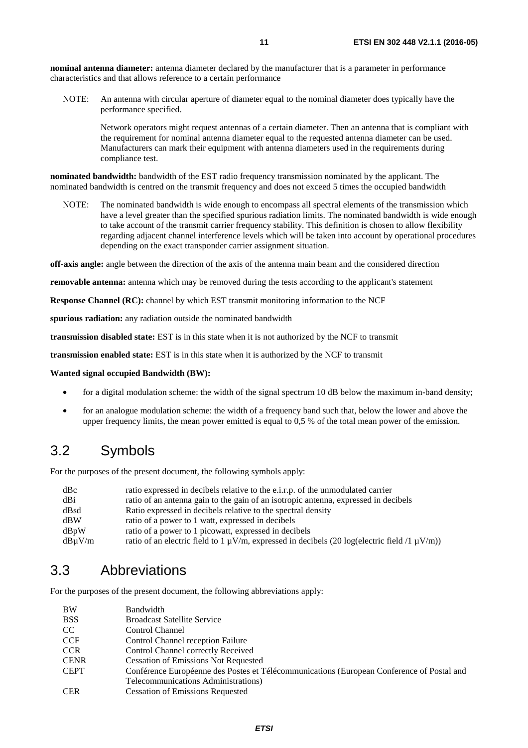**nominal antenna diameter:** antenna diameter declared by the manufacturer that is a parameter in performance characteristics and that allows reference to a certain performance

NOTE: An antenna with circular aperture of diameter equal to the nominal diameter does typically have the performance specified.

Network operators might request antennas of a certain diameter. Then an antenna that is compliant with the requirement for nominal antenna diameter equal to the requested antenna diameter can be used. Manufacturers can mark their equipment with antenna diameters used in the requirements during compliance test.

**nominated bandwidth:** bandwidth of the EST radio frequency transmission nominated by the applicant. The nominated bandwidth is centred on the transmit frequency and does not exceed 5 times the occupied bandwidth

NOTE: The nominated bandwidth is wide enough to encompass all spectral elements of the transmission which have a level greater than the specified spurious radiation limits. The nominated bandwidth is wide enough to take account of the transmit carrier frequency stability. This definition is chosen to allow flexibility regarding adjacent channel interference levels which will be taken into account by operational procedures depending on the exact transponder carrier assignment situation.

**off-axis angle:** angle between the direction of the axis of the antenna main beam and the considered direction

**removable antenna:** antenna which may be removed during the tests according to the applicant's statement

**Response Channel (RC):** channel by which EST transmit monitoring information to the NCF

**spurious radiation:** any radiation outside the nominated bandwidth

**transmission disabled state:** EST is in this state when it is not authorized by the NCF to transmit

**transmission enabled state:** EST is in this state when it is authorized by the NCF to transmit

**Wanted signal occupied Bandwidth (BW):**

- for a digital modulation scheme: the width of the signal spectrum 10 dB below the maximum in-band density;
- for an analogue modulation scheme: the width of a frequency band such that, below the lower and above the upper frequency limits, the mean power emitted is equal to 0,5 % of the total mean power of the emission.

## 3.2 Symbols

For the purposes of the present document, the following symbols apply:

| | |
|---|---|
| dBc | ratio expressed in decibels relative to the e.i.r.p. of the unmodulated carrier |
| dBi | ratio of an antenna gain to the gain of an isotropic antenna, expressed in decibels |
| dBsd | Ratio expressed in decibels relative to the spectral density |
| dBW | ratio of a power to 1 watt, expressed in decibels |
| dBpW | ratio of a power to 1 picowatt, expressed in decibels |
| dBμV/m | ratio of an electric field to 1 μV/m, expressed in decibels (20 log(electric field /1 μV/m)) |

## 3.3 Abbreviations

For the purposes of the present document, the following abbreviations apply:

| | |
|---|---|
| BW | Bandwidth |
| BSS | Broadcast Satellite Service |
| CC | Control Channel |
| CCF | Control Channel reception Failure |
| CCR | Control Channel correctly Received |
| CENR | Cessation of Emissions Not Requested |
| CEPT | Conférence Européenne des Postes et Télécommunications (European Conference of Postal and Telecommunications Administrations) |
| CER | Cessation of Emissions Requested |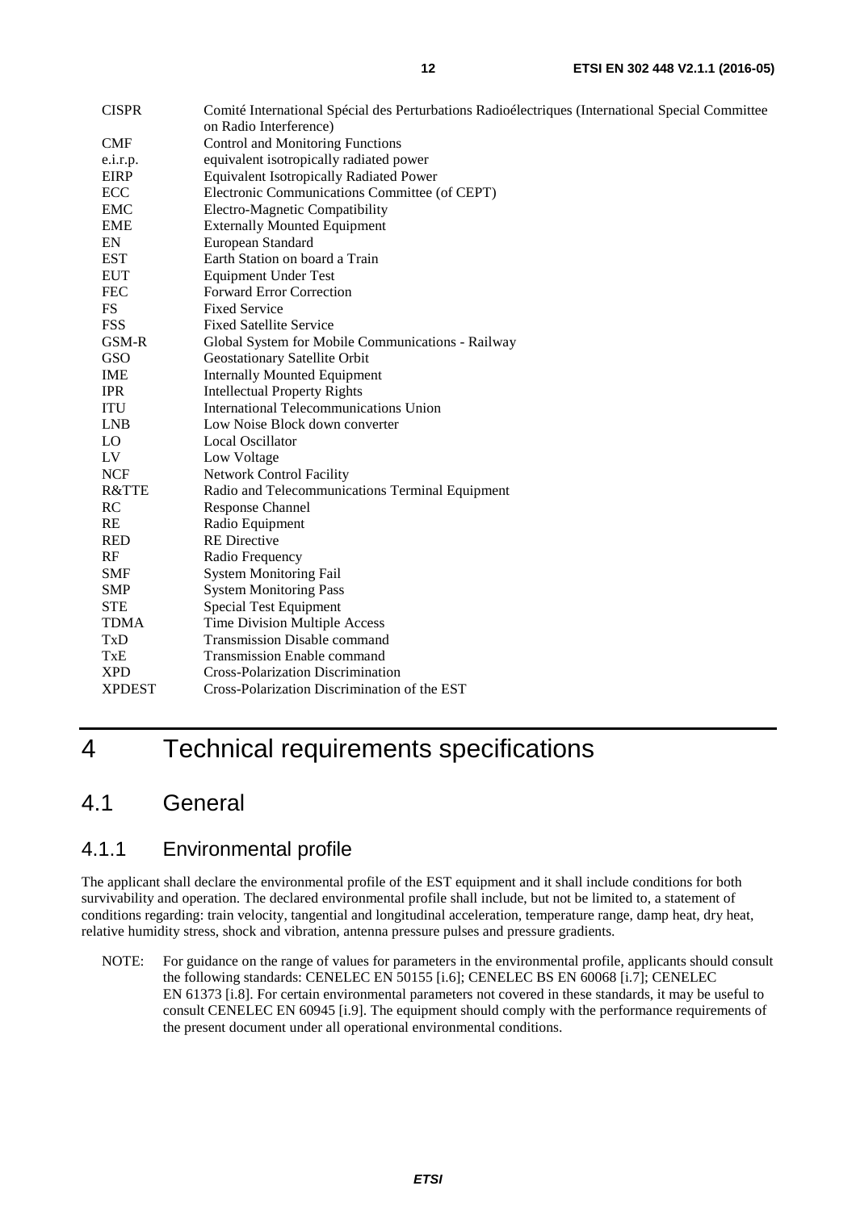| | |
|---|---|
| CISPR | Comité International Spécial des Perturbations Radioélectriques (International Special Committee on Radio Interference) |
| CMF | Control and Monitoring Functions |
| e.i.r.p. | equivalent isotropically radiated power |
| EIRP | Equivalent Isotropically Radiated Power |
| ECC | Electronic Communications Committee (of CEPT) |
| EMC | Electro-Magnetic Compatibility |
| EME | Externally Mounted Equipment |
| EN | European Standard |
| EST | Earth Station on board a Train |
| EUT | Equipment Under Test |
| FEC | Forward Error Correction |
| FS | Fixed Service |
| FSS | Fixed Satellite Service |
| GSM-R | Global System for Mobile Communications - Railway |
| GSO | Geostationary Satellite Orbit |
| IME | Internally Mounted Equipment |
| IPR | Intellectual Property Rights |
| ITU | International Telecommunications Union |
| LNB | Low Noise Block down converter |
| LO | Local Oscillator |
| LV | Low Voltage |
| NCF | Network Control Facility |
| R&TTE | Radio and Telecommunications Terminal Equipment |
| RC | Response Channel |
| RE | Radio Equipment |
| RED | RE Directive |
| RF | Radio Frequency |
| SMF | System Monitoring Fail |
| SMP | System Monitoring Pass |
| STE | Special Test Equipment |
| TDMA | Time Division Multiple Access |
| TxD | Transmission Disable command |
| TxE | Transmission Enable command |
| XPD | Cross-Polarization Discrimination |
| XPDEST | Cross-Polarization Discrimination of the EST |

# 4 Technical requirements specifications

## 4.1 General

### 4.1.1 Environmental profile

The applicant shall declare the environmental profile of the EST equipment and it shall include conditions for both survivability and operation. The declared environmental profile shall include, but not be limited to, a statement of conditions regarding: train velocity, tangential and longitudinal acceleration, temperature range, damp heat, dry heat, relative humidity stress, shock and vibration, antenna pressure pulses and pressure gradients.

NOTE: For guidance on the range of values for parameters in the environmental profile, applicants should consult the following standards: CENELEC EN 50155 [i.6]; CENELEC BS EN 60068 [i.7]; CENELEC EN 61373 [i.8]. For certain environmental parameters not covered in these standards, it may be useful to consult CENELEC EN 60945 [i.9]. The equipment should comply with the performance requirements of the present document under all operational environmental conditions.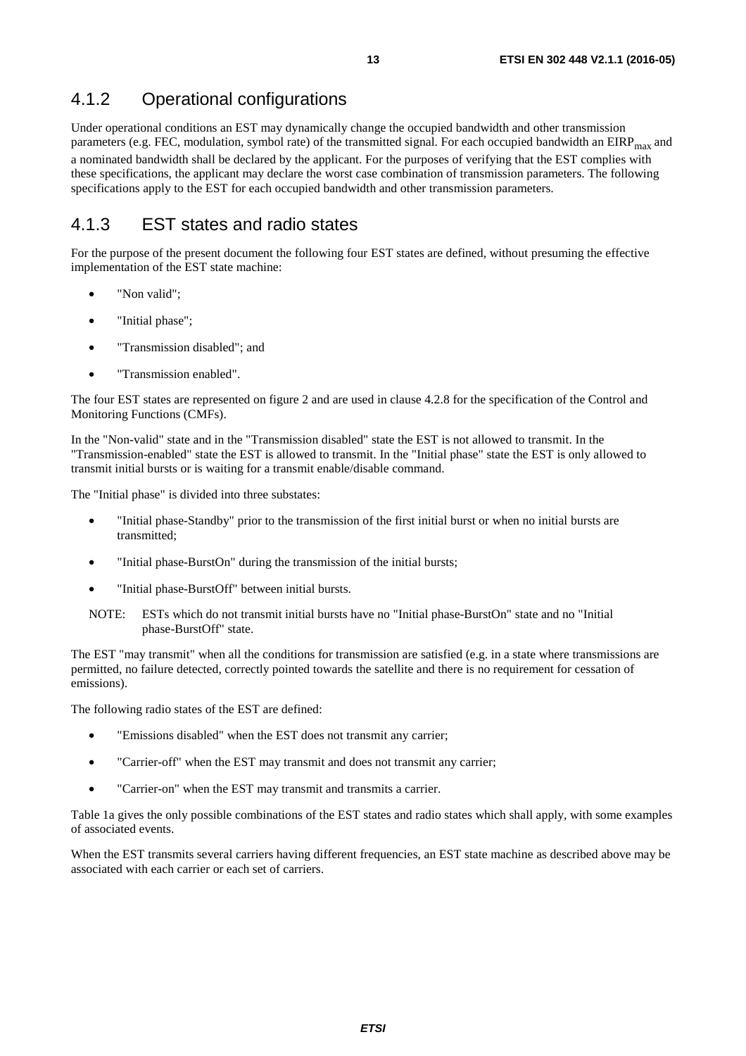### 4.1.2 Operational configurations

Under operational conditions an EST may dynamically change the occupied bandwidth and other transmission parameters (e.g. FEC, modulation, symbol rate) of the transmitted signal. For each occupied bandwidth an $EIRP_{max}$ and a nominated bandwidth shall be declared by the applicant. For the purposes of verifying that the EST complies with these specifications, the applicant may declare the worst case combination of transmission parameters. The following specifications apply to the EST for each occupied bandwidth and other transmission parameters.

### 4.1.3 EST states and radio states

For the purpose of the present document the following four EST states are defined, without presuming the effective implementation of the EST state machine:

- "Non valid";
- "Initial phase";
- "Transmission disabled"; and
- "Transmission enabled".

The four EST states are represented on figure 2 and are used in clause 4.2.8 for the specification of the Control and Monitoring Functions (CMFs).

In the "Non-valid" state and in the "Transmission disabled" state the EST is not allowed to transmit. In the "Transmission-enabled" state the EST is allowed to transmit. In the "Initial phase" state the EST is only allowed to transmit initial bursts or is waiting for a transmit enable/disable command.

The "Initial phase" is divided into three substates:

- "Initial phase-Standby" prior to the transmission of the first initial burst or when no initial bursts are transmitted;
- "Initial phase-BurstOn" during the transmission of the initial bursts;
- "Initial phase-BurstOff" between initial bursts.

NOTE: ESTs which do not transmit initial bursts have no "Initial phase-BurstOn" state and no "Initial phase-BurstOff" state.

The EST "may transmit" when all the conditions for transmission are satisfied (e.g. in a state where transmissions are permitted, no failure detected, correctly pointed towards the satellite and there is no requirement for cessation of emissions).

The following radio states of the EST are defined:

- "Emissions disabled" when the EST does not transmit any carrier;
- "Carrier-off" when the EST may transmit and does not transmit any carrier;
- "Carrier-on" when the EST may transmit and transmits a carrier.

Table 1a gives the only possible combinations of the EST states and radio states which shall apply, with some examples of associated events.

When the EST transmits several carriers having different frequencies, an EST state machine as described above may be associated with each carrier or each set of carriers.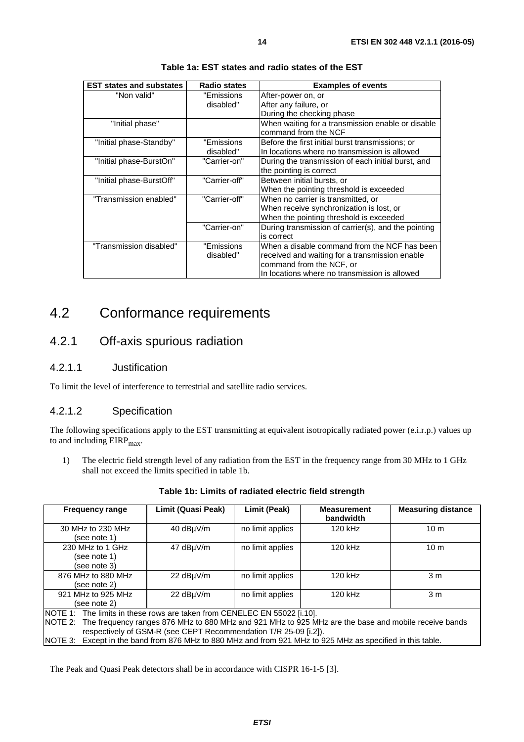**Table 1a: EST states and radio states of the EST**

| EST states and substates | Radio states | Examples of events |
|---|---|---|
| "Non valid" | "Emissions disabled" | After-power on, or<br>After any failure, or<br>During the checking phase |
| "Initial phase" | | When waiting for a transmission enable or disable command from the NCF |
| "Initial phase-Standby" | "Emissions disabled" | Before the first initial burst transmissions; or<br>In locations where no transmission is allowed |
| "Initial phase-BurstOn" | "Carrier-on" | During the transmission of each initial burst, and the pointing is correct |
| "Initial phase-BurstOff" | "Carrier-off" | Between initial bursts, or<br>When the pointing threshold is exceeded |
| "Transmission enabled" | "Carrier-off" | When no carrier is transmitted, or<br>When receive synchronization is lost, or<br>When the pointing threshold is exceeded |
| | "Carrier-on" | During transmission of carrier(s), and the pointing is correct |
| "Transmission disabled" | "Emissions disabled" | When a disable command from the NCF has been received and waiting for a transmission enable command from the NCF, or<br>In locations where no transmission is allowed |

# 4.2 Conformance requirements

## 4.2.1 Off-axis spurious radiation

### 4.2.1.1 Justification

To limit the level of interference to terrestrial and satellite radio services.

### 4.2.1.2 Specification

The following specifications apply to the EST transmitting at equivalent isotropically radiated power (e.i.r.p.) values up to and including $EIRP_{max}$.

1) The electric field strength level of any radiation from the EST in the frequency range from 30 MHz to 1 GHz shall not exceed the limits specified in table 1b.

**Table 1b: Limits of radiated electric field strength**

| Frequency range | Limit (Quasi Peak) | Limit (Peak) | Measurement bandwidth | Measuring distance |
|---|---|---|---|---|
| 30 MHz to 230 MHz (see note 1) | 40 dBµV/m | no limit applies | 120 kHz | 10 m |
| 230 MHz to 1 GHz (see note 1) (see note 3) | 47 dBµV/m | no limit applies | 120 kHz | 10 m |
| 876 MHz to 880 MHz (see note 2) | 22 dBµV/m | no limit applies | 120 kHz | 3 m |
| 921 MHz to 925 MHz (see note 2) | 22 dBµV/m | no limit applies | 120 kHz | 3 m |

NOTE 1: The limits in these rows are taken from CENELEC EN 55022 [i.10].
NOTE 2: The frequency ranges 876 MHz to 880 MHz and 921 MHz to 925 MHz are the base and mobile receive bands respectively of GSM-R (see CEPT Recommendation T/R 25-09 [i.2]).
NOTE 3: Except in the band from 876 MHz to 880 MHz and from 921 MHz to 925 MHz as specified in this table.

The Peak and Quasi Peak detectors shall be in accordance with CISPR 16-1-5 [3].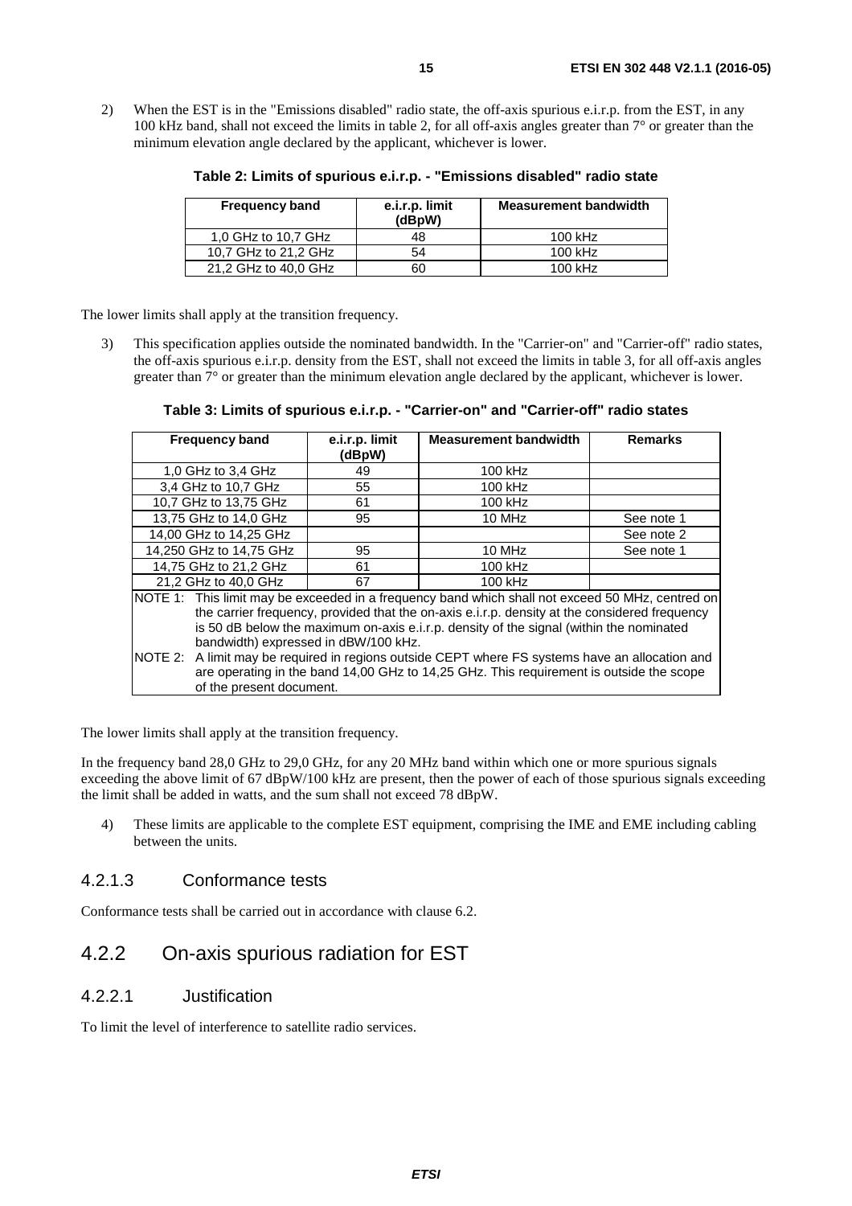2) When the EST is in the "Emissions disabled" radio state, the off-axis spurious e.i.r.p. from the EST, in any 100 kHz band, shall not exceed the limits in table 2, for all off-axis angles greater than 7° or greater than the minimum elevation angle declared by the applicant, whichever is lower.

**Table 2: Limits of spurious e.i.r.p. - "Emissions disabled" radio state**

| Frequency band | e.i.r.p. limit (dBpW) | Measurement bandwidth |
|---|---|---|
| 1,0 GHz to 10,7 GHz | 48 | 100 kHz |
| 10,7 GHz to 21,2 GHz | 54 | 100 kHz |
| 21,2 GHz to 40,0 GHz | 60 | 100 kHz |

The lower limits shall apply at the transition frequency.

3) This specification applies outside the nominated bandwidth. In the "Carrier-on" and "Carrier-off" radio states, the off-axis spurious e.i.r.p. density from the EST, shall not exceed the limits in table 3, for all off-axis angles greater than 7° or greater than the minimum elevation angle declared by the applicant, whichever is lower.

**Table 3: Limits of spurious e.i.r.p. - "Carrier-on" and "Carrier-off" radio states**

| Frequency band | e.i.r.p. limit (dBpW) | Measurement bandwidth | Remarks |
|---|---|---|---|
| 1,0 GHz to 3,4 GHz | 49 | 100 kHz | |
| 3,4 GHz to 10,7 GHz | 55 | 100 kHz | |
| 10,7 GHz to 13,75 GHz | 61 | 100 kHz | |
| 13,75 GHz to 14,0 GHz | 95 | 10 MHz | See note 1 |
| 14,00 GHz to 14,25 GHz | | | See note 2 |
| 14,250 GHz to 14,75 GHz | 95 | 10 MHz | See note 1 |
| 14,75 GHz to 21,2 GHz | 61 | 100 kHz | |
| 21,2 GHz to 40,0 GHz | 67 | 100 kHz | |
| NOTE 1: This limit may be exceeded in a frequency band which shall not exceed 50 MHz, centred on the carrier frequency, provided that the on-axis e.i.r.p. density at the considered frequency is 50 dB below the maximum on-axis e.i.r.p. density of the signal (within the nominated bandwidth) expressed in dBW/100 kHz. | | | |
| NOTE 2: A limit may be required in regions outside CEPT where FS systems have an allocation and are operating in the band 14,00 GHz to 14,25 GHz. This requirement is outside the scope of the present document. | | | |

The lower limits shall apply at the transition frequency.

In the frequency band 28,0 GHz to 29,0 GHz, for any 20 MHz band within which one or more spurious signals exceeding the above limit of 67 dBpW/100 kHz are present, then the power of each of those spurious signals exceeding the limit shall be added in watts, and the sum shall not exceed 78 dBpW.

4) These limits are applicable to the complete EST equipment, comprising the IME and EME including cabling between the units.

#### 4.2.1.3 Conformance tests

Conformance tests shall be carried out in accordance with clause 6.2.

### 4.2.2 On-axis spurious radiation for EST

#### 4.2.2.1 Justification

To limit the level of interference to satellite radio services.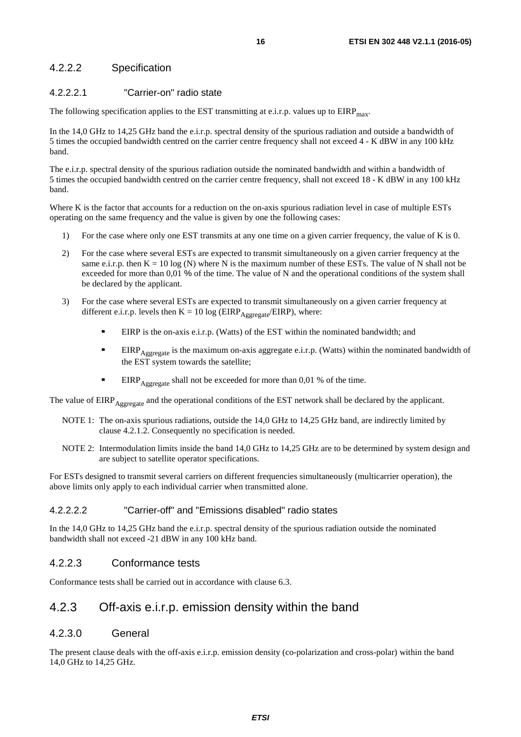#### 4.2.2.2 Specification

##### 4.2.2.2.1 "Carrier-on" radio state

The following specification applies to the EST transmitting at e.i.r.p. values up to $EIRP_{max}$.

In the 14,0 GHz to 14,25 GHz band the e.i.r.p. spectral density of the spurious radiation and outside a bandwidth of 5 times the occupied bandwidth centred on the carrier centre frequency shall not exceed 4 - K dBW in any 100 kHz band.

The e.i.r.p. spectral density of the spurious radiation outside the nominated bandwidth and within a bandwidth of 5 times the occupied bandwidth centred on the carrier centre frequency, shall not exceed 18 - K dBW in any 100 kHz band.

Where K is the factor that accounts for a reduction on the on-axis spurious radiation level in case of multiple ESTs operating on the same frequency and the value is given by one the following cases:

1) For the case where only one EST transmits at any one time on a given carrier frequency, the value of K is 0.
2) For the case where several ESTs are expected to transmit simultaneously on a given carrier frequency at the same e.i.r.p. then $K = 10 \log (N)$ where N is the maximum number of these ESTs. The value of N shall not be exceeded for more than 0,01 % of the time. The value of N and the operational conditions of the system shall be declared by the applicant.
3) For the case where several ESTs are expected to transmit simultaneously on a given carrier frequency at different e.i.r.p. levels then $K = 10 \log (EIRP_{Aggregate}/EIRP)$, where:
   - EIRP is the on-axis e.i.r.p. (Watts) of the EST within the nominated bandwidth; and
   - $EIRP_{Aggregate}$ is the maximum on-axis aggregate e.i.r.p. (Watts) within the nominated bandwidth of the EST system towards the satellite;
   - $EIRP_{Aggregate}$ shall not be exceeded for more than 0,01 % of the time.

The value of $EIRP_{Aggregate}$ and the operational conditions of the EST network shall be declared by the applicant.

NOTE 1: The on-axis spurious radiations, outside the 14,0 GHz to 14,25 GHz band, are indirectly limited by clause 4.2.1.2. Consequently no specification is needed.

NOTE 2: Intermodulation limits inside the band 14,0 GHz to 14,25 GHz are to be determined by system design and are subject to satellite operator specifications.

For ESTs designed to transmit several carriers on different frequencies simultaneously (multicarrier operation), the above limits only apply to each individual carrier when transmitted alone.

##### 4.2.2.2.2 "Carrier-off" and "Emissions disabled" radio states

In the 14,0 GHz to 14,25 GHz band the e.i.r.p. spectral density of the spurious radiation outside the nominated bandwidth shall not exceed -21 dBW in any 100 kHz band.

#### 4.2.2.3 Conformance tests

Conformance tests shall be carried out in accordance with clause 6.3.

### 4.2.3 Off-axis e.i.r.p. emission density within the band

#### 4.2.3.0 General

The present clause deals with the off-axis e.i.r.p. emission density (co-polarization and cross-polar) within the band 14,0 GHz to 14,25 GHz.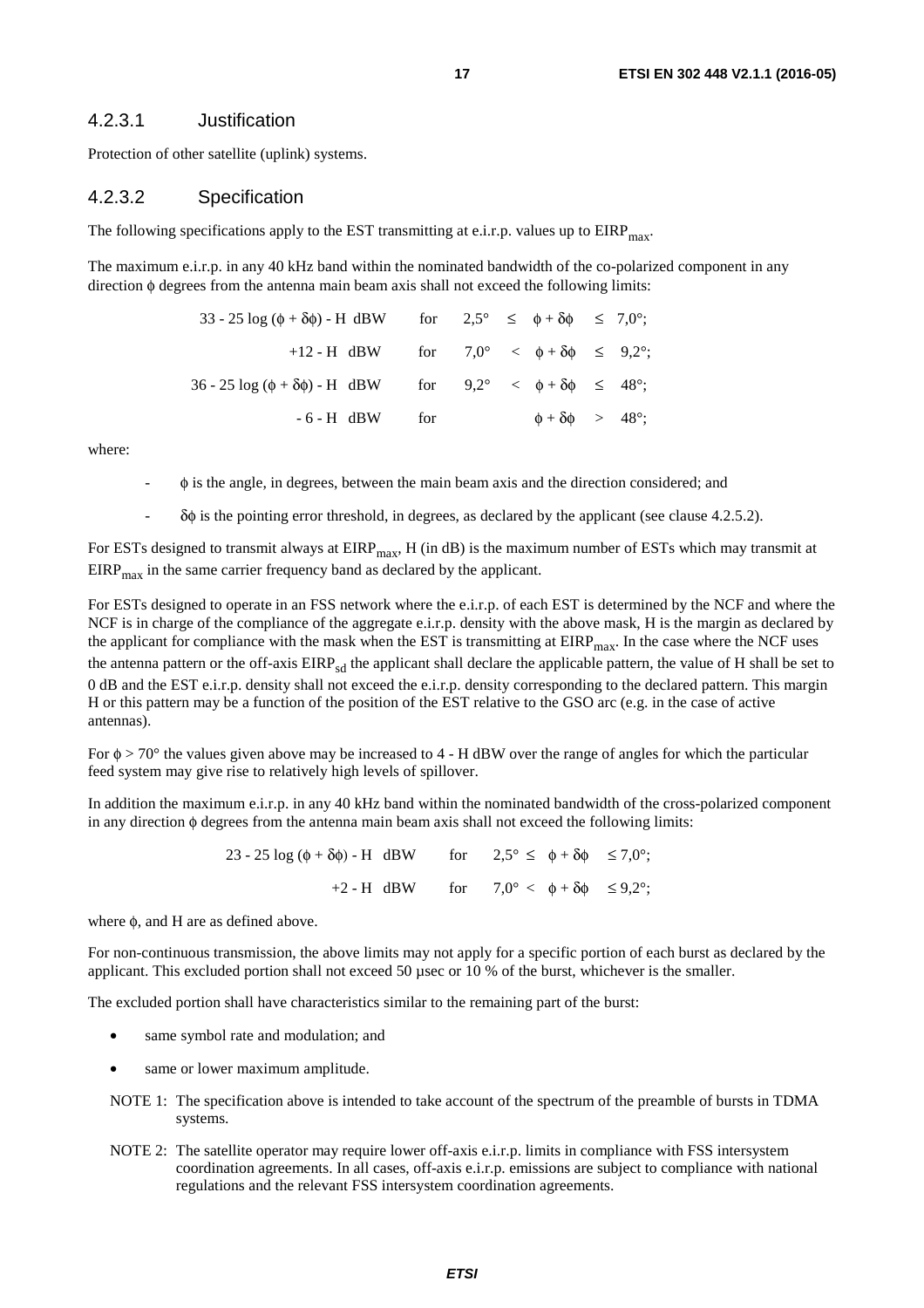#### 4.2.3.1 Justification

Protection of other satellite (uplink) systems.

#### 4.2.3.2 Specification

The following specifications apply to the EST transmitting at e.i.r.p. values up to $EIRP_{max}$.

The maximum e.i.r.p. in any 40 kHz band within the nominated bandwidth of the co-polarized component in any direction $\phi$ degrees from the antenna main beam axis shall not exceed the following limits:

| | | |
|---|---|---|
| $33 - 25 \log (\phi + \delta\phi) - H$ dBW | for | $2{,}5° \leq \phi + \delta\phi \leq 7{,}0°$; |
| $+12 - H$ dBW | for | $7{,}0° < \phi + \delta\phi \leq 9{,}2°$; |
| $36 - 25 \log (\phi + \delta\phi) - H$ dBW | for | $9{,}2° < \phi + \delta\phi \leq 48°$; |
| $- 6 - H$ dBW | for | $\phi + \delta\phi > 48°$; |

where:

- $\phi$ is the angle, in degrees, between the main beam axis and the direction considered; and
- $\delta\phi$ is the pointing error threshold, in degrees, as declared by the applicant (see clause 4.2.5.2).

For ESTs designed to transmit always at $EIRP_{max}$, H (in dB) is the maximum number of ESTs which may transmit at $EIRP_{max}$ in the same carrier frequency band as declared by the applicant.

For ESTs designed to operate in an FSS network where the e.i.r.p. of each EST is determined by the NCF and where the NCF is in charge of the compliance of the aggregate e.i.r.p. density with the above mask, H is the margin as declared by the applicant for compliance with the mask when the EST is transmitting at $EIRP_{max}$. In the case where the NCF uses the antenna pattern or the off-axis $EIRP_{sd}$ the applicant shall declare the applicable pattern, the value of H shall be set to 0 dB and the EST e.i.r.p. density shall not exceed the e.i.r.p. density corresponding to the declared pattern. This margin H or this pattern may be a function of the position of the EST relative to the GSO arc (e.g. in the case of active antennas).

For $\phi > 70°$ the values given above may be increased to $4 - H$ dBW over the range of angles for which the particular feed system may give rise to relatively high levels of spillover.

In addition the maximum e.i.r.p. in any 40 kHz band within the nominated bandwidth of the cross-polarized component in any direction $\phi$ degrees from the antenna main beam axis shall not exceed the following limits:

| | | |
|---|---|---|
| $23 - 25 \log (\phi + \delta\phi) - H$ dBW | for | $2{,}5° \leq \phi + \delta\phi \leq 7{,}0°$; |
| $+2 - H$ dBW | for | $7{,}0° < \phi + \delta\phi \leq 9{,}2°$; |

where $\phi$, and H are as defined above.

For non-continuous transmission, the above limits may not apply for a specific portion of each burst as declared by the applicant. This excluded portion shall not exceed 50 µsec or 10 % of the burst, whichever is the smaller.

The excluded portion shall have characteristics similar to the remaining part of the burst:

- same symbol rate and modulation; and
- same or lower maximum amplitude.

NOTE 1: The specification above is intended to take account of the spectrum of the preamble of bursts in TDMA systems.

NOTE 2: The satellite operator may require lower off-axis e.i.r.p. limits in compliance with FSS intersystem coordination agreements. In all cases, off-axis e.i.r.p. emissions are subject to compliance with national regulations and the relevant FSS intersystem coordination agreements.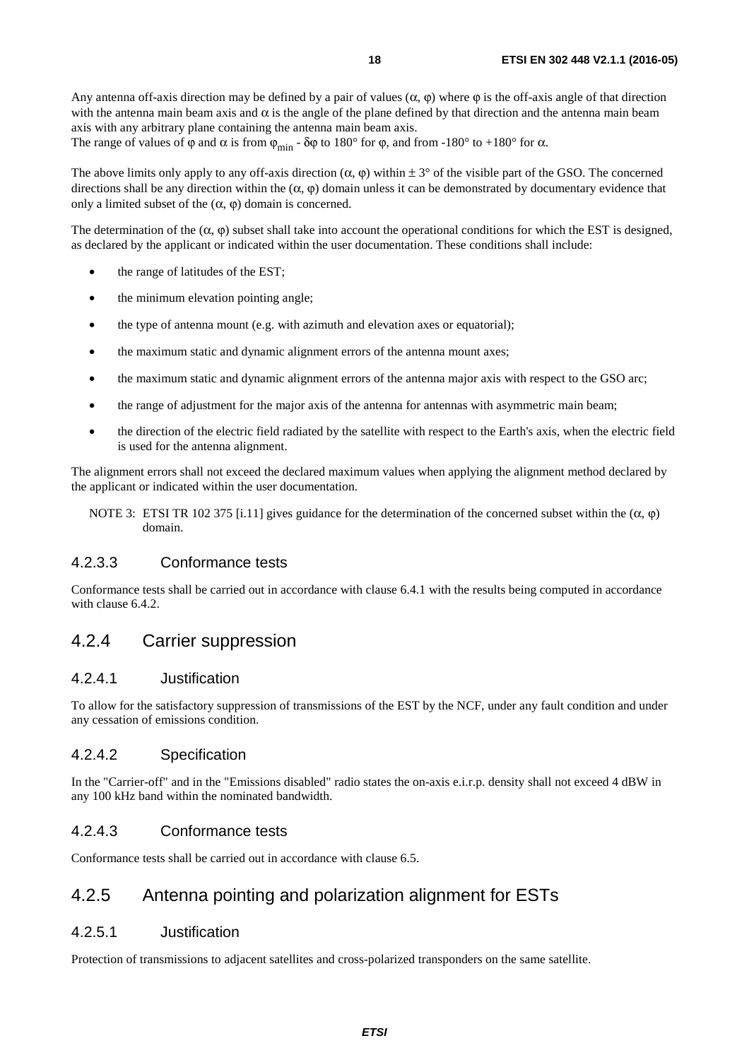Any antenna off-axis direction may be defined by a pair of values ($\alpha$, $\varphi$) where $\varphi$ is the off-axis angle of that direction with the antenna main beam axis and $\alpha$ is the angle of the plane defined by that direction and the antenna main beam axis with any arbitrary plane containing the antenna main beam axis.
The range of values of $\varphi$ and $\alpha$ is from $\varphi_{min}$ - $\delta\varphi$ to 180° for $\varphi$, and from -180° to +180° for $\alpha$.

The above limits only apply to any off-axis direction ($\alpha$, $\varphi$) within ± 3° of the visible part of the GSO. The concerned directions shall be any direction within the ($\alpha$, $\varphi$) domain unless it can be demonstrated by documentary evidence that only a limited subset of the ($\alpha$, $\varphi$) domain is concerned.

The determination of the ($\alpha$, $\varphi$) subset shall take into account the operational conditions for which the EST is designed, as declared by the applicant or indicated within the user documentation. These conditions shall include:

- the range of latitudes of the EST;
- the minimum elevation pointing angle;
- the type of antenna mount (e.g. with azimuth and elevation axes or equatorial);
- the maximum static and dynamic alignment errors of the antenna mount axes;
- the maximum static and dynamic alignment errors of the antenna major axis with respect to the GSO arc;
- the range of adjustment for the major axis of the antenna for antennas with asymmetric main beam;
- the direction of the electric field radiated by the satellite with respect to the Earth's axis, when the electric field is used for the antenna alignment.

The alignment errors shall not exceed the declared maximum values when applying the alignment method declared by the applicant or indicated within the user documentation.

NOTE 3: ETSI TR 102 375 [i.11] gives guidance for the determination of the concerned subset within the ($\alpha$, $\varphi$) domain.

#### 4.2.3.3 Conformance tests

Conformance tests shall be carried out in accordance with clause 6.4.1 with the results being computed in accordance with clause 6.4.2.

### 4.2.4 Carrier suppression

#### 4.2.4.1 Justification

To allow for the satisfactory suppression of transmissions of the EST by the NCF, under any fault condition and under any cessation of emissions condition.

#### 4.2.4.2 Specification

In the "Carrier-off" and in the "Emissions disabled" radio states the on-axis e.i.r.p. density shall not exceed 4 dBW in any 100 kHz band within the nominated bandwidth.

#### 4.2.4.3 Conformance tests

Conformance tests shall be carried out in accordance with clause 6.5.

### 4.2.5 Antenna pointing and polarization alignment for ESTs

#### 4.2.5.1 Justification

Protection of transmissions to adjacent satellites and cross-polarized transponders on the same satellite.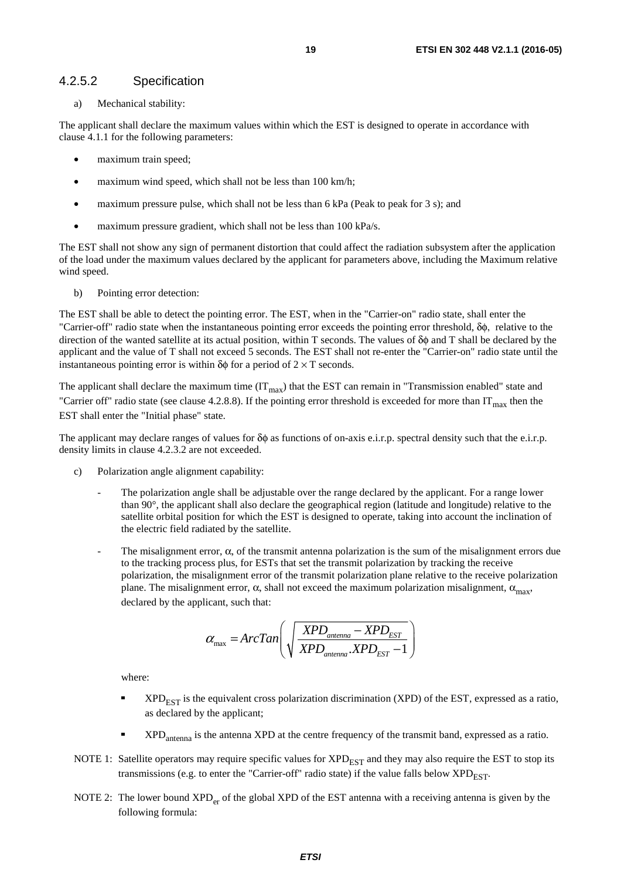### 4.2.5.2 Specification

a) Mechanical stability:

The applicant shall declare the maximum values within which the EST is designed to operate in accordance with clause 4.1.1 for the following parameters:

- maximum train speed;
- maximum wind speed, which shall not be less than 100 km/h;
- maximum pressure pulse, which shall not be less than 6 kPa (Peak to peak for 3 s); and
- maximum pressure gradient, which shall not be less than 100 kPa/s.

The EST shall not show any sign of permanent distortion that could affect the radiation subsystem after the application of the load under the maximum values declared by the applicant for parameters above, including the Maximum relative wind speed.

b) Pointing error detection:

The EST shall be able to detect the pointing error. The EST, when in the "Carrier-on" radio state, shall enter the "Carrier-off" radio state when the instantaneous pointing error exceeds the pointing error threshold, $\delta\phi$, relative to the direction of the wanted satellite at its actual position, within T seconds. The values of $\delta\phi$ and T shall be declared by the applicant and the value of T shall not exceed 5 seconds. The EST shall not re-enter the "Carrier-on" radio state until the instantaneous pointing error is within $\delta\phi$ for a period of $2 \times T$ seconds.

The applicant shall declare the maximum time ($IT_{max}$) that the EST can remain in "Transmission enabled" state and "Carrier off" radio state (see clause 4.2.8.8). If the pointing error threshold is exceeded for more than $IT_{max}$ then the EST shall enter the "Initial phase" state.

The applicant may declare ranges of values for $\delta\phi$ as functions of on-axis e.i.r.p. spectral density such that the e.i.r.p. density limits in clause 4.2.3.2 are not exceeded.

c) Polarization angle alignment capability:

- The polarization angle shall be adjustable over the range declared by the applicant. For a range lower than 90°, the applicant shall also declare the geographical region (latitude and longitude) relative to the satellite orbital position for which the EST is designed to operate, taking into account the inclination of the electric field radiated by the satellite.
- The misalignment error, $\alpha$, of the transmit antenna polarization is the sum of the misalignment errors due to the tracking process plus, for ESTs that set the transmit polarization by tracking the receive polarization, the misalignment error of the transmit polarization plane relative to the receive polarization plane. The misalignment error, $\alpha$, shall not exceed the maximum polarization misalignment, $\alpha_{max}$, declared by the applicant, such that:

$$\alpha_{\max} = ArcTan\left(\sqrt{\frac{XPD_{antenna} - XPD_{EST}}{XPD_{antenna}.XPD_{EST} - 1}}\right)$$

where:

- $XPD_{EST}$ is the equivalent cross polarization discrimination (XPD) of the EST, expressed as a ratio, as declared by the applicant;
- $XPD_{antenna}$ is the antenna XPD at the centre frequency of the transmit band, expressed as a ratio.

NOTE 1: Satellite operators may require specific values for $XPD_{EST}$ and they may also require the EST to stop its transmissions (e.g. to enter the "Carrier-off" radio state) if the value falls below $XPD_{EST}$.

NOTE 2: The lower bound $XPD_{er}$ of the global XPD of the EST antenna with a receiving antenna is given by the following formula: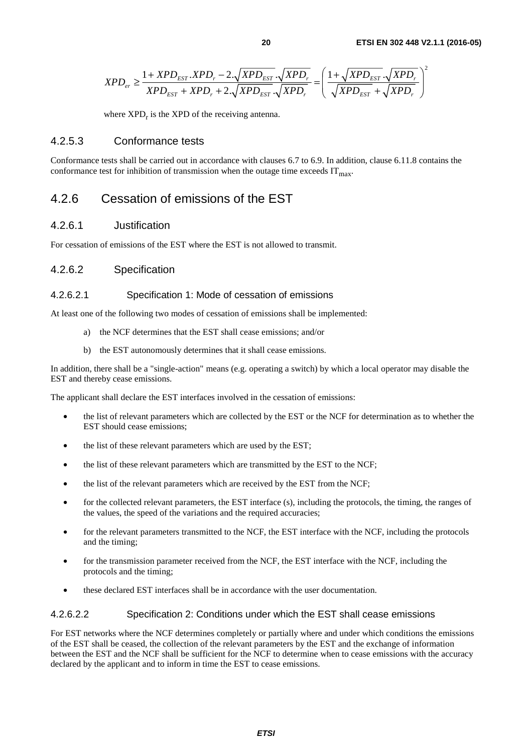$$XPD_{er} \geq \frac{1 + XPD_{EST}.XPD_r - 2.\sqrt{XPD_{EST}}.\sqrt{XPD_r}}{XPD_{EST} + XPD_r + 2.\sqrt{XPD_{EST}}.\sqrt{XPD_r}} = \left( \frac{1 + \sqrt{XPD_{EST}}.\sqrt{XPD_r}}{\sqrt{XPD_{EST}} + \sqrt{XPD_r}} \right)^2$$

where $XPD_r$ is the XPD of the receiving antenna.

#### 4.2.5.3 Conformance tests

Conformance tests shall be carried out in accordance with clauses 6.7 to 6.9. In addition, clause 6.11.8 contains the conformance test for inhibition of transmission when the outage time exceeds $IT_{max}$.

### 4.2.6 Cessation of emissions of the EST

#### 4.2.6.1 Justification

For cessation of emissions of the EST where the EST is not allowed to transmit.

#### 4.2.6.2 Specification

##### 4.2.6.2.1 Specification 1: Mode of cessation of emissions

At least one of the following two modes of cessation of emissions shall be implemented:

a) the NCF determines that the EST shall cease emissions; and/or

b) the EST autonomously determines that it shall cease emissions.

In addition, there shall be a "single-action" means (e.g. operating a switch) by which a local operator may disable the EST and thereby cease emissions.

The applicant shall declare the EST interfaces involved in the cessation of emissions:

- the list of relevant parameters which are collected by the EST or the NCF for determination as to whether the EST should cease emissions;
- the list of these relevant parameters which are used by the EST;
- the list of these relevant parameters which are transmitted by the EST to the NCF;
- the list of the relevant parameters which are received by the EST from the NCF;
- for the collected relevant parameters, the EST interface (s), including the protocols, the timing, the ranges of the values, the speed of the variations and the required accuracies;
- for the relevant parameters transmitted to the NCF, the EST interface with the NCF, including the protocols and the timing;
- for the transmission parameter received from the NCF, the EST interface with the NCF, including the protocols and the timing;
- these declared EST interfaces shall be in accordance with the user documentation.

##### 4.2.6.2.2 Specification 2: Conditions under which the EST shall cease emissions

For EST networks where the NCF determines completely or partially where and under which conditions the emissions of the EST shall be ceased, the collection of the relevant parameters by the EST and the exchange of information between the EST and the NCF shall be sufficient for the NCF to determine when to cease emissions with the accuracy declared by the applicant and to inform in time the EST to cease emissions.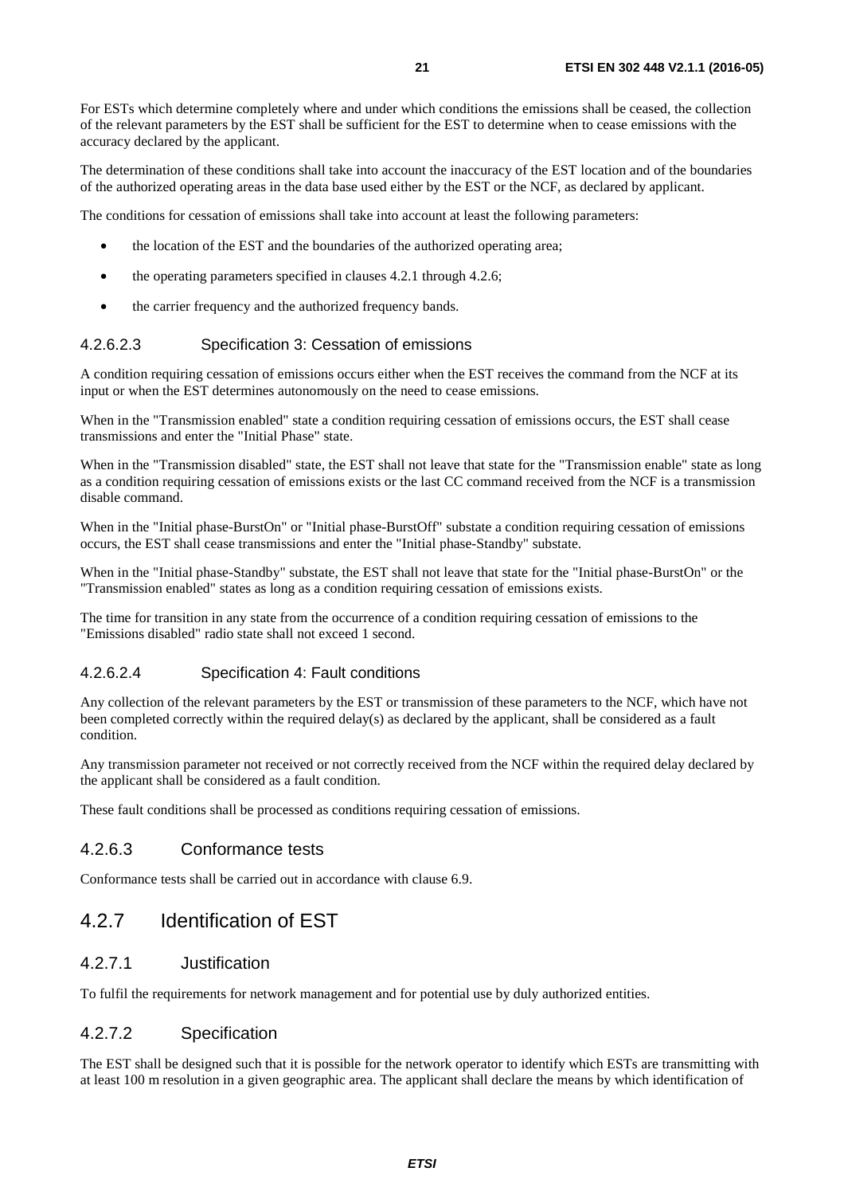For ESTs which determine completely where and under which conditions the emissions shall be ceased, the collection of the relevant parameters by the EST shall be sufficient for the EST to determine when to cease emissions with the accuracy declared by the applicant.

The determination of these conditions shall take into account the inaccuracy of the EST location and of the boundaries of the authorized operating areas in the data base used either by the EST or the NCF, as declared by applicant.

The conditions for cessation of emissions shall take into account at least the following parameters:

- the location of the EST and the boundaries of the authorized operating area;
- the operating parameters specified in clauses 4.2.1 through 4.2.6;
- the carrier frequency and the authorized frequency bands.

#### 4.2.6.2.3 Specification 3: Cessation of emissions

A condition requiring cessation of emissions occurs either when the EST receives the command from the NCF at its input or when the EST determines autonomously on the need to cease emissions.

When in the "Transmission enabled" state a condition requiring cessation of emissions occurs, the EST shall cease transmissions and enter the "Initial Phase" state.

When in the "Transmission disabled" state, the EST shall not leave that state for the "Transmission enable" state as long as a condition requiring cessation of emissions exists or the last CC command received from the NCF is a transmission disable command.

When in the "Initial phase-BurstOn" or "Initial phase-BurstOff" substate a condition requiring cessation of emissions occurs, the EST shall cease transmissions and enter the "Initial phase-Standby" substate.

When in the "Initial phase-Standby" substate, the EST shall not leave that state for the "Initial phase-BurstOn" or the "Transmission enabled" states as long as a condition requiring cessation of emissions exists.

The time for transition in any state from the occurrence of a condition requiring cessation of emissions to the "Emissions disabled" radio state shall not exceed 1 second.

#### 4.2.6.2.4 Specification 4: Fault conditions

Any collection of the relevant parameters by the EST or transmission of these parameters to the NCF, which have not been completed correctly within the required delay(s) as declared by the applicant, shall be considered as a fault condition.

Any transmission parameter not received or not correctly received from the NCF within the required delay declared by the applicant shall be considered as a fault condition.

These fault conditions shall be processed as conditions requiring cessation of emissions.

### 4.2.6.3 Conformance tests

Conformance tests shall be carried out in accordance with clause 6.9.

## 4.2.7 Identification of EST

### 4.2.7.1 Justification

To fulfil the requirements for network management and for potential use by duly authorized entities.

### 4.2.7.2 Specification

The EST shall be designed such that it is possible for the network operator to identify which ESTs are transmitting with at least 100 m resolution in a given geographic area. The applicant shall declare the means by which identification of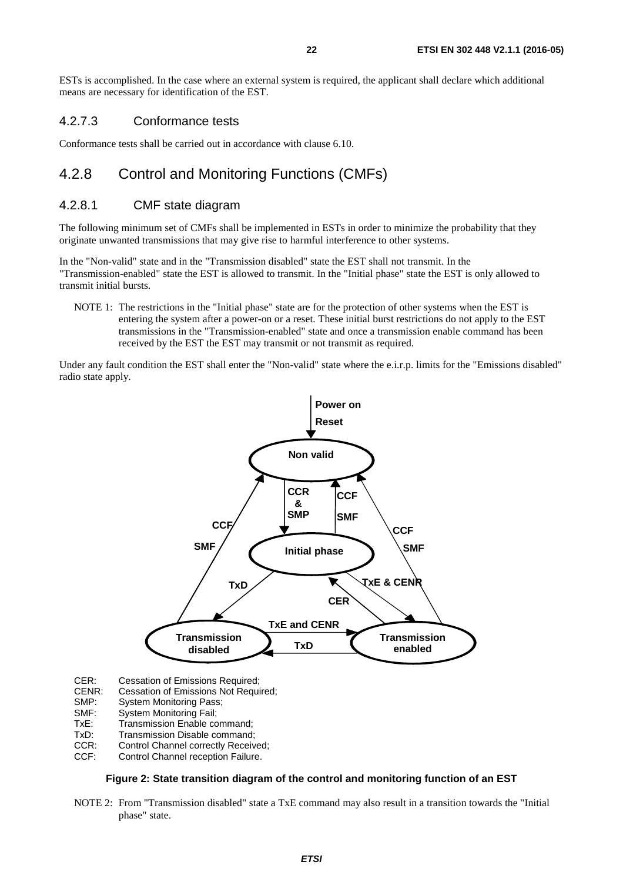ESTs is accomplished. In the case where an external system is required, the applicant shall declare which additional means are necessary for identification of the EST.

### 4.2.7.3 Conformance tests

Conformance tests shall be carried out in accordance with clause 6.10.

## 4.2.8 Control and Monitoring Functions (CMFs)

### 4.2.8.1 CMF state diagram

The following minimum set of CMFs shall be implemented in ESTs in order to minimize the probability that they originate unwanted transmissions that may give rise to harmful interference to other systems.

In the "Non-valid" state and in the "Transmission disabled" state the EST shall not transmit. In the "Transmission-enabled" state the EST is allowed to transmit. In the "Initial phase" state the EST is only allowed to transmit initial bursts.

NOTE 1: The restrictions in the "Initial phase" state are for the protection of other systems when the EST is entering the system after a power-on or a reset. These initial burst restrictions do not apply to the EST transmissions in the "Transmission-enabled" state and once a transmission enable command has been received by the EST the EST may transmit or not transmit as required.

Under any fault condition the EST shall enter the "Non-valid" state where the e.i.r.p. limits for the "Emissions disabled" radio state apply.

Power on
Reset

Non valid

CCR & SMP

CCF SMF

CCF SMF

CCF SMF

Initial phase

TxD

TxE & CENR

CER

TxE and CENR

TxD

Transmission disabled

Transmission enabled

CER: Cessation of Emissions Required;
CENR: Cessation of Emissions Not Required;
SMP: System Monitoring Pass;
SMF: System Monitoring Fail;
TxE: Transmission Enable command;
TxD: Transmission Disable command;
CCR: Control Channel correctly Received;
CCF: Control Channel reception Failure.

**Figure 2: State transition diagram of the control and monitoring function of an EST**

NOTE 2: From "Transmission disabled" state a TxE command may also result in a transition towards the "Initial phase" state.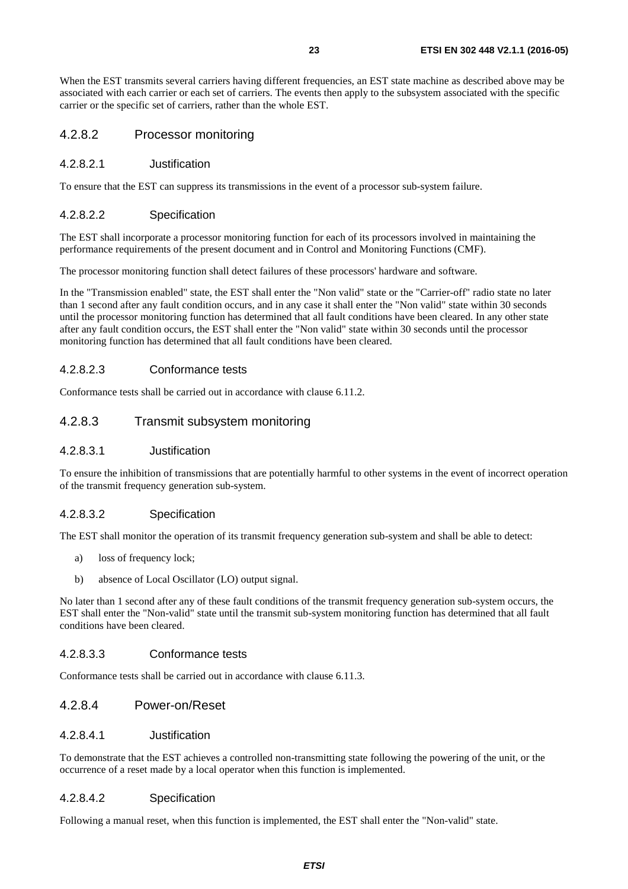When the EST transmits several carriers having different frequencies, an EST state machine as described above may be associated with each carrier or each set of carriers. The events then apply to the subsystem associated with the specific carrier or the specific set of carriers, rather than the whole EST.

### 4.2.8.2 Processor monitoring

#### 4.2.8.2.1 Justification

To ensure that the EST can suppress its transmissions in the event of a processor sub-system failure.

#### 4.2.8.2.2 Specification

The EST shall incorporate a processor monitoring function for each of its processors involved in maintaining the performance requirements of the present document and in Control and Monitoring Functions (CMF).

The processor monitoring function shall detect failures of these processors' hardware and software.

In the "Transmission enabled" state, the EST shall enter the "Non valid" state or the "Carrier-off" radio state no later than 1 second after any fault condition occurs, and in any case it shall enter the "Non valid" state within 30 seconds until the processor monitoring function has determined that all fault conditions have been cleared. In any other state after any fault condition occurs, the EST shall enter the "Non valid" state within 30 seconds until the processor monitoring function has determined that all fault conditions have been cleared.

#### 4.2.8.2.3 Conformance tests

Conformance tests shall be carried out in accordance with clause 6.11.2.

### 4.2.8.3 Transmit subsystem monitoring

#### 4.2.8.3.1 Justification

To ensure the inhibition of transmissions that are potentially harmful to other systems in the event of incorrect operation of the transmit frequency generation sub-system.

#### 4.2.8.3.2 Specification

The EST shall monitor the operation of its transmit frequency generation sub-system and shall be able to detect:

a) loss of frequency lock;

b) absence of Local Oscillator (LO) output signal.

No later than 1 second after any of these fault conditions of the transmit frequency generation sub-system occurs, the EST shall enter the "Non-valid" state until the transmit sub-system monitoring function has determined that all fault conditions have been cleared.

#### 4.2.8.3.3 Conformance tests

Conformance tests shall be carried out in accordance with clause 6.11.3.

### 4.2.8.4 Power-on/Reset

#### 4.2.8.4.1 Justification

To demonstrate that the EST achieves a controlled non-transmitting state following the powering of the unit, or the occurrence of a reset made by a local operator when this function is implemented.

#### 4.2.8.4.2 Specification

Following a manual reset, when this function is implemented, the EST shall enter the "Non-valid" state.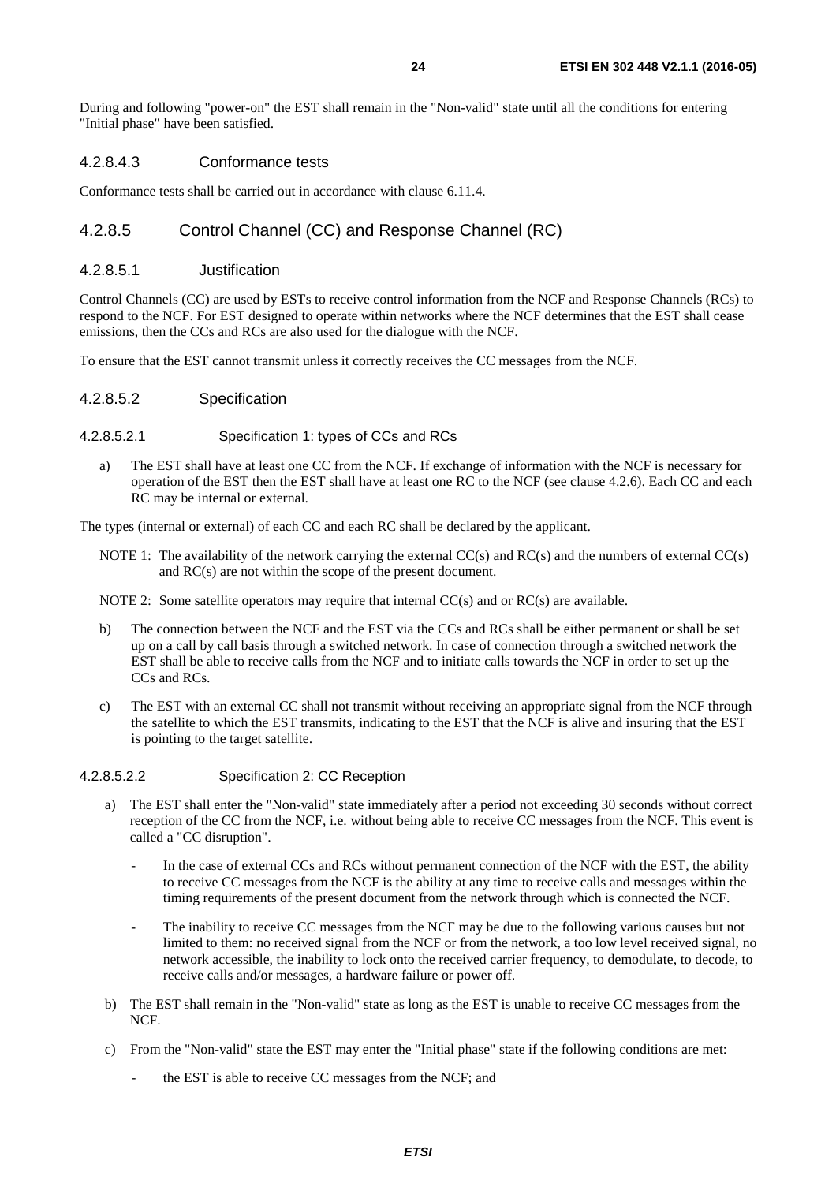During and following "power-on" the EST shall remain in the "Non-valid" state until all the conditions for entering "Initial phase" have been satisfied.

#### 4.2.8.4.3 Conformance tests

Conformance tests shall be carried out in accordance with clause 6.11.4.

### 4.2.8.5 Control Channel (CC) and Response Channel (RC)

#### 4.2.8.5.1 Justification

Control Channels (CC) are used by ESTs to receive control information from the NCF and Response Channels (RCs) to respond to the NCF. For EST designed to operate within networks where the NCF determines that the EST shall cease emissions, then the CCs and RCs are also used for the dialogue with the NCF.

To ensure that the EST cannot transmit unless it correctly receives the CC messages from the NCF.

#### 4.2.8.5.2 Specification

##### 4.2.8.5.2.1 Specification 1: types of CCs and RCs

a) The EST shall have at least one CC from the NCF. If exchange of information with the NCF is necessary for operation of the EST then the EST shall have at least one RC to the NCF (see clause 4.2.6). Each CC and each RC may be internal or external.

The types (internal or external) of each CC and each RC shall be declared by the applicant.

NOTE 1: The availability of the network carrying the external CC(s) and RC(s) and the numbers of external CC(s) and RC(s) are not within the scope of the present document.

NOTE 2: Some satellite operators may require that internal CC(s) and or RC(s) are available.

b) The connection between the NCF and the EST via the CCs and RCs shall be either permanent or shall be set up on a call by call basis through a switched network. In case of connection through a switched network the EST shall be able to receive calls from the NCF and to initiate calls towards the NCF in order to set up the CCs and RCs.

c) The EST with an external CC shall not transmit without receiving an appropriate signal from the NCF through the satellite to which the EST transmits, indicating to the EST that the NCF is alive and insuring that the EST is pointing to the target satellite.

##### 4.2.8.5.2.2 Specification 2: CC Reception

a) The EST shall enter the "Non-valid" state immediately after a period not exceeding 30 seconds without correct reception of the CC from the NCF, i.e. without being able to receive CC messages from the NCF. This event is called a "CC disruption".

   - In the case of external CCs and RCs without permanent connection of the NCF with the EST, the ability to receive CC messages from the NCF is the ability at any time to receive calls and messages within the timing requirements of the present document from the network through which is connected the NCF.

   - The inability to receive CC messages from the NCF may be due to the following various causes but not limited to them: no received signal from the NCF or from the network, a too low level received signal, no network accessible, the inability to lock onto the received carrier frequency, to demodulate, to decode, to receive calls and/or messages, a hardware failure or power off.

b) The EST shall remain in the "Non-valid" state as long as the EST is unable to receive CC messages from the NCF.

c) From the "Non-valid" state the EST may enter the "Initial phase" state if the following conditions are met:

   - the EST is able to receive CC messages from the NCF; and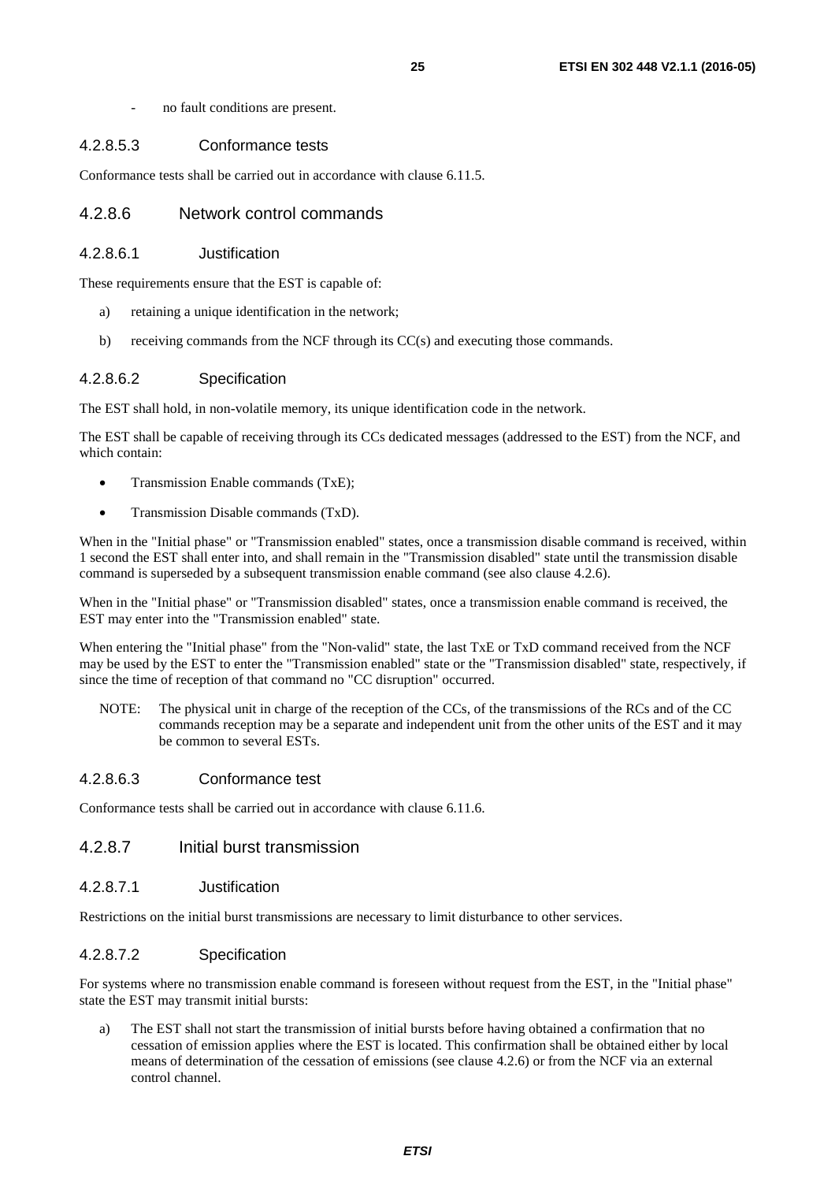- no fault conditions are present.

#### 4.2.8.5.3 Conformance tests

Conformance tests shall be carried out in accordance with clause 6.11.5.

### 4.2.8.6 Network control commands

#### 4.2.8.6.1 Justification

These requirements ensure that the EST is capable of:

a) retaining a unique identification in the network;

b) receiving commands from the NCF through its CC(s) and executing those commands.

#### 4.2.8.6.2 Specification

The EST shall hold, in non-volatile memory, its unique identification code in the network.

The EST shall be capable of receiving through its CCs dedicated messages (addressed to the EST) from the NCF, and which contain:

- Transmission Enable commands (TxE);
- Transmission Disable commands (TxD).

When in the "Initial phase" or "Transmission enabled" states, once a transmission disable command is received, within 1 second the EST shall enter into, and shall remain in the "Transmission disabled" state until the transmission disable command is superseded by a subsequent transmission enable command (see also clause 4.2.6).

When in the "Initial phase" or "Transmission disabled" states, once a transmission enable command is received, the EST may enter into the "Transmission enabled" state.

When entering the "Initial phase" from the "Non-valid" state, the last TxE or TxD command received from the NCF may be used by the EST to enter the "Transmission enabled" state or the "Transmission disabled" state, respectively, if since the time of reception of that command no "CC disruption" occurred.

NOTE: The physical unit in charge of the reception of the CCs, of the transmissions of the RCs and of the CC commands reception may be a separate and independent unit from the other units of the EST and it may be common to several ESTs.

#### 4.2.8.6.3 Conformance test

Conformance tests shall be carried out in accordance with clause 6.11.6.

### 4.2.8.7 Initial burst transmission

#### 4.2.8.7.1 Justification

Restrictions on the initial burst transmissions are necessary to limit disturbance to other services.

#### 4.2.8.7.2 Specification

For systems where no transmission enable command is foreseen without request from the EST, in the "Initial phase" state the EST may transmit initial bursts:

a) The EST shall not start the transmission of initial bursts before having obtained a confirmation that no cessation of emission applies where the EST is located. This confirmation shall be obtained either by local means of determination of the cessation of emissions (see clause 4.2.6) or from the NCF via an external control channel.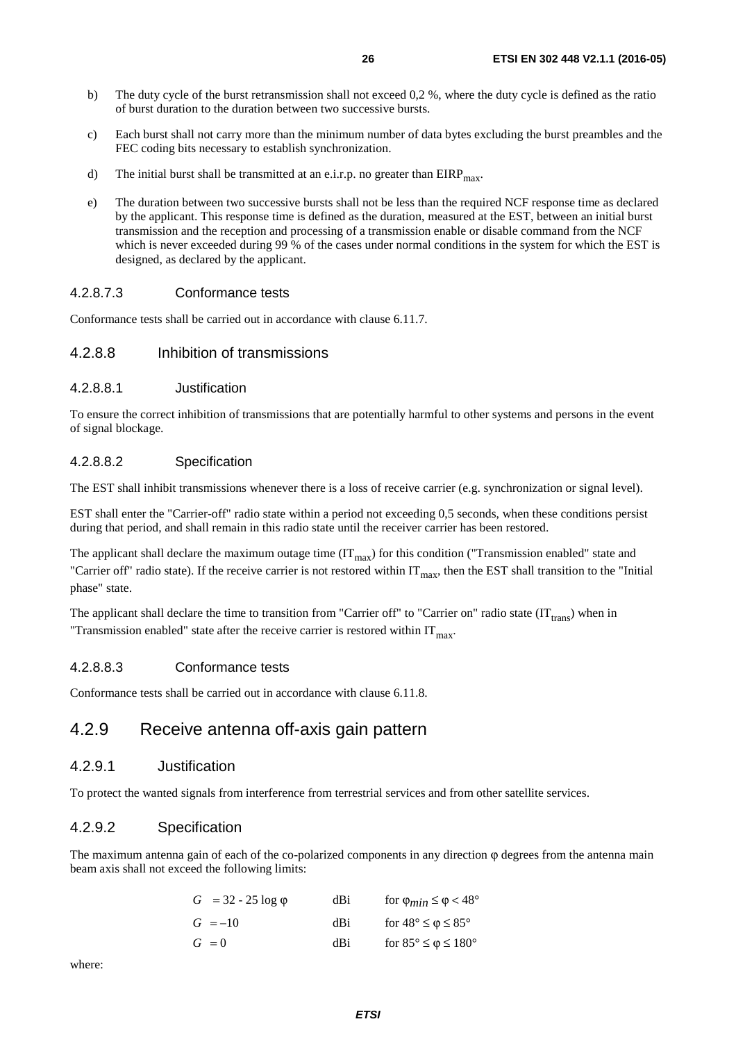b) The duty cycle of the burst retransmission shall not exceed 0,2 %, where the duty cycle is defined as the ratio of burst duration to the duration between two successive bursts.

c) Each burst shall not carry more than the minimum number of data bytes excluding the burst preambles and the FEC coding bits necessary to establish synchronization.

d) The initial burst shall be transmitted at an e.i.r.p. no greater than $EIRP_{max}$.

e) The duration between two successive bursts shall not be less than the required NCF response time as declared by the applicant. This response time is defined as the duration, measured at the EST, between an initial burst transmission and the reception and processing of a transmission enable or disable command from the NCF which is never exceeded during 99 % of the cases under normal conditions in the system for which the EST is designed, as declared by the applicant.

#### 4.2.8.7.3 Conformance tests

Conformance tests shall be carried out in accordance with clause 6.11.7.

### 4.2.8.8 Inhibition of transmissions

#### 4.2.8.8.1 Justification

To ensure the correct inhibition of transmissions that are potentially harmful to other systems and persons in the event of signal blockage.

#### 4.2.8.8.2 Specification

The EST shall inhibit transmissions whenever there is a loss of receive carrier (e.g. synchronization or signal level).

EST shall enter the "Carrier-off" radio state within a period not exceeding 0,5 seconds, when these conditions persist during that period, and shall remain in this radio state until the receiver carrier has been restored.

The applicant shall declare the maximum outage time ($IT_{max}$) for this condition ("Transmission enabled" state and "Carrier off" radio state). If the receive carrier is not restored within $IT_{max}$, then the EST shall transition to the "Initial phase" state.

The applicant shall declare the time to transition from "Carrier off" to "Carrier on" radio state ($IT_{trans}$) when in "Transmission enabled" state after the receive carrier is restored within $IT_{max}$.

#### 4.2.8.8.3 Conformance tests

Conformance tests shall be carried out in accordance with clause 6.11.8.

## 4.2.9 Receive antenna off-axis gain pattern

### 4.2.9.1 Justification

To protect the wanted signals from interference from terrestrial services and from other satellite services.

### 4.2.9.2 Specification

The maximum antenna gain of each of the co-polarized components in any direction φ degrees from the antenna main beam axis shall not exceed the following limits:

| | | |
|---|---|---|
| $G = 32 - 25 \log \varphi$ | dBi | for $\varphi_{min} \leq \varphi < 48°$ |
| $G = -10$ | dBi | for $48° \leq \varphi \leq 85°$ |
| $G = 0$ | dBi | for $85° \leq \varphi \leq 180°$ |

where: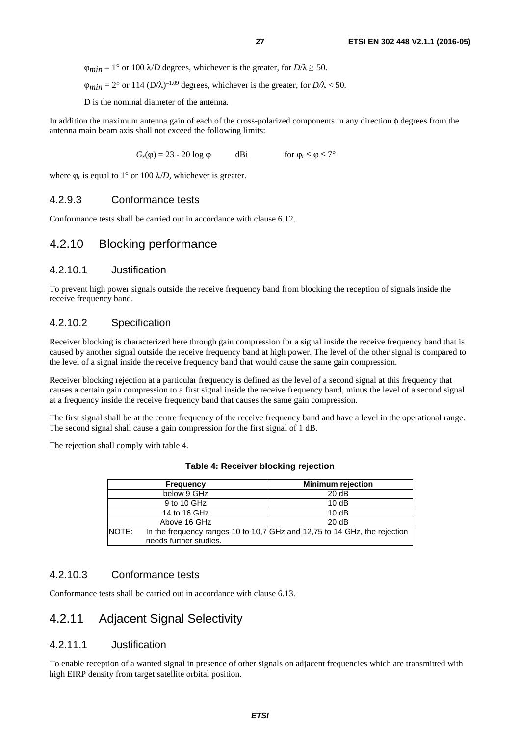$\varphi_{min}$ = 1° or 100 $\lambda/D$ degrees, whichever is the greater, for $D/\lambda \geq 50$.

$\varphi_{min}$ = 2° or 114 $(D/\lambda)^{-1.09}$ degrees, whichever is the greater, for $D/\lambda < 50$.

D is the nominal diameter of the antenna.

In addition the maximum antenna gain of each of the cross-polarized components in any direction ϕ degrees from the antenna main beam axis shall not exceed the following limits:

$$G_x(\varphi) = 23 - 20 \log \varphi \quad \text{dBi} \qquad \text{for } \varphi_r \leq \varphi \leq 7°$$

where $\varphi_r$ is equal to 1° or 100 $\lambda/D$, whichever is greater.

### 4.2.9.3 Conformance tests

Conformance tests shall be carried out in accordance with clause 6.12.

## 4.2.10 Blocking performance

### 4.2.10.1 Justification

To prevent high power signals outside the receive frequency band from blocking the reception of signals inside the receive frequency band.

### 4.2.10.2 Specification

Receiver blocking is characterized here through gain compression for a signal inside the receive frequency band that is caused by another signal outside the receive frequency band at high power. The level of the other signal is compared to the level of a signal inside the receive frequency band that would cause the same gain compression.

Receiver blocking rejection at a particular frequency is defined as the level of a second signal at this frequency that causes a certain gain compression to a first signal inside the receive frequency band, minus the level of a second signal at a frequency inside the receive frequency band that causes the same gain compression.

The first signal shall be at the centre frequency of the receive frequency band and have a level in the operational range. The second signal shall cause a gain compression for the first signal of 1 dB.

The rejection shall comply with table 4.

**Table 4: Receiver blocking rejection**

| Frequency | Minimum rejection |
|---|---|
| below 9 GHz | 20 dB |
| 9 to 10 GHz | 10 dB |
| 14 to 16 GHz | 10 dB |
| Above 16 GHz | 20 dB |
| NOTE: In the frequency ranges 10 to 10,7 GHz and 12,75 to 14 GHz, the rejection needs further studies. | |

### 4.2.10.3 Conformance tests

Conformance tests shall be carried out in accordance with clause 6.13.

## 4.2.11 Adjacent Signal Selectivity

### 4.2.11.1 Justification

To enable reception of a wanted signal in presence of other signals on adjacent frequencies which are transmitted with high EIRP density from target satellite orbital position.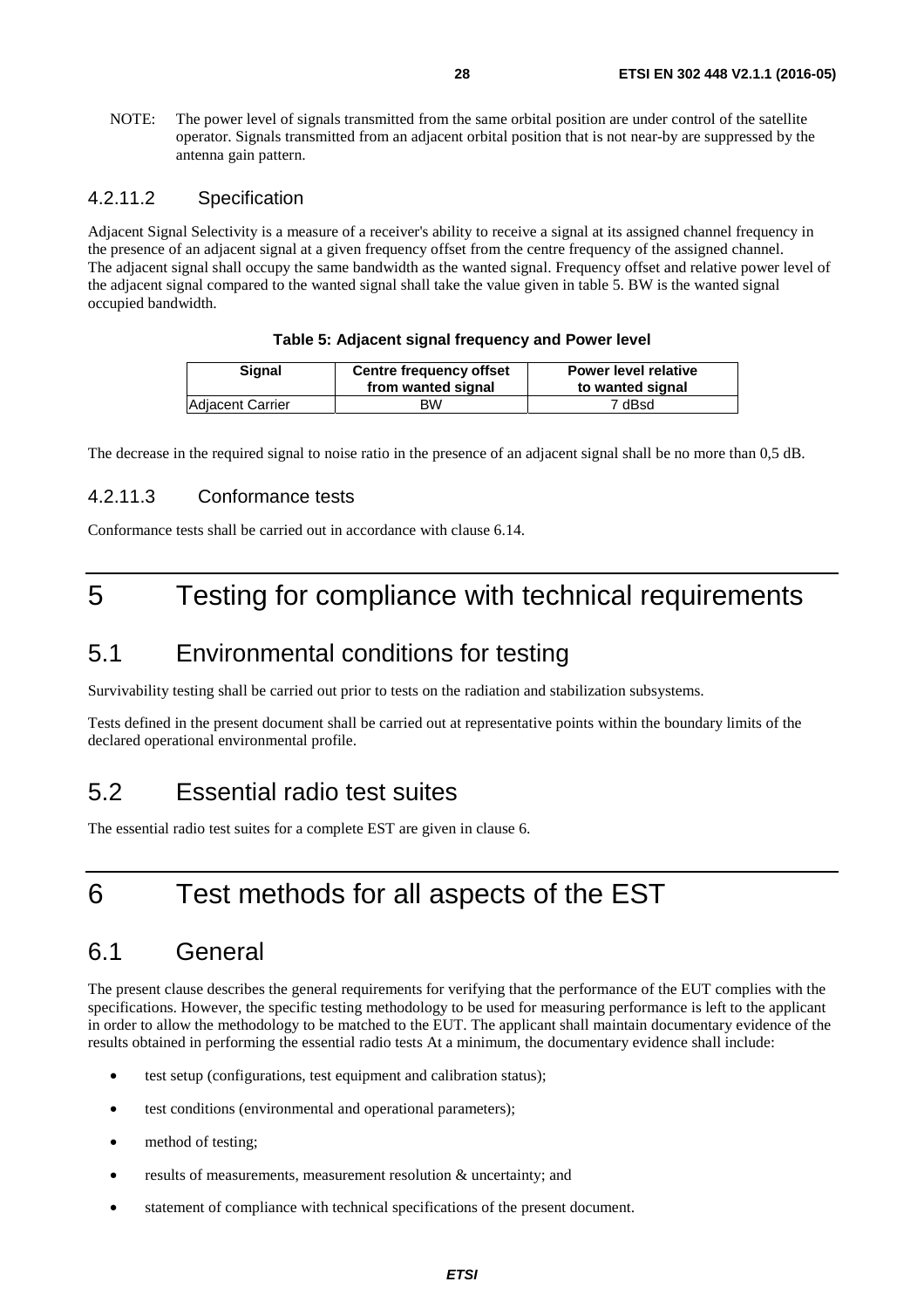NOTE: The power level of signals transmitted from the same orbital position are under control of the satellite operator. Signals transmitted from an adjacent orbital position that is not near-by are suppressed by the antenna gain pattern.

#### 4.2.11.2 Specification

Adjacent Signal Selectivity is a measure of a receiver's ability to receive a signal at its assigned channel frequency in the presence of an adjacent signal at a given frequency offset from the centre frequency of the assigned channel. The adjacent signal shall occupy the same bandwidth as the wanted signal. Frequency offset and relative power level of the adjacent signal compared to the wanted signal shall take the value given in table 5. BW is the wanted signal occupied bandwidth.

**Table 5: Adjacent signal frequency and Power level**

| Signal | Centre frequency offset from wanted signal | Power level relative to wanted signal |
|---|---|---|
| Adjacent Carrier | BW | 7 dBsd |

The decrease in the required signal to noise ratio in the presence of an adjacent signal shall be no more than 0,5 dB.

#### 4.2.11.3 Conformance tests

Conformance tests shall be carried out in accordance with clause 6.14.

# 5 Testing for compliance with technical requirements

## 5.1 Environmental conditions for testing

Survivability testing shall be carried out prior to tests on the radiation and stabilization subsystems.

Tests defined in the present document shall be carried out at representative points within the boundary limits of the declared operational environmental profile.

## 5.2 Essential radio test suites

The essential radio test suites for a complete EST are given in clause 6.

# 6 Test methods for all aspects of the EST

## 6.1 General

The present clause describes the general requirements for verifying that the performance of the EUT complies with the specifications. However, the specific testing methodology to be used for measuring performance is left to the applicant in order to allow the methodology to be matched to the EUT. The applicant shall maintain documentary evidence of the results obtained in performing the essential radio tests At a minimum, the documentary evidence shall include:

- test setup (configurations, test equipment and calibration status);
- test conditions (environmental and operational parameters);
- method of testing;
- results of measurements, measurement resolution & uncertainty; and
- statement of compliance with technical specifications of the present document.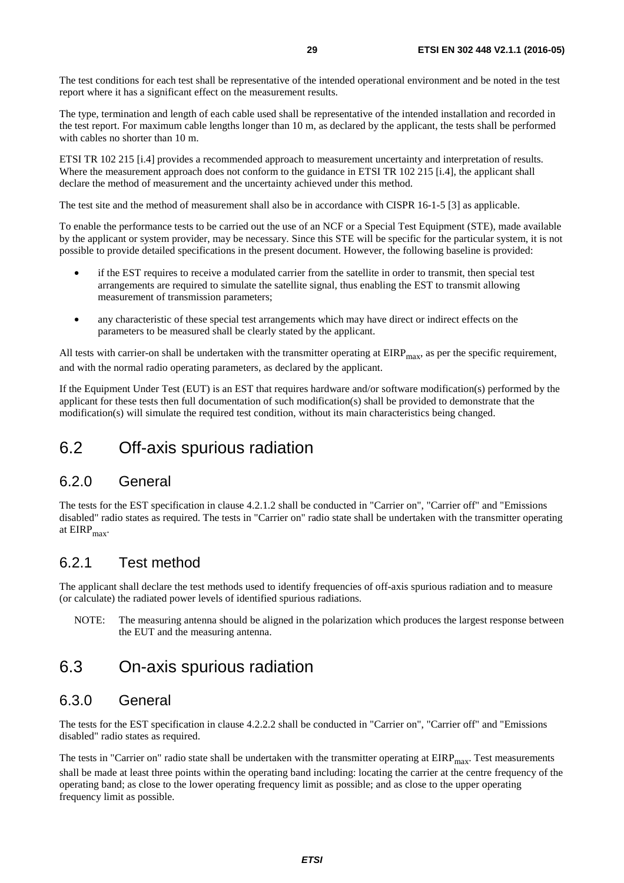The test conditions for each test shall be representative of the intended operational environment and be noted in the test report where it has a significant effect on the measurement results.

The type, termination and length of each cable used shall be representative of the intended installation and recorded in the test report. For maximum cable lengths longer than 10 m, as declared by the applicant, the tests shall be performed with cables no shorter than 10 m.

ETSI TR 102 215 [i.4] provides a recommended approach to measurement uncertainty and interpretation of results. Where the measurement approach does not conform to the guidance in ETSI TR 102 215 [i.4], the applicant shall declare the method of measurement and the uncertainty achieved under this method.

The test site and the method of measurement shall also be in accordance with CISPR 16-1-5 [3] as applicable.

To enable the performance tests to be carried out the use of an NCF or a Special Test Equipment (STE), made available by the applicant or system provider, may be necessary. Since this STE will be specific for the particular system, it is not possible to provide detailed specifications in the present document. However, the following baseline is provided:

- if the EST requires to receive a modulated carrier from the satellite in order to transmit, then special test arrangements are required to simulate the satellite signal, thus enabling the EST to transmit allowing measurement of transmission parameters;
- any characteristic of these special test arrangements which may have direct or indirect effects on the parameters to be measured shall be clearly stated by the applicant.

All tests with carrier-on shall be undertaken with the transmitter operating at $EIRP_{max}$, as per the specific requirement, and with the normal radio operating parameters, as declared by the applicant.

If the Equipment Under Test (EUT) is an EST that requires hardware and/or software modification(s) performed by the applicant for these tests then full documentation of such modification(s) shall be provided to demonstrate that the modification(s) will simulate the required test condition, without its main characteristics being changed.

## 6.2 Off-axis spurious radiation

### 6.2.0 General

The tests for the EST specification in clause 4.2.1.2 shall be conducted in "Carrier on", "Carrier off" and "Emissions disabled" radio states as required. The tests in "Carrier on" radio state shall be undertaken with the transmitter operating at $EIRP_{max}$.

### 6.2.1 Test method

The applicant shall declare the test methods used to identify frequencies of off-axis spurious radiation and to measure (or calculate) the radiated power levels of identified spurious radiations.

NOTE: The measuring antenna should be aligned in the polarization which produces the largest response between the EUT and the measuring antenna.

## 6.3 On-axis spurious radiation

### 6.3.0 General

The tests for the EST specification in clause 4.2.2.2 shall be conducted in "Carrier on", "Carrier off" and "Emissions disabled" radio states as required.

The tests in "Carrier on" radio state shall be undertaken with the transmitter operating at $EIRP_{max}$. Test measurements shall be made at least three points within the operating band including: locating the carrier at the centre frequency of the operating band; as close to the lower operating frequency limit as possible; and as close to the upper operating frequency limit as possible.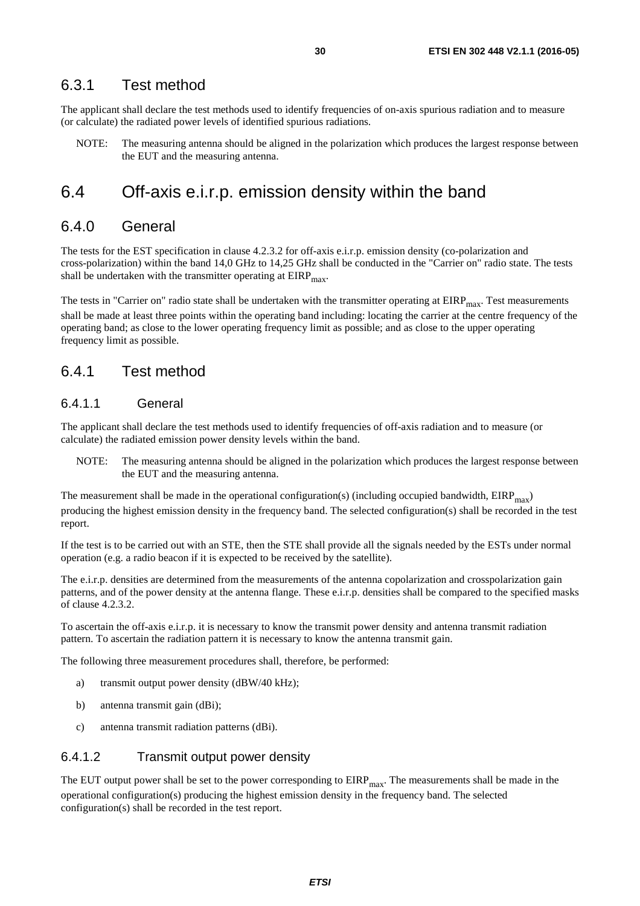### 6.3.1 Test method

The applicant shall declare the test methods used to identify frequencies of on-axis spurious radiation and to measure (or calculate) the radiated power levels of identified spurious radiations.

NOTE: The measuring antenna should be aligned in the polarization which produces the largest response between the EUT and the measuring antenna.

## 6.4 Off-axis e.i.r.p. emission density within the band

### 6.4.0 General

The tests for the EST specification in clause 4.2.3.2 for off-axis e.i.r.p. emission density (co-polarization and cross-polarization) within the band 14,0 GHz to 14,25 GHz shall be conducted in the "Carrier on" radio state. The tests shall be undertaken with the transmitter operating at $EIRP_{max}$.

The tests in "Carrier on" radio state shall be undertaken with the transmitter operating at $EIRP_{max}$. Test measurements shall be made at least three points within the operating band including: locating the carrier at the centre frequency of the operating band; as close to the lower operating frequency limit as possible; and as close to the upper operating frequency limit as possible.

### 6.4.1 Test method

#### 6.4.1.1 General

The applicant shall declare the test methods used to identify frequencies of off-axis radiation and to measure (or calculate) the radiated emission power density levels within the band.

NOTE: The measuring antenna should be aligned in the polarization which produces the largest response between the EUT and the measuring antenna.

The measurement shall be made in the operational configuration(s) (including occupied bandwidth, $EIRP_{max}$) producing the highest emission density in the frequency band. The selected configuration(s) shall be recorded in the test report.

If the test is to be carried out with an STE, then the STE shall provide all the signals needed by the ESTs under normal operation (e.g. a radio beacon if it is expected to be received by the satellite).

The e.i.r.p. densities are determined from the measurements of the antenna copolarization and crosspolarization gain patterns, and of the power density at the antenna flange. These e.i.r.p. densities shall be compared to the specified masks of clause 4.2.3.2.

To ascertain the off-axis e.i.r.p. it is necessary to know the transmit power density and antenna transmit radiation pattern. To ascertain the radiation pattern it is necessary to know the antenna transmit gain.

The following three measurement procedures shall, therefore, be performed:

a) transmit output power density (dBW/40 kHz);

b) antenna transmit gain (dBi);

c) antenna transmit radiation patterns (dBi).

#### 6.4.1.2 Transmit output power density

The EUT output power shall be set to the power corresponding to $EIRP_{max}$. The measurements shall be made in the operational configuration(s) producing the highest emission density in the frequency band. The selected configuration(s) shall be recorded in the test report.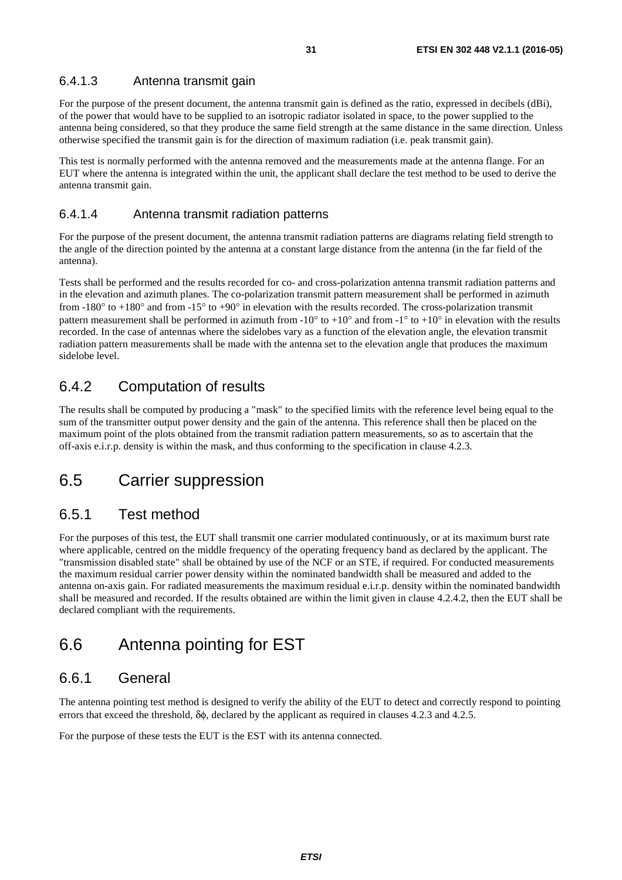#### 6.4.1.3 Antenna transmit gain

For the purpose of the present document, the antenna transmit gain is defined as the ratio, expressed in decibels (dBi), of the power that would have to be supplied to an isotropic radiator isolated in space, to the power supplied to the antenna being considered, so that they produce the same field strength at the same distance in the same direction. Unless otherwise specified the transmit gain is for the direction of maximum radiation (i.e. peak transmit gain).

This test is normally performed with the antenna removed and the measurements made at the antenna flange. For an EUT where the antenna is integrated within the unit, the applicant shall declare the test method to be used to derive the antenna transmit gain.

#### 6.4.1.4 Antenna transmit radiation patterns

For the purpose of the present document, the antenna transmit radiation patterns are diagrams relating field strength to the angle of the direction pointed by the antenna at a constant large distance from the antenna (in the far field of the antenna).

Tests shall be performed and the results recorded for co- and cross-polarization antenna transmit radiation patterns and in the elevation and azimuth planes. The co-polarization transmit pattern measurement shall be performed in azimuth from -180° to +180° and from -15° to +90° in elevation with the results recorded. The cross-polarization transmit pattern measurement shall be performed in azimuth from -10° to +10° and from -1° to +10° in elevation with the results recorded. In the case of antennas where the sidelobes vary as a function of the elevation angle, the elevation transmit radiation pattern measurements shall be made with the antenna set to the elevation angle that produces the maximum sidelobe level.

### 6.4.2 Computation of results

The results shall be computed by producing a "mask" to the specified limits with the reference level being equal to the sum of the transmitter output power density and the gain of the antenna. This reference shall then be placed on the maximum point of the plots obtained from the transmit radiation pattern measurements, so as to ascertain that the off-axis e.i.r.p. density is within the mask, and thus conforming to the specification in clause 4.2.3.

## 6.5 Carrier suppression

### 6.5.1 Test method

For the purposes of this test, the EUT shall transmit one carrier modulated continuously, or at its maximum burst rate where applicable, centred on the middle frequency of the operating frequency band as declared by the applicant. The "transmission disabled state" shall be obtained by use of the NCF or an STE, if required. For conducted measurements the maximum residual carrier power density within the nominated bandwidth shall be measured and added to the antenna on-axis gain. For radiated measurements the maximum residual e.i.r.p. density within the nominated bandwidth shall be measured and recorded. If the results obtained are within the limit given in clause 4.2.4.2, then the EUT shall be declared compliant with the requirements.

## 6.6 Antenna pointing for EST

### 6.6.1 General

The antenna pointing test method is designed to verify the ability of the EUT to detect and correctly respond to pointing errors that exceed the threshold, $\delta\phi$, declared by the applicant as required in clauses 4.2.3 and 4.2.5.

For the purpose of these tests the EUT is the EST with its antenna connected.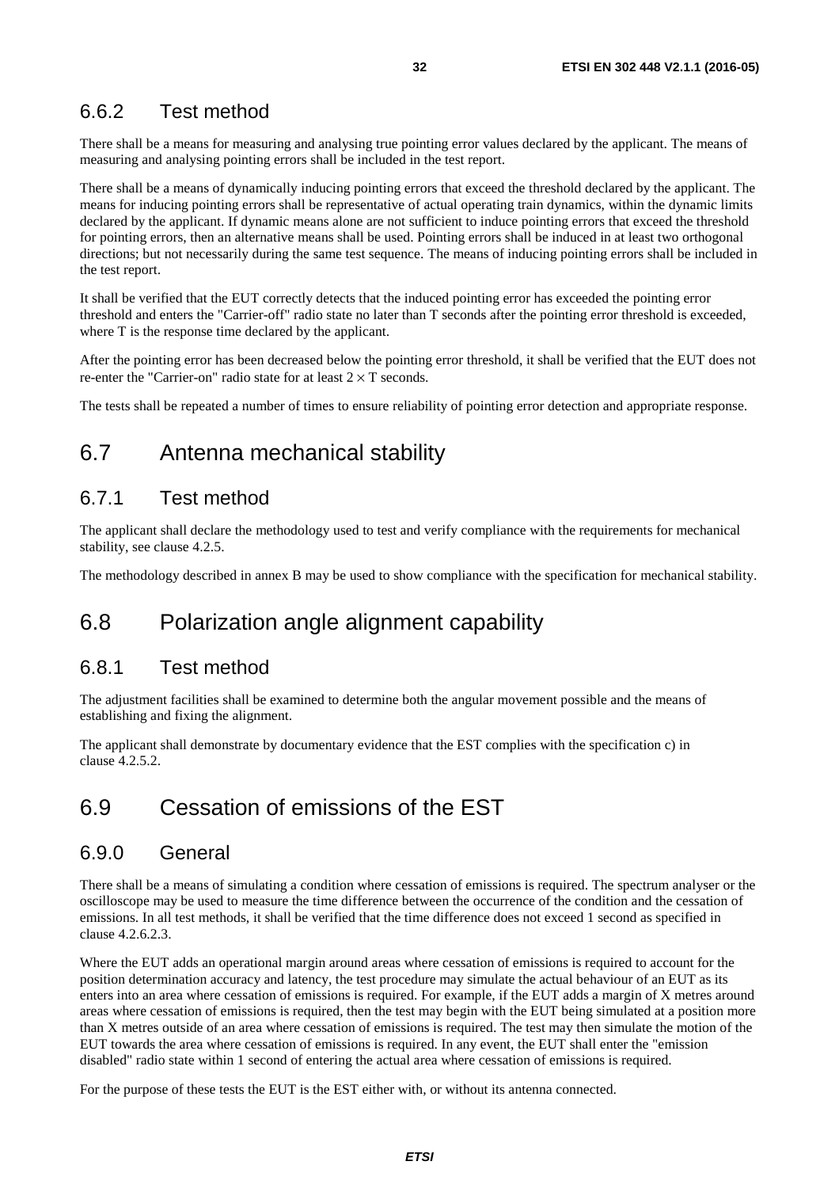### 6.6.2 Test method

There shall be a means for measuring and analysing true pointing error values declared by the applicant. The means of measuring and analysing pointing errors shall be included in the test report.

There shall be a means of dynamically inducing pointing errors that exceed the threshold declared by the applicant. The means for inducing pointing errors shall be representative of actual operating train dynamics, within the dynamic limits declared by the applicant. If dynamic means alone are not sufficient to induce pointing errors that exceed the threshold for pointing errors, then an alternative means shall be used. Pointing errors shall be induced in at least two orthogonal directions; but not necessarily during the same test sequence. The means of inducing pointing errors shall be included in the test report.

It shall be verified that the EUT correctly detects that the induced pointing error has exceeded the pointing error threshold and enters the "Carrier-off" radio state no later than T seconds after the pointing error threshold is exceeded, where T is the response time declared by the applicant.

After the pointing error has been decreased below the pointing error threshold, it shall be verified that the EUT does not re-enter the "Carrier-on" radio state for at least $2 \times T$ seconds.

The tests shall be repeated a number of times to ensure reliability of pointing error detection and appropriate response.

## 6.7 Antenna mechanical stability

### 6.7.1 Test method

The applicant shall declare the methodology used to test and verify compliance with the requirements for mechanical stability, see clause 4.2.5.

The methodology described in annex B may be used to show compliance with the specification for mechanical stability.

## 6.8 Polarization angle alignment capability

### 6.8.1 Test method

The adjustment facilities shall be examined to determine both the angular movement possible and the means of establishing and fixing the alignment.

The applicant shall demonstrate by documentary evidence that the EST complies with the specification c) in clause 4.2.5.2.

## 6.9 Cessation of emissions of the EST

### 6.9.0 General

There shall be a means of simulating a condition where cessation of emissions is required. The spectrum analyser or the oscilloscope may be used to measure the time difference between the occurrence of the condition and the cessation of emissions. In all test methods, it shall be verified that the time difference does not exceed 1 second as specified in clause 4.2.6.2.3.

Where the EUT adds an operational margin around areas where cessation of emissions is required to account for the position determination accuracy and latency, the test procedure may simulate the actual behaviour of an EUT as its enters into an area where cessation of emissions is required. For example, if the EUT adds a margin of X metres around areas where cessation of emissions is required, then the test may begin with the EUT being simulated at a position more than X metres outside of an area where cessation of emissions is required. The test may then simulate the motion of the EUT towards the area where cessation of emissions is required. In any event, the EUT shall enter the "emission disabled" radio state within 1 second of entering the actual area where cessation of emissions is required.

For the purpose of these tests the EUT is the EST either with, or without its antenna connected.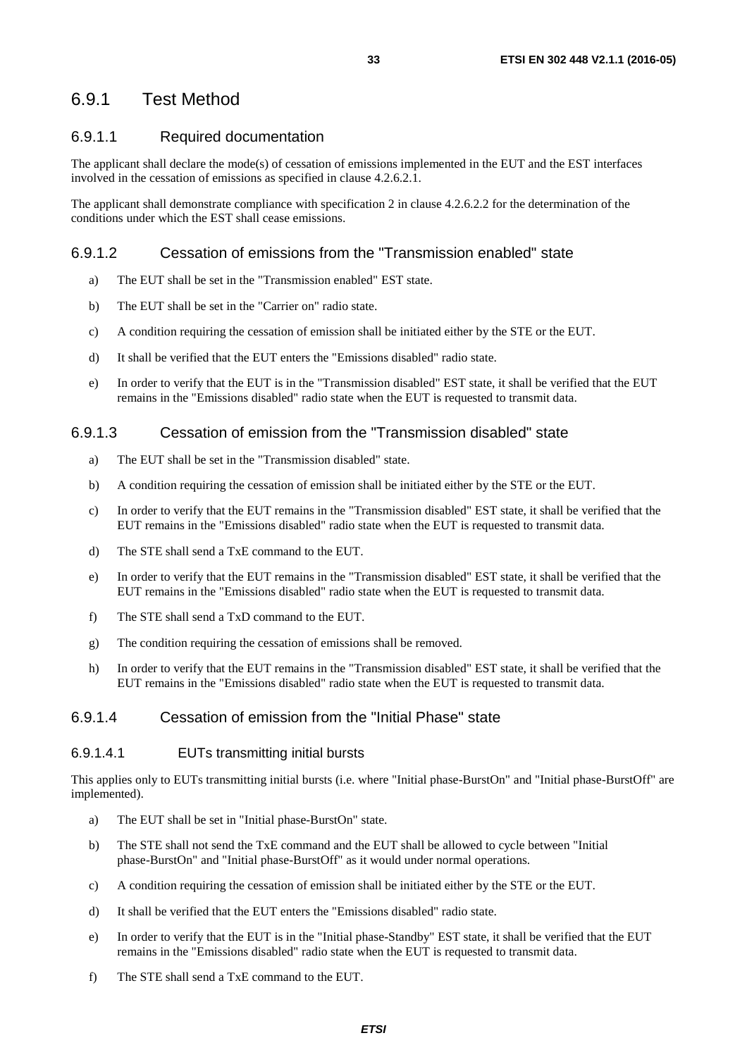## 6.9.1 Test Method

### 6.9.1.1 Required documentation

The applicant shall declare the mode(s) of cessation of emissions implemented in the EUT and the EST interfaces involved in the cessation of emissions as specified in clause 4.2.6.2.1.

The applicant shall demonstrate compliance with specification 2 in clause 4.2.6.2.2 for the determination of the conditions under which the EST shall cease emissions.

### 6.9.1.2 Cessation of emissions from the "Transmission enabled" state

a) The EUT shall be set in the "Transmission enabled" EST state.

b) The EUT shall be set in the "Carrier on" radio state.

c) A condition requiring the cessation of emission shall be initiated either by the STE or the EUT.

d) It shall be verified that the EUT enters the "Emissions disabled" radio state.

e) In order to verify that the EUT is in the "Transmission disabled" EST state, it shall be verified that the EUT remains in the "Emissions disabled" radio state when the EUT is requested to transmit data.

### 6.9.1.3 Cessation of emission from the "Transmission disabled" state

a) The EUT shall be set in the "Transmission disabled" state.

b) A condition requiring the cessation of emission shall be initiated either by the STE or the EUT.

c) In order to verify that the EUT remains in the "Transmission disabled" EST state, it shall be verified that the EUT remains in the "Emissions disabled" radio state when the EUT is requested to transmit data.

d) The STE shall send a TxE command to the EUT.

e) In order to verify that the EUT remains in the "Transmission disabled" EST state, it shall be verified that the EUT remains in the "Emissions disabled" radio state when the EUT is requested to transmit data.

f) The STE shall send a TxD command to the EUT.

g) The condition requiring the cessation of emissions shall be removed.

h) In order to verify that the EUT remains in the "Transmission disabled" EST state, it shall be verified that the EUT remains in the "Emissions disabled" radio state when the EUT is requested to transmit data.

### 6.9.1.4 Cessation of emission from the "Initial Phase" state

#### 6.9.1.4.1 EUTs transmitting initial bursts

This applies only to EUTs transmitting initial bursts (i.e. where "Initial phase-BurstOn" and "Initial phase-BurstOff" are implemented).

a) The EUT shall be set in "Initial phase-BurstOn" state.

b) The STE shall not send the TxE command and the EUT shall be allowed to cycle between "Initial phase-BurstOn" and "Initial phase-BurstOff" as it would under normal operations.

c) A condition requiring the cessation of emission shall be initiated either by the STE or the EUT.

d) It shall be verified that the EUT enters the "Emissions disabled" radio state.

e) In order to verify that the EUT is in the "Initial phase-Standby" EST state, it shall be verified that the EUT remains in the "Emissions disabled" radio state when the EUT is requested to transmit data.

f) The STE shall send a TxE command to the EUT.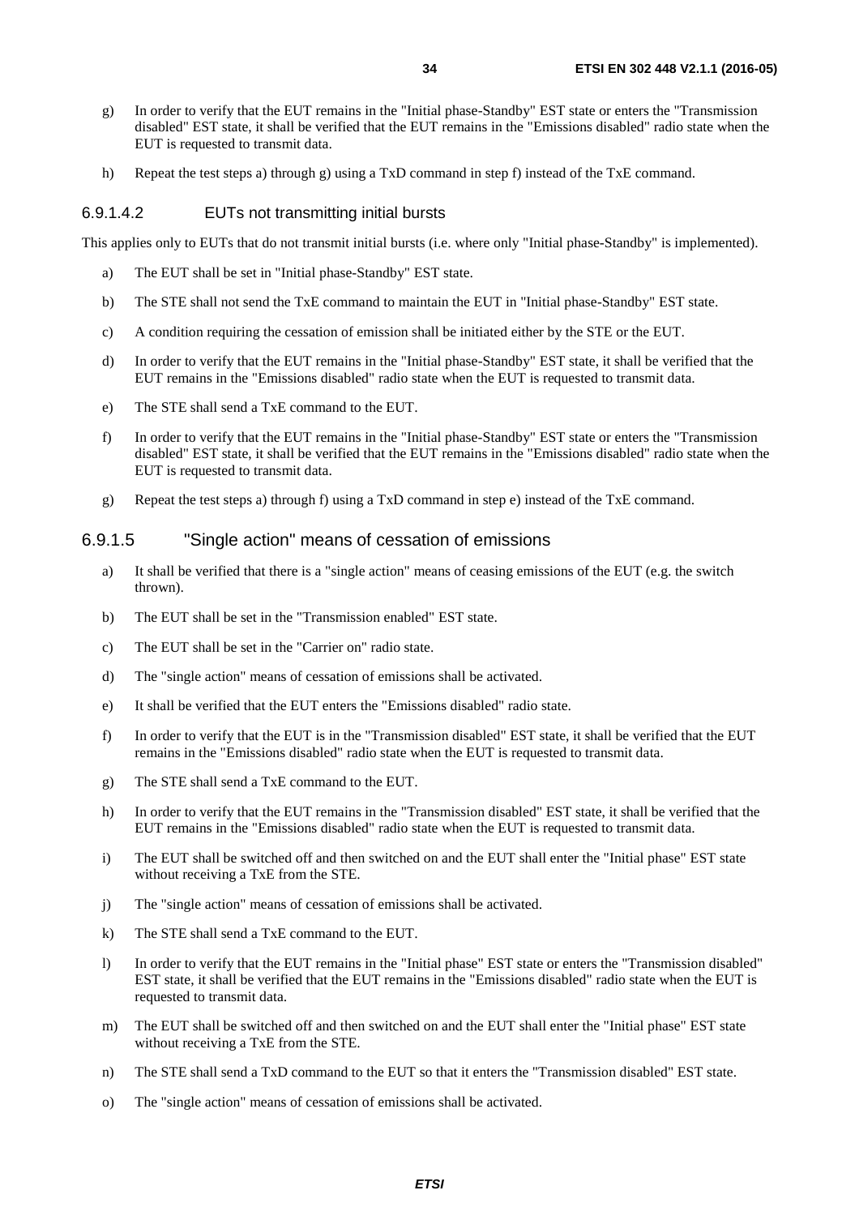g) In order to verify that the EUT remains in the "Initial phase-Standby" EST state or enters the "Transmission disabled" EST state, it shall be verified that the EUT remains in the "Emissions disabled" radio state when the EUT is requested to transmit data.

h) Repeat the test steps a) through g) using a TxD command in step f) instead of the TxE command.

#### 6.9.1.4.2 EUTs not transmitting initial bursts

This applies only to EUTs that do not transmit initial bursts (i.e. where only "Initial phase-Standby" is implemented).

a) The EUT shall be set in "Initial phase-Standby" EST state.

b) The STE shall not send the TxE command to maintain the EUT in "Initial phase-Standby" EST state.

c) A condition requiring the cessation of emission shall be initiated either by the STE or the EUT.

d) In order to verify that the EUT remains in the "Initial phase-Standby" EST state, it shall be verified that the EUT remains in the "Emissions disabled" radio state when the EUT is requested to transmit data.

e) The STE shall send a TxE command to the EUT.

f) In order to verify that the EUT remains in the "Initial phase-Standby" EST state or enters the "Transmission disabled" EST state, it shall be verified that the EUT remains in the "Emissions disabled" radio state when the EUT is requested to transmit data.

g) Repeat the test steps a) through f) using a TxD command in step e) instead of the TxE command.

### 6.9.1.5 "Single action" means of cessation of emissions

a) It shall be verified that there is a "single action" means of ceasing emissions of the EUT (e.g. the switch thrown).

b) The EUT shall be set in the "Transmission enabled" EST state.

c) The EUT shall be set in the "Carrier on" radio state.

d) The "single action" means of cessation of emissions shall be activated.

e) It shall be verified that the EUT enters the "Emissions disabled" radio state.

f) In order to verify that the EUT is in the "Transmission disabled" EST state, it shall be verified that the EUT remains in the "Emissions disabled" radio state when the EUT is requested to transmit data.

g) The STE shall send a TxE command to the EUT.

h) In order to verify that the EUT remains in the "Transmission disabled" EST state, it shall be verified that the EUT remains in the "Emissions disabled" radio state when the EUT is requested to transmit data.

i) The EUT shall be switched off and then switched on and the EUT shall enter the "Initial phase" EST state without receiving a TxE from the STE.

j) The "single action" means of cessation of emissions shall be activated.

k) The STE shall send a TxE command to the EUT.

l) In order to verify that the EUT remains in the "Initial phase" EST state or enters the "Transmission disabled" EST state, it shall be verified that the EUT remains in the "Emissions disabled" radio state when the EUT is requested to transmit data.

m) The EUT shall be switched off and then switched on and the EUT shall enter the "Initial phase" EST state without receiving a TxE from the STE.

n) The STE shall send a TxD command to the EUT so that it enters the "Transmission disabled" EST state.

o) The "single action" means of cessation of emissions shall be activated.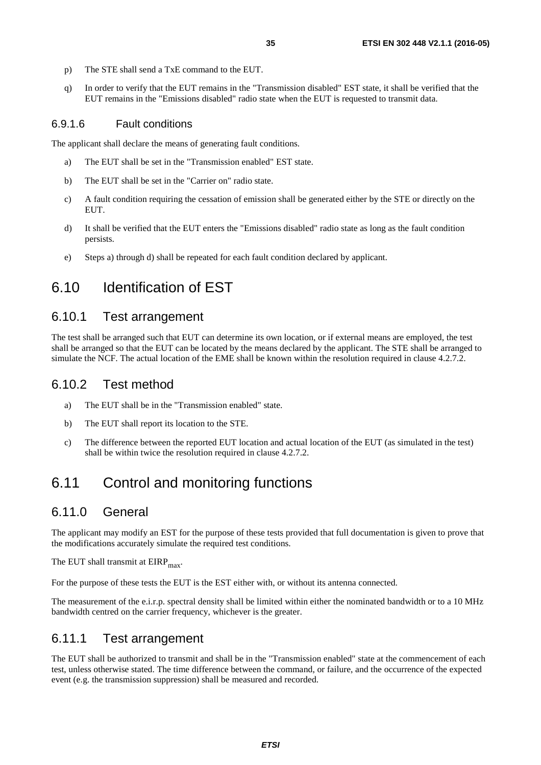p) The STE shall send a TxE command to the EUT.

q) In order to verify that the EUT remains in the "Transmission disabled" EST state, it shall be verified that the EUT remains in the "Emissions disabled" radio state when the EUT is requested to transmit data.

#### 6.9.1.6 Fault conditions

The applicant shall declare the means of generating fault conditions.

a) The EUT shall be set in the "Transmission enabled" EST state.

b) The EUT shall be set in the "Carrier on" radio state.

c) A fault condition requiring the cessation of emission shall be generated either by the STE or directly on the EUT.

d) It shall be verified that the EUT enters the "Emissions disabled" radio state as long as the fault condition persists.

e) Steps a) through d) shall be repeated for each fault condition declared by applicant.

## 6.10 Identification of EST

### 6.10.1 Test arrangement

The test shall be arranged such that EUT can determine its own location, or if external means are employed, the test shall be arranged so that the EUT can be located by the means declared by the applicant. The STE shall be arranged to simulate the NCF. The actual location of the EME shall be known within the resolution required in clause 4.2.7.2.

### 6.10.2 Test method

a) The EUT shall be in the "Transmission enabled" state.

b) The EUT shall report its location to the STE.

c) The difference between the reported EUT location and actual location of the EUT (as simulated in the test) shall be within twice the resolution required in clause 4.2.7.2.

## 6.11 Control and monitoring functions

### 6.11.0 General

The applicant may modify an EST for the purpose of these tests provided that full documentation is given to prove that the modifications accurately simulate the required test conditions.

The EUT shall transmit at $EIRP_{max}$.

For the purpose of these tests the EUT is the EST either with, or without its antenna connected.

The measurement of the e.i.r.p. spectral density shall be limited within either the nominated bandwidth or to a 10 MHz bandwidth centred on the carrier frequency, whichever is the greater.

### 6.11.1 Test arrangement

The EUT shall be authorized to transmit and shall be in the "Transmission enabled" state at the commencement of each test, unless otherwise stated. The time difference between the command, or failure, and the occurrence of the expected event (e.g. the transmission suppression) shall be measured and recorded.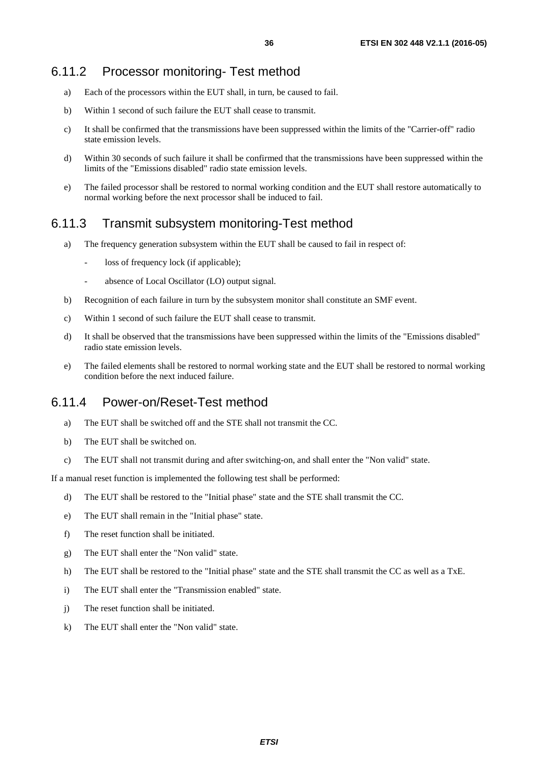### 6.11.2 Processor monitoring- Test method

a) Each of the processors within the EUT shall, in turn, be caused to fail.

b) Within 1 second of such failure the EUT shall cease to transmit.

c) It shall be confirmed that the transmissions have been suppressed within the limits of the "Carrier-off" radio state emission levels.

d) Within 30 seconds of such failure it shall be confirmed that the transmissions have been suppressed within the limits of the "Emissions disabled" radio state emission levels.

e) The failed processor shall be restored to normal working condition and the EUT shall restore automatically to normal working before the next processor shall be induced to fail.

### 6.11.3 Transmit subsystem monitoring-Test method

a) The frequency generation subsystem within the EUT shall be caused to fail in respect of:

- loss of frequency lock (if applicable);
- absence of Local Oscillator (LO) output signal.

b) Recognition of each failure in turn by the subsystem monitor shall constitute an SMF event.

c) Within 1 second of such failure the EUT shall cease to transmit.

d) It shall be observed that the transmissions have been suppressed within the limits of the "Emissions disabled" radio state emission levels.

e) The failed elements shall be restored to normal working state and the EUT shall be restored to normal working condition before the next induced failure.

### 6.11.4 Power-on/Reset-Test method

a) The EUT shall be switched off and the STE shall not transmit the CC.

b) The EUT shall be switched on.

c) The EUT shall not transmit during and after switching-on, and shall enter the "Non valid" state.

If a manual reset function is implemented the following test shall be performed:

d) The EUT shall be restored to the "Initial phase" state and the STE shall transmit the CC.

e) The EUT shall remain in the "Initial phase" state.

f) The reset function shall be initiated.

g) The EUT shall enter the "Non valid" state.

h) The EUT shall be restored to the "Initial phase" state and the STE shall transmit the CC as well as a TxE.

i) The EUT shall enter the "Transmission enabled" state.

j) The reset function shall be initiated.

k) The EUT shall enter the "Non valid" state.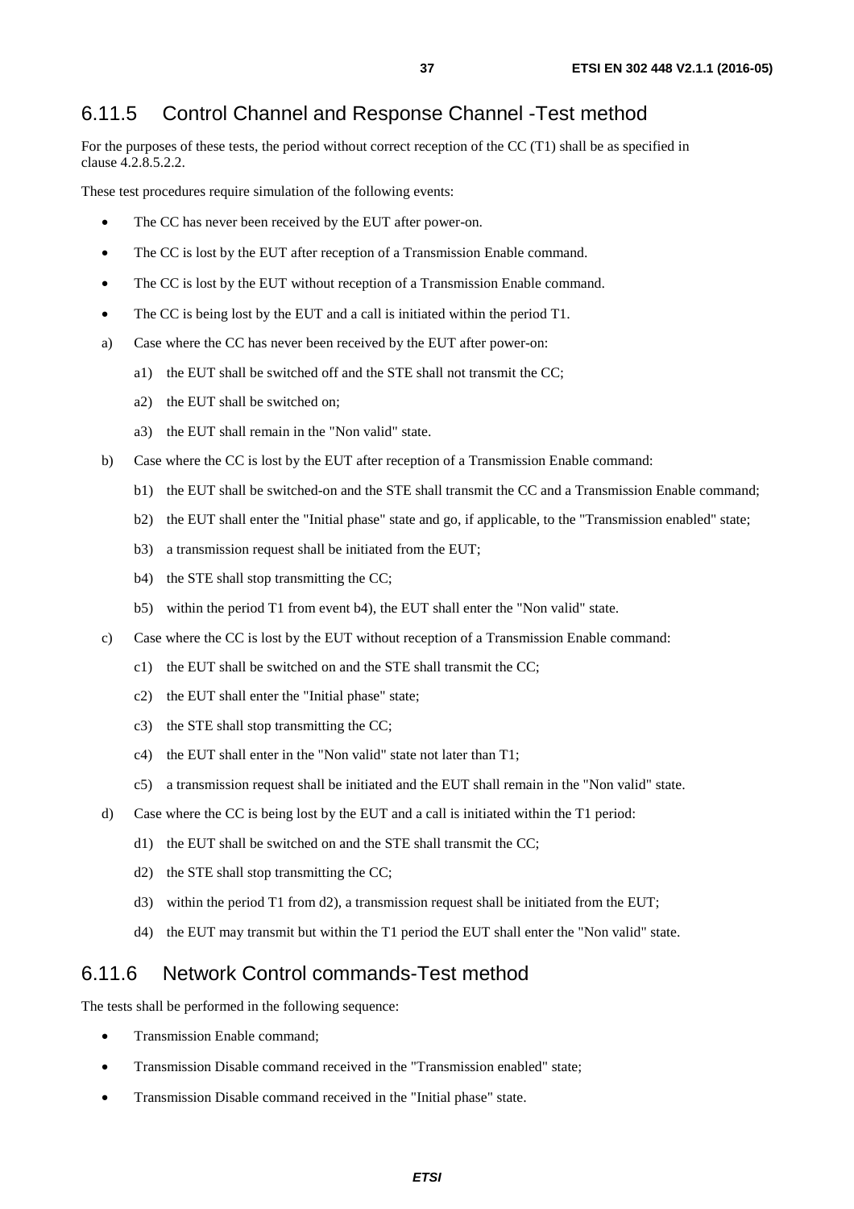### 6.11.5 Control Channel and Response Channel -Test method

For the purposes of these tests, the period without correct reception of the CC (T1) shall be as specified in clause 4.2.8.5.2.2.

These test procedures require simulation of the following events:

- The CC has never been received by the EUT after power-on.
- The CC is lost by the EUT after reception of a Transmission Enable command.
- The CC is lost by the EUT without reception of a Transmission Enable command.
- The CC is being lost by the EUT and a call is initiated within the period T1.

a) Case where the CC has never been received by the EUT after power-on:

   a1) the EUT shall be switched off and the STE shall not transmit the CC;

   a2) the EUT shall be switched on;

   a3) the EUT shall remain in the "Non valid" state.

b) Case where the CC is lost by the EUT after reception of a Transmission Enable command:

   b1) the EUT shall be switched-on and the STE shall transmit the CC and a Transmission Enable command;

   b2) the EUT shall enter the "Initial phase" state and go, if applicable, to the "Transmission enabled" state;

   b3) a transmission request shall be initiated from the EUT;

   b4) the STE shall stop transmitting the CC;

   b5) within the period T1 from event b4), the EUT shall enter the "Non valid" state.

c) Case where the CC is lost by the EUT without reception of a Transmission Enable command:

   c1) the EUT shall be switched on and the STE shall transmit the CC;

   c2) the EUT shall enter the "Initial phase" state;

   c3) the STE shall stop transmitting the CC;

   c4) the EUT shall enter in the "Non valid" state not later than T1;

   c5) a transmission request shall be initiated and the EUT shall remain in the "Non valid" state.

d) Case where the CC is being lost by the EUT and a call is initiated within the T1 period:

   d1) the EUT shall be switched on and the STE shall transmit the CC;

   d2) the STE shall stop transmitting the CC;

   d3) within the period T1 from d2), a transmission request shall be initiated from the EUT;

   d4) the EUT may transmit but within the T1 period the EUT shall enter the "Non valid" state.

### 6.11.6 Network Control commands-Test method

The tests shall be performed in the following sequence:

- Transmission Enable command;
- Transmission Disable command received in the "Transmission enabled" state;
- Transmission Disable command received in the "Initial phase" state.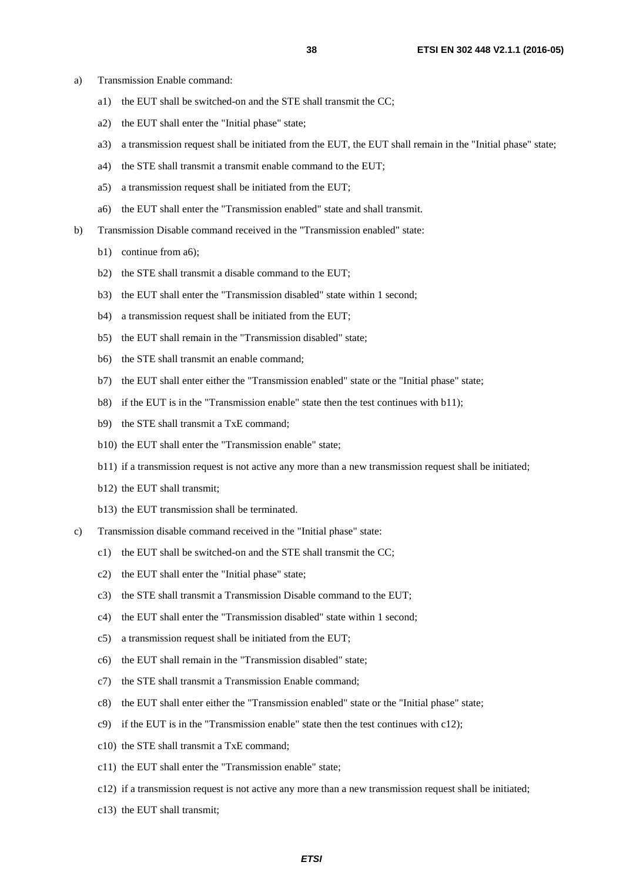a) Transmission Enable command:

   a1) the EUT shall be switched-on and the STE shall transmit the CC;

   a2) the EUT shall enter the "Initial phase" state;

   a3) a transmission request shall be initiated from the EUT, the EUT shall remain in the "Initial phase" state;

   a4) the STE shall transmit a transmit enable command to the EUT;

   a5) a transmission request shall be initiated from the EUT;

   a6) the EUT shall enter the "Transmission enabled" state and shall transmit.

b) Transmission Disable command received in the "Transmission enabled" state:

   b1) continue from a6);

   b2) the STE shall transmit a disable command to the EUT;

   b3) the EUT shall enter the "Transmission disabled" state within 1 second;

   b4) a transmission request shall be initiated from the EUT;

   b5) the EUT shall remain in the "Transmission disabled" state;

   b6) the STE shall transmit an enable command;

   b7) the EUT shall enter either the "Transmission enabled" state or the "Initial phase" state;

   b8) if the EUT is in the "Transmission enable" state then the test continues with b11);

   b9) the STE shall transmit a TxE command;

   b10) the EUT shall enter the "Transmission enable" state;

   b11) if a transmission request is not active any more than a new transmission request shall be initiated;

   b12) the EUT shall transmit;

   b13) the EUT transmission shall be terminated.

c) Transmission disable command received in the "Initial phase" state:

   c1) the EUT shall be switched-on and the STE shall transmit the CC;

   c2) the EUT shall enter the "Initial phase" state;

   c3) the STE shall transmit a Transmission Disable command to the EUT;

   c4) the EUT shall enter the "Transmission disabled" state within 1 second;

   c5) a transmission request shall be initiated from the EUT;

   c6) the EUT shall remain in the "Transmission disabled" state;

   c7) the STE shall transmit a Transmission Enable command;

   c8) the EUT shall enter either the "Transmission enabled" state or the "Initial phase" state;

   c9) if the EUT is in the "Transmission enable" state then the test continues with c12);

   c10) the STE shall transmit a TxE command;

   c11) the EUT shall enter the "Transmission enable" state;

   c12) if a transmission request is not active any more than a new transmission request shall be initiated;

   c13) the EUT shall transmit;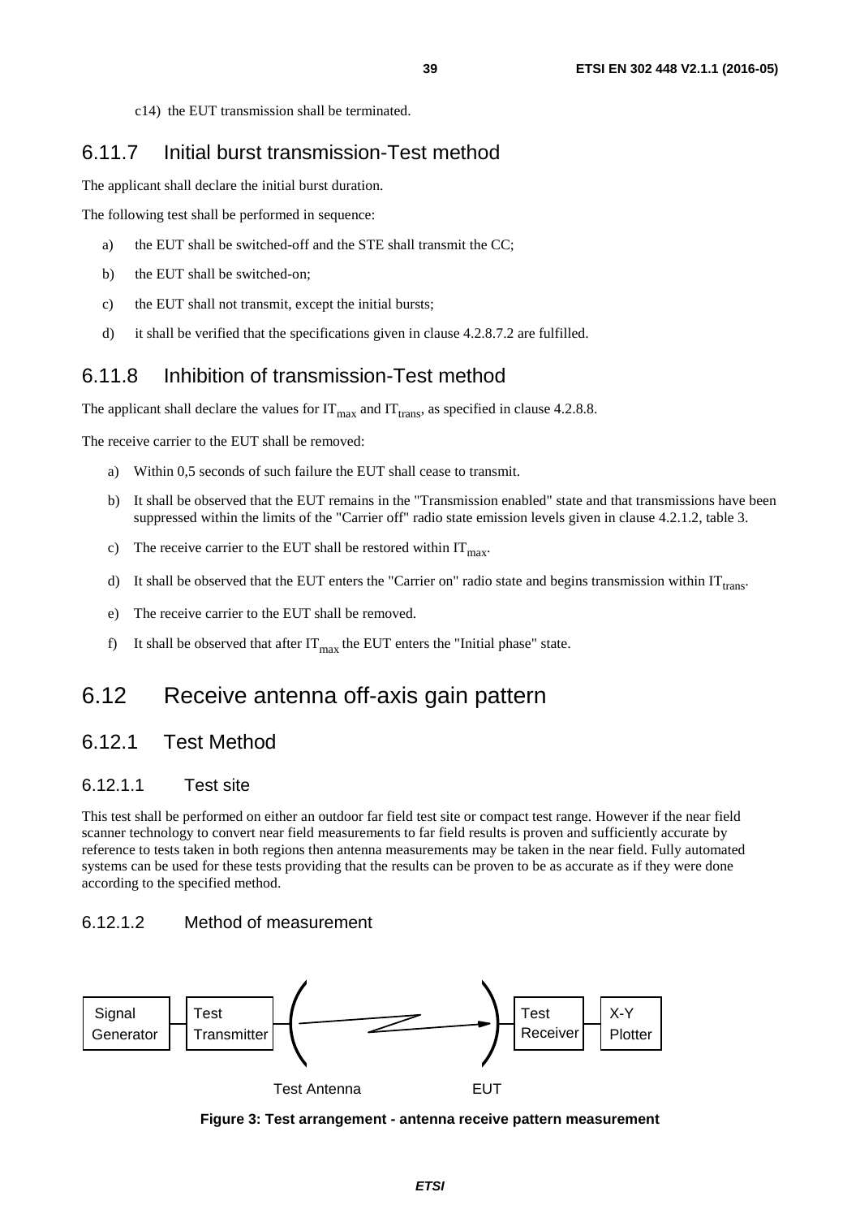c14) the EUT transmission shall be terminated.

## 6.11.7 Initial burst transmission-Test method

The applicant shall declare the initial burst duration.

The following test shall be performed in sequence:

a) the EUT shall be switched-off and the STE shall transmit the CC;

b) the EUT shall be switched-on;

c) the EUT shall not transmit, except the initial bursts;

d) it shall be verified that the specifications given in clause 4.2.8.7.2 are fulfilled.

## 6.11.8 Inhibition of transmission-Test method

The applicant shall declare the values for $IT_{max}$ and $IT_{trans}$, as specified in clause 4.2.8.8.

The receive carrier to the EUT shall be removed:

a) Within 0,5 seconds of such failure the EUT shall cease to transmit.

b) It shall be observed that the EUT remains in the "Transmission enabled" state and that transmissions have been suppressed within the limits of the "Carrier off" radio state emission levels given in clause 4.2.1.2, table 3.

c) The receive carrier to the EUT shall be restored within $IT_{max}$.

d) It shall be observed that the EUT enters the "Carrier on" radio state and begins transmission within $IT_{trans}$.

e) The receive carrier to the EUT shall be removed.

f) It shall be observed that after $IT_{max}$ the EUT enters the "Initial phase" state.

# 6.12 Receive antenna off-axis gain pattern

## 6.12.1 Test Method

### 6.12.1.1 Test site

This test shall be performed on either an outdoor far field test site or compact test range. However if the near field scanner technology to convert near field measurements to far field results is proven and sufficiently accurate by reference to tests taken in both regions then antenna measurements may be taken in the near field. Fully automated systems can be used for these tests providing that the results can be proven to be as accurate as if they were done according to the specified method.

### 6.12.1.2 Method of measurement

Signal Generator — Test Transmitter — Test Antenna — EUT — Test Receiver — X-Y Plotter

**Figure 3: Test arrangement - antenna receive pattern measurement**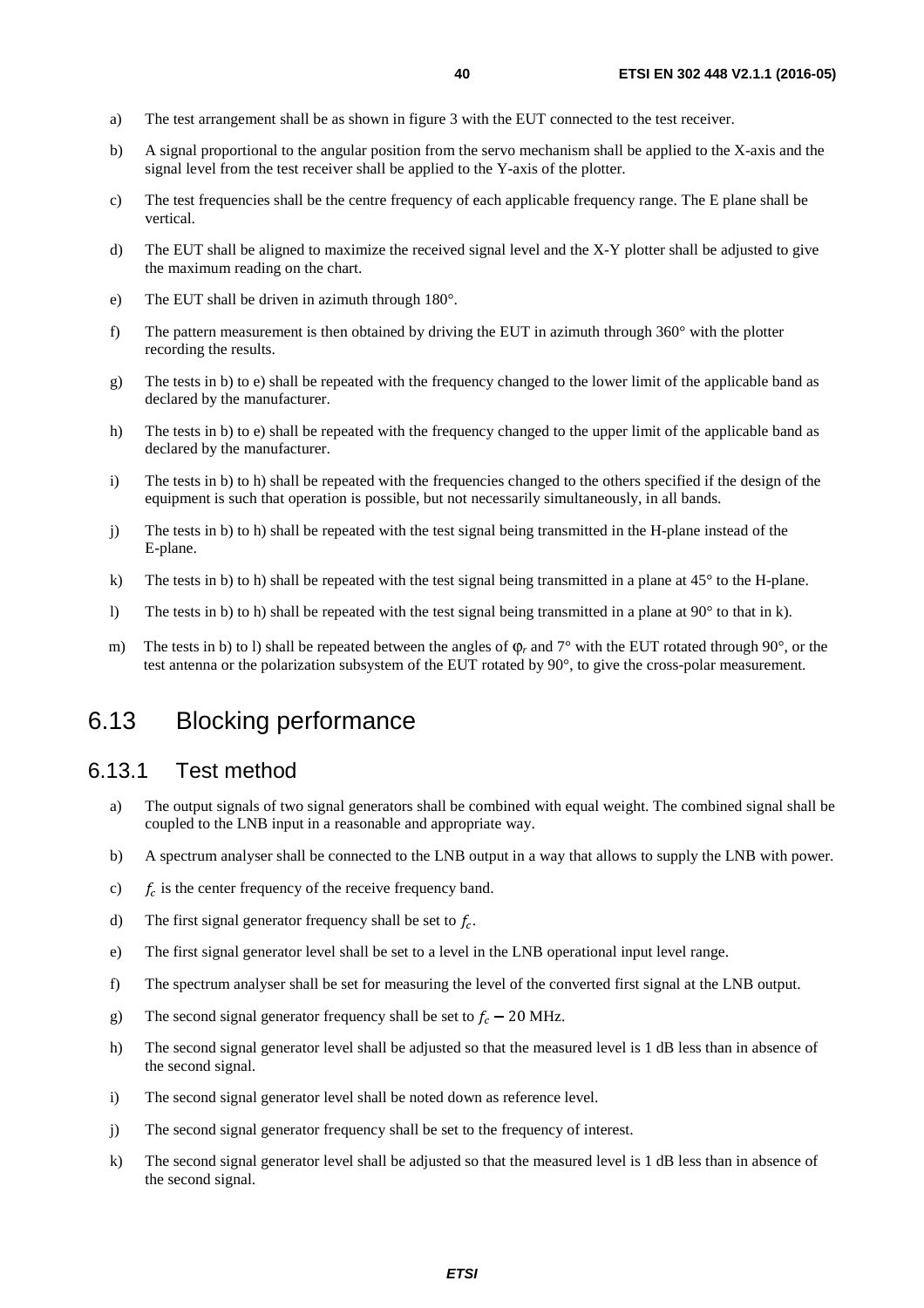a) The test arrangement shall be as shown in figure 3 with the EUT connected to the test receiver.

b) A signal proportional to the angular position from the servo mechanism shall be applied to the X-axis and the signal level from the test receiver shall be applied to the Y-axis of the plotter.

c) The test frequencies shall be the centre frequency of each applicable frequency range. The E plane shall be vertical.

d) The EUT shall be aligned to maximize the received signal level and the X-Y plotter shall be adjusted to give the maximum reading on the chart.

e) The EUT shall be driven in azimuth through 180°.

f) The pattern measurement is then obtained by driving the EUT in azimuth through 360° with the plotter recording the results.

g) The tests in b) to e) shall be repeated with the frequency changed to the lower limit of the applicable band as declared by the manufacturer.

h) The tests in b) to e) shall be repeated with the frequency changed to the upper limit of the applicable band as declared by the manufacturer.

i) The tests in b) to h) shall be repeated with the frequencies changed to the others specified if the design of the equipment is such that operation is possible, but not necessarily simultaneously, in all bands.

j) The tests in b) to h) shall be repeated with the test signal being transmitted in the H-plane instead of the E-plane.

k) The tests in b) to h) shall be repeated with the test signal being transmitted in a plane at 45° to the H-plane.

l) The tests in b) to h) shall be repeated with the test signal being transmitted in a plane at 90° to that in k).

m) The tests in b) to l) shall be repeated between the angles of $\varphi_r$ and 7° with the EUT rotated through 90°, or the test antenna or the polarization subsystem of the EUT rotated by 90°, to give the cross-polar measurement.

## 6.13 Blocking performance

### 6.13.1 Test method

a) The output signals of two signal generators shall be combined with equal weight. The combined signal shall be coupled to the LNB input in a reasonable and appropriate way.

b) A spectrum analyser shall be connected to the LNB output in a way that allows to supply the LNB with power.

c) $f_c$ is the center frequency of the receive frequency band.

d) The first signal generator frequency shall be set to $f_c$.

e) The first signal generator level shall be set to a level in the LNB operational input level range.

f) The spectrum analyser shall be set for measuring the level of the converted first signal at the LNB output.

g) The second signal generator frequency shall be set to $f_c - 20$ MHz.

h) The second signal generator level shall be adjusted so that the measured level is 1 dB less than in absence of the second signal.

i) The second signal generator level shall be noted down as reference level.

j) The second signal generator frequency shall be set to the frequency of interest.

k) The second signal generator level shall be adjusted so that the measured level is 1 dB less than in absence of the second signal.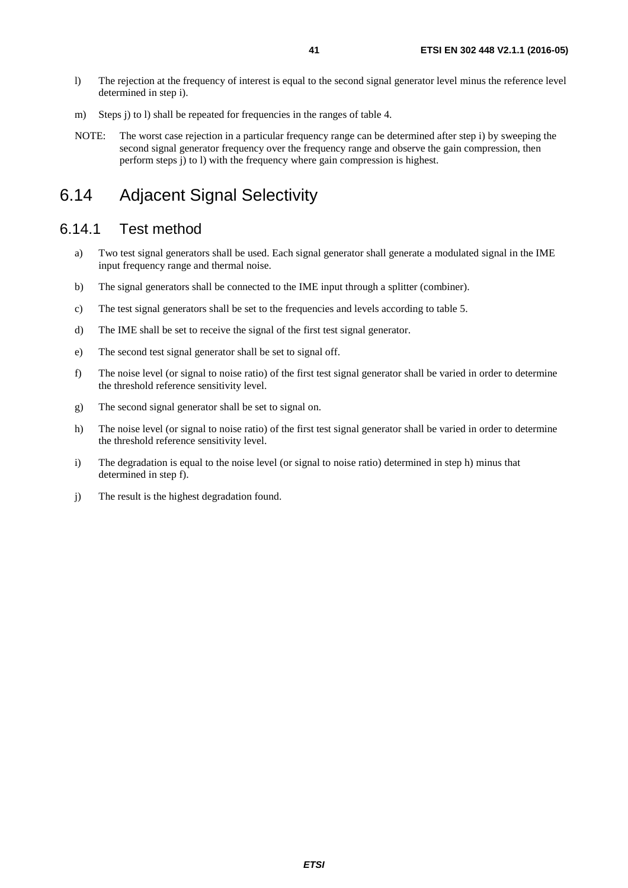l) The rejection at the frequency of interest is equal to the second signal generator level minus the reference level determined in step i).

m) Steps j) to l) shall be repeated for frequencies in the ranges of table 4.

NOTE: The worst case rejection in a particular frequency range can be determined after step i) by sweeping the second signal generator frequency over the frequency range and observe the gain compression, then perform steps j) to l) with the frequency where gain compression is highest.

## 6.14 Adjacent Signal Selectivity

### 6.14.1 Test method

a) Two test signal generators shall be used. Each signal generator shall generate a modulated signal in the IME input frequency range and thermal noise.

b) The signal generators shall be connected to the IME input through a splitter (combiner).

c) The test signal generators shall be set to the frequencies and levels according to table 5.

d) The IME shall be set to receive the signal of the first test signal generator.

e) The second test signal generator shall be set to signal off.

f) The noise level (or signal to noise ratio) of the first test signal generator shall be varied in order to determine the threshold reference sensitivity level.

g) The second signal generator shall be set to signal on.

h) The noise level (or signal to noise ratio) of the first test signal generator shall be varied in order to determine the threshold reference sensitivity level.

i) The degradation is equal to the noise level (or signal to noise ratio) determined in step h) minus that determined in step f).

j) The result is the highest degradation found.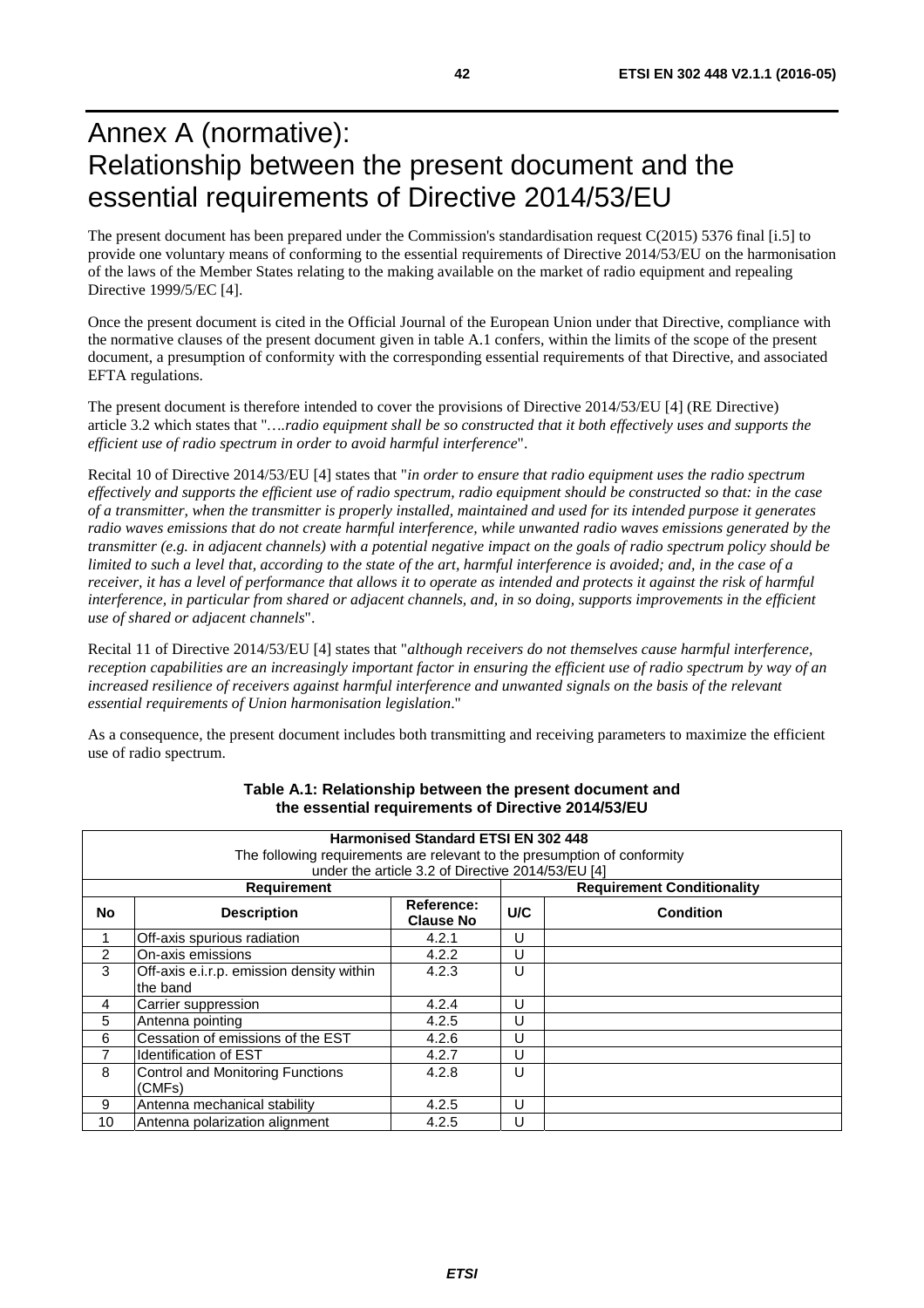# Annex A (normative): Relationship between the present document and the essential requirements of Directive 2014/53/EU

The present document has been prepared under the Commission's standardisation request C(2015) 5376 final [i.5] to provide one voluntary means of conforming to the essential requirements of Directive 2014/53/EU on the harmonisation of the laws of the Member States relating to the making available on the market of radio equipment and repealing Directive 1999/5/EC [4].

Once the present document is cited in the Official Journal of the European Union under that Directive, compliance with the normative clauses of the present document given in table A.1 confers, within the limits of the scope of the present document, a presumption of conformity with the corresponding essential requirements of that Directive, and associated EFTA regulations.

The present document is therefore intended to cover the provisions of Directive 2014/53/EU [4] (RE Directive) article 3.2 which states that "*….radio equipment shall be so constructed that it both effectively uses and supports the efficient use of radio spectrum in order to avoid harmful interference*".

Recital 10 of Directive 2014/53/EU [4] states that "*in order to ensure that radio equipment uses the radio spectrum effectively and supports the efficient use of radio spectrum, radio equipment should be constructed so that: in the case of a transmitter, when the transmitter is properly installed, maintained and used for its intended purpose it generates radio waves emissions that do not create harmful interference, while unwanted radio waves emissions generated by the transmitter (e.g. in adjacent channels) with a potential negative impact on the goals of radio spectrum policy should be limited to such a level that, according to the state of the art, harmful interference is avoided; and, in the case of a receiver, it has a level of performance that allows it to operate as intended and protects it against the risk of harmful interference, in particular from shared or adjacent channels, and, in so doing, supports improvements in the efficient use of shared or adjacent channels*".

Recital 11 of Directive 2014/53/EU [4] states that "*although receivers do not themselves cause harmful interference, reception capabilities are an increasingly important factor in ensuring the efficient use of radio spectrum by way of an increased resilience of receivers against harmful interference and unwanted signals on the basis of the relevant essential requirements of Union harmonisation legislation*."

As a consequence, the present document includes both transmitting and receiving parameters to maximize the efficient use of radio spectrum.

**Table A.1: Relationship between the present document and the essential requirements of Directive 2014/53/EU**

| **Harmonised Standard ETSI EN 302 448**<br>The following requirements are relevant to the presumption of conformity under the article 3.2 of Directive 2014/53/EU [4] | | | | |
|---|---|---|---|---|
| **Requirement** | | | **Requirement Conditionality** | |
| **No** | **Description** | **Reference: Clause No** | **U/C** | **Condition** |
| 1 | Off-axis spurious radiation | 4.2.1 | U | |
| 2 | On-axis emissions | 4.2.2 | U | |
| 3 | Off-axis e.i.r.p. emission density within the band | 4.2.3 | U | |
| 4 | Carrier suppression | 4.2.4 | U | |
| 5 | Antenna pointing | 4.2.5 | U | |
| 6 | Cessation of emissions of the EST | 4.2.6 | U | |
| 7 | Identification of EST | 4.2.7 | U | |
| 8 | Control and Monitoring Functions (CMFs) | 4.2.8 | U | |
| 9 | Antenna mechanical stability | 4.2.5 | U | |
| 10 | Antenna polarization alignment | 4.2.5 | U | |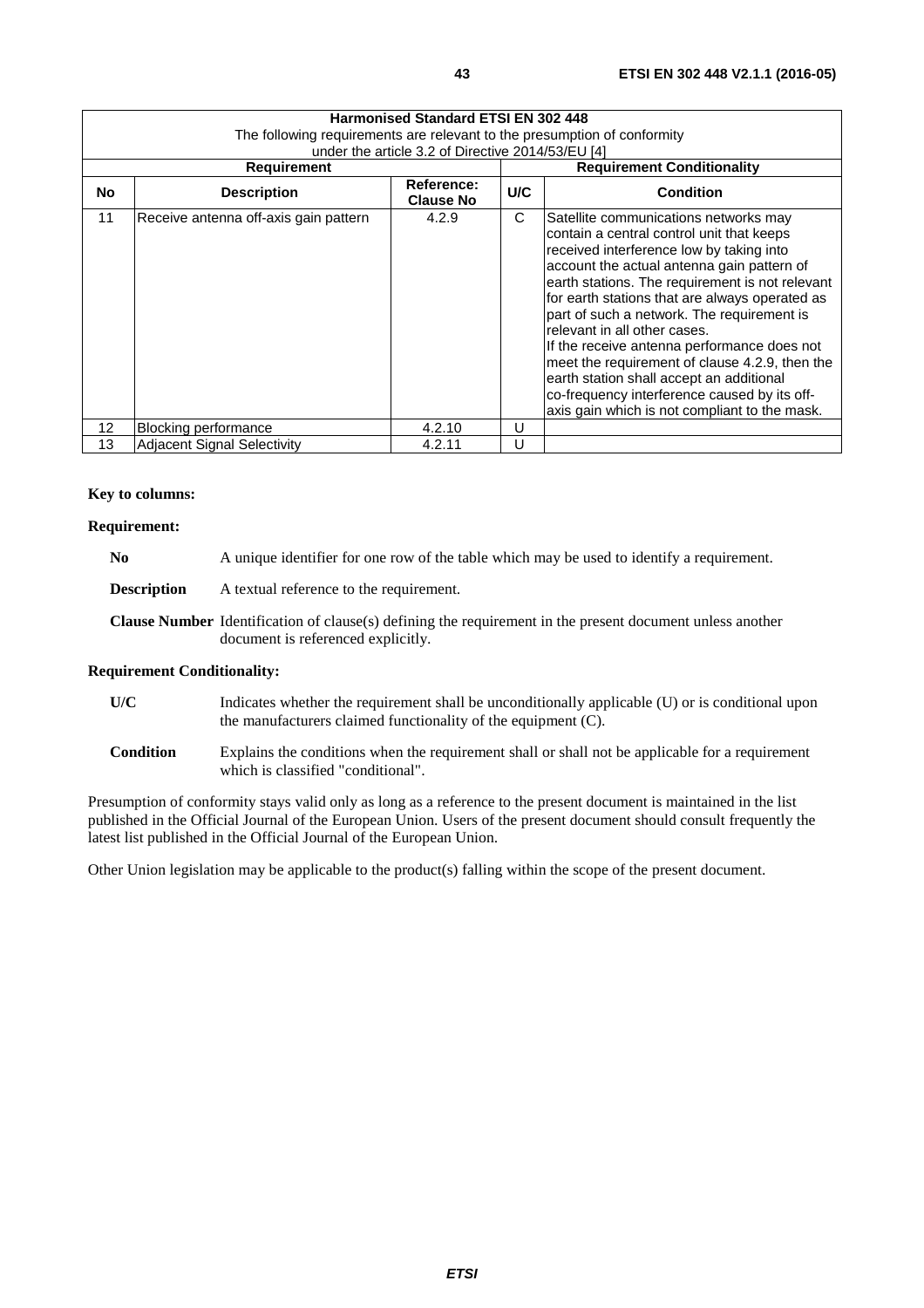| Harmonised Standard ETSI EN 302 448<br>The following requirements are relevant to the presumption of conformity<br>under the article 3.2 of Directive 2014/53/EU [4] | | | | |
|---|---|---|---|---|
| **Requirement** | | | **Requirement Conditionality** | |
| **No** | **Description** | **Reference: Clause No** | **U/C** | **Condition** |
| 11 | Receive antenna off-axis gain pattern | 4.2.9 | C | Satellite communications networks may contain a central control unit that keeps received interference low by taking into account the actual antenna gain pattern of earth stations. The requirement is not relevant for earth stations that are always operated as part of such a network. The requirement is relevant in all other cases.<br>If the receive antenna performance does not meet the requirement of clause 4.2.9, then the earth station shall accept an additional co-frequency interference caused by its off-axis gain which is not compliant to the mask. |
| 12 | Blocking performance | 4.2.10 | U | |
| 13 | Adjacent Signal Selectivity | 4.2.11 | U | |

**Key to columns:**

**Requirement:**

**No** A unique identifier for one row of the table which may be used to identify a requirement.

**Description** A textual reference to the requirement.

**Clause Number** Identification of clause(s) defining the requirement in the present document unless another document is referenced explicitly.

**Requirement Conditionality:**

**U/C** Indicates whether the requirement shall be unconditionally applicable (U) or is conditional upon the manufacturers claimed functionality of the equipment (C).

**Condition** Explains the conditions when the requirement shall or shall not be applicable for a requirement which is classified "conditional".

Presumption of conformity stays valid only as long as a reference to the present document is maintained in the list published in the Official Journal of the European Union. Users of the present document should consult frequently the latest list published in the Official Journal of the European Union.

Other Union legislation may be applicable to the product(s) falling within the scope of the present document.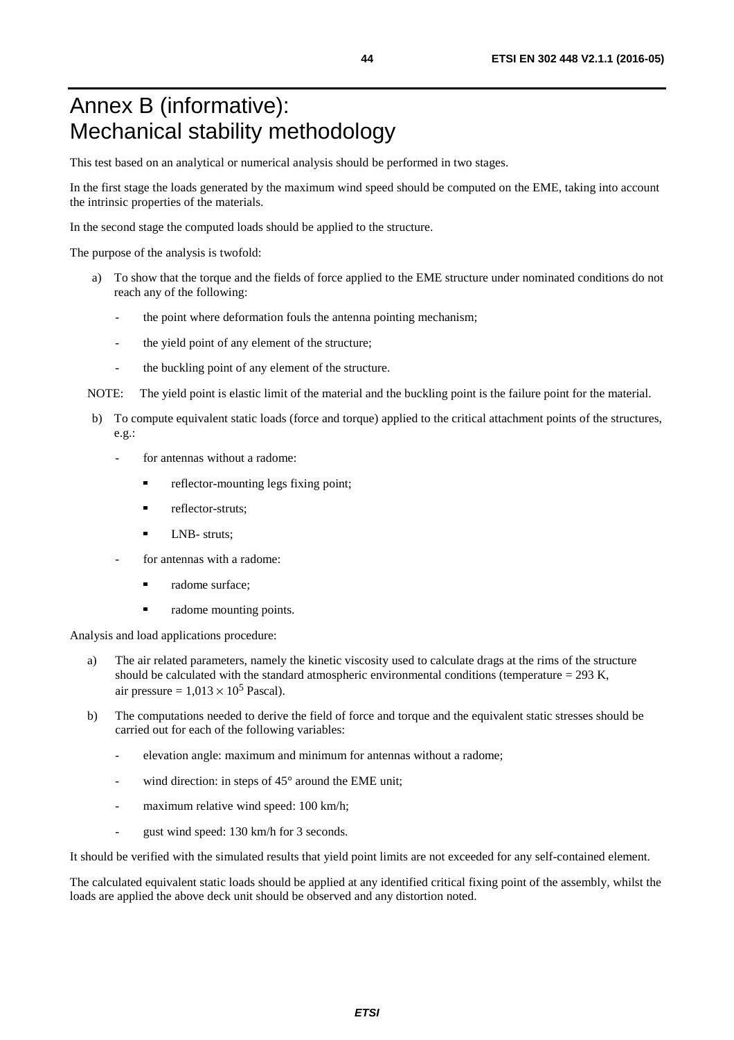# Annex B (informative): Mechanical stability methodology

This test based on an analytical or numerical analysis should be performed in two stages.

In the first stage the loads generated by the maximum wind speed should be computed on the EME, taking into account the intrinsic properties of the materials.

In the second stage the computed loads should be applied to the structure.

The purpose of the analysis is twofold:

a) To show that the torque and the fields of force applied to the EME structure under nominated conditions do not reach any of the following:
   - the point where deformation fouls the antenna pointing mechanism;
   - the yield point of any element of the structure;
   - the buckling point of any element of the structure.

NOTE: The yield point is elastic limit of the material and the buckling point is the failure point for the material.

b) To compute equivalent static loads (force and torque) applied to the critical attachment points of the structures, e.g.:
   - for antennas without a radome:
     - reflector-mounting legs fixing point;
     - reflector-struts;
     - LNB- struts;
   - for antennas with a radome:
     - radome surface;
     - radome mounting points.

Analysis and load applications procedure:

a) The air related parameters, namely the kinetic viscosity used to calculate drags at the rims of the structure should be calculated with the standard atmospheric environmental conditions (temperature = 293 K, air pressure = $1{,}013 \times 10^5$ Pascal).

b) The computations needed to derive the field of force and torque and the equivalent static stresses should be carried out for each of the following variables:
   - elevation angle: maximum and minimum for antennas without a radome;
   - wind direction: in steps of 45° around the EME unit;
   - maximum relative wind speed: 100 km/h;
   - gust wind speed: 130 km/h for 3 seconds.

It should be verified with the simulated results that yield point limits are not exceeded for any self-contained element.

The calculated equivalent static loads should be applied at any identified critical fixing point of the assembly, whilst the loads are applied the above deck unit should be observed and any distortion noted.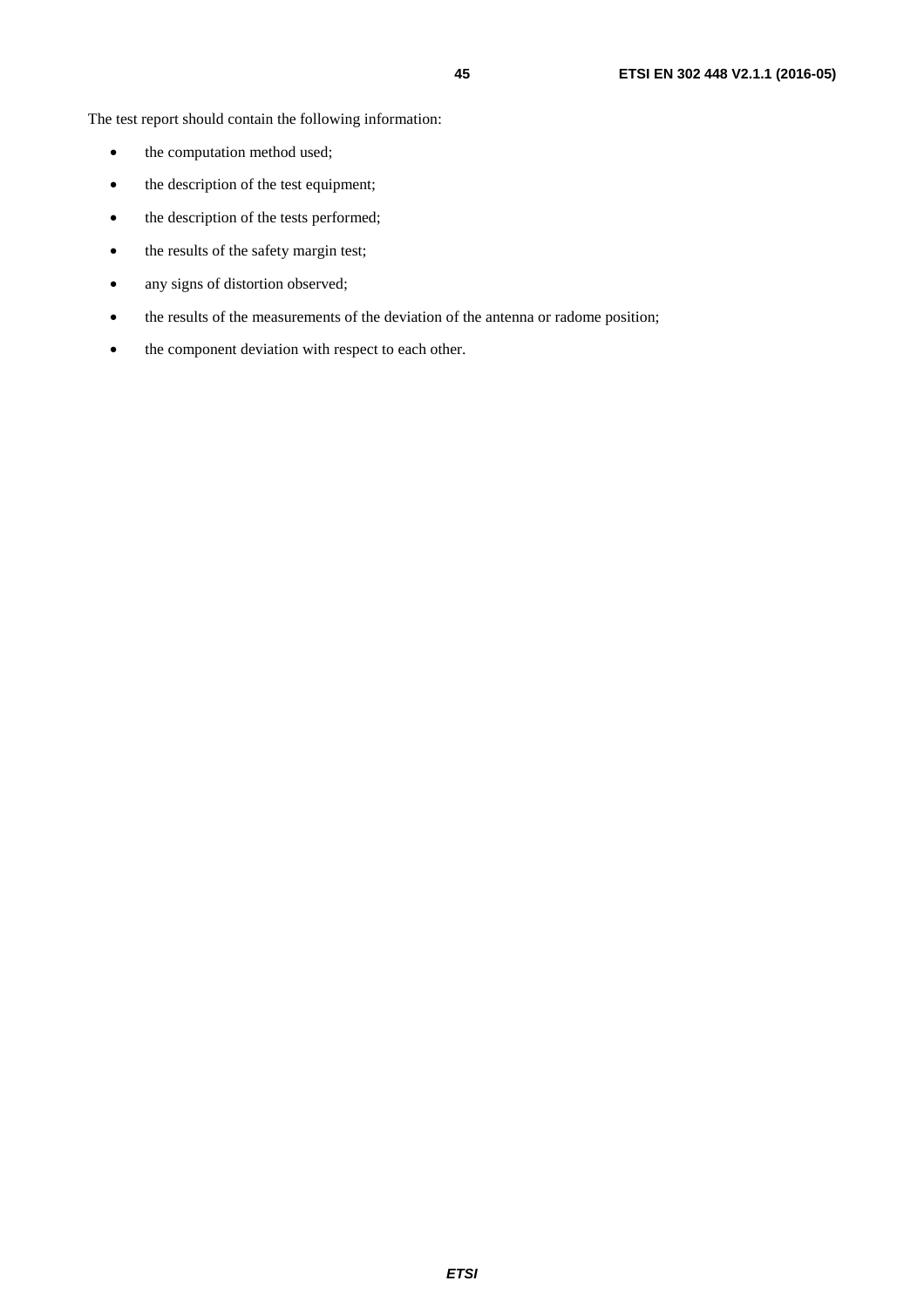The test report should contain the following information:

- the computation method used;
- the description of the test equipment;
- the description of the tests performed;
- the results of the safety margin test;
- any signs of distortion observed;
- the results of the measurements of the deviation of the antenna or radome position;
- the component deviation with respect to each other.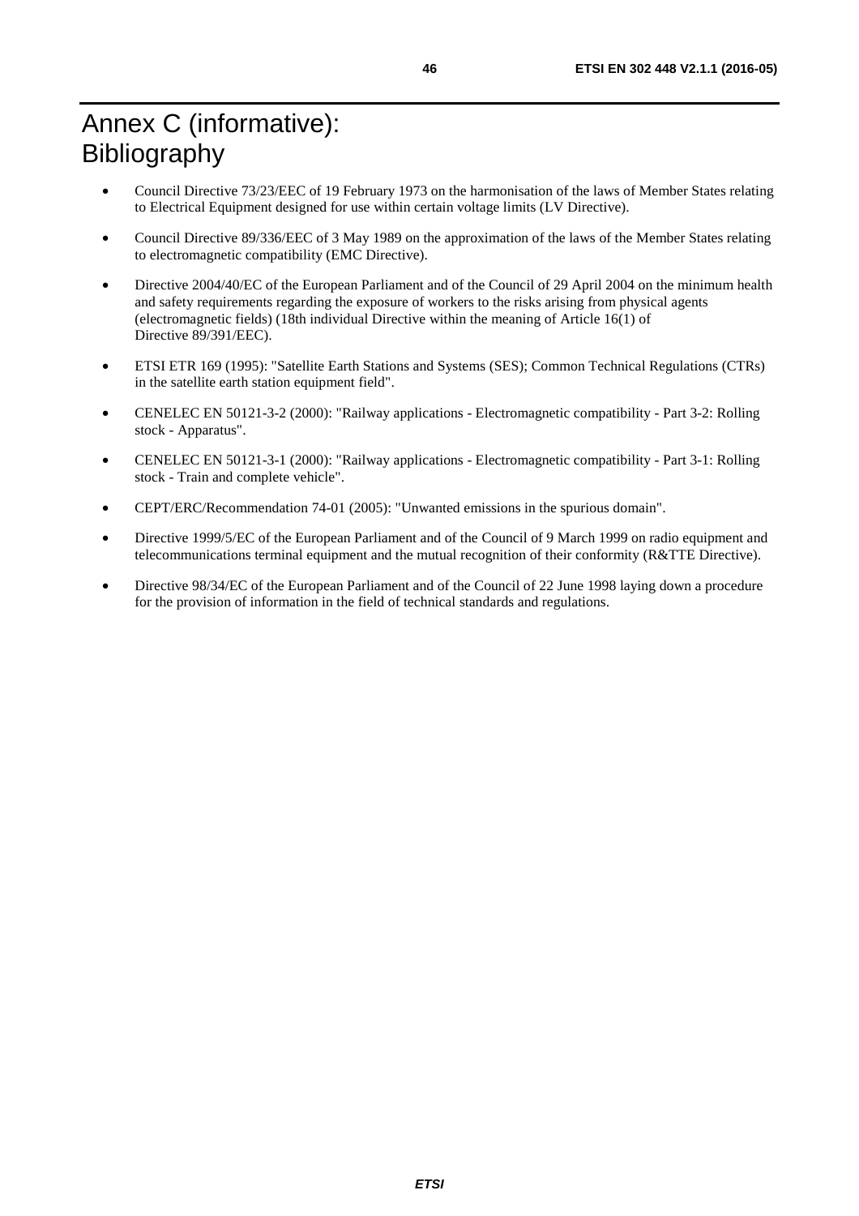# Annex C (informative): Bibliography

- Council Directive 73/23/EEC of 19 February 1973 on the harmonisation of the laws of Member States relating to Electrical Equipment designed for use within certain voltage limits (LV Directive).
- Council Directive 89/336/EEC of 3 May 1989 on the approximation of the laws of the Member States relating to electromagnetic compatibility (EMC Directive).
- Directive 2004/40/EC of the European Parliament and of the Council of 29 April 2004 on the minimum health and safety requirements regarding the exposure of workers to the risks arising from physical agents (electromagnetic fields) (18th individual Directive within the meaning of Article 16(1) of Directive 89/391/EEC).
- ETSI ETR 169 (1995): "Satellite Earth Stations and Systems (SES); Common Technical Regulations (CTRs) in the satellite earth station equipment field".
- CENELEC EN 50121-3-2 (2000): "Railway applications - Electromagnetic compatibility - Part 3-2: Rolling stock - Apparatus".
- CENELEC EN 50121-3-1 (2000): "Railway applications - Electromagnetic compatibility - Part 3-1: Rolling stock - Train and complete vehicle".
- CEPT/ERC/Recommendation 74-01 (2005): "Unwanted emissions in the spurious domain".
- Directive 1999/5/EC of the European Parliament and of the Council of 9 March 1999 on radio equipment and telecommunications terminal equipment and the mutual recognition of their conformity (R&TTE Directive).
- Directive 98/34/EC of the European Parliament and of the Council of 22 June 1998 laying down a procedure for the provision of information in the field of technical standards and regulations.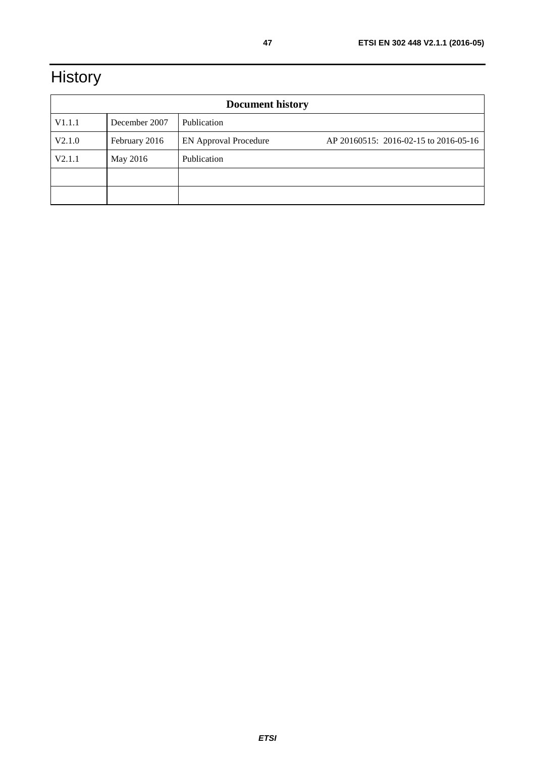# History

| Document history | | | |
|---|---|---|---|
| V1.1.1 | December 2007 | Publication | |
| V2.1.0 | February 2016 | EN Approval Procedure | AP 20160515: 2016-02-15 to 2016-05-16 |
| V2.1.1 | May 2016 | Publication | |
| | | | |
| | | | |